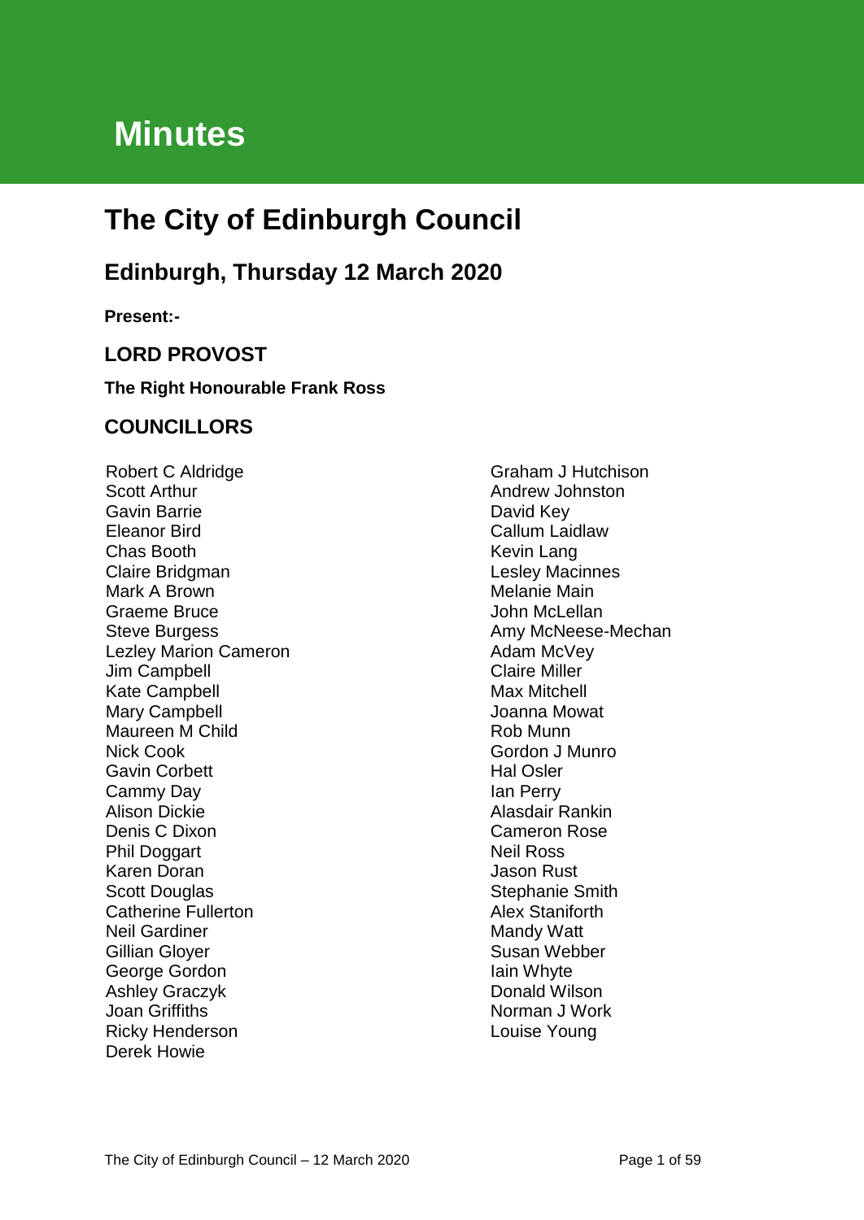# Minutes

# The City of Edinburgh Council

## Edinburgh, Thursday 12 March 2020

**Present:-**

### LORD PROVOST

**The Right Honourable Frank Ross**

### COUNCILLORS

Robert C Aldridge
Scott Arthur
Gavin Barrie
Eleanor Bird
Chas Booth
Claire Bridgman
Mark A Brown
Graeme Bruce
Steve Burgess
Lezley Marion Cameron
Jim Campbell
Kate Campbell
Mary Campbell
Maureen M Child
Nick Cook
Gavin Corbett
Cammy Day
Alison Dickie
Denis C Dixon
Phil Doggart
Karen Doran
Scott Douglas
Catherine Fullerton
Neil Gardiner
Gillian Gloyer
George Gordon
Ashley Graczyk
Joan Griffiths
Ricky Henderson
Derek Howie
Graham J Hutchison
Andrew Johnston
David Key
Callum Laidlaw
Kevin Lang
Lesley Macinnes
Melanie Main
John McLellan
Amy McNeese-Mechan
Adam McVey
Claire Miller
Max Mitchell
Joanna Mowat
Rob Munn
Gordon J Munro
Hal Osler
Ian Perry
Alasdair Rankin
Cameron Rose
Neil Ross
Jason Rust
Stephanie Smith
Alex Staniforth
Mandy Watt
Susan Webber
Iain Whyte
Donald Wilson
Norman J Work
Louise Young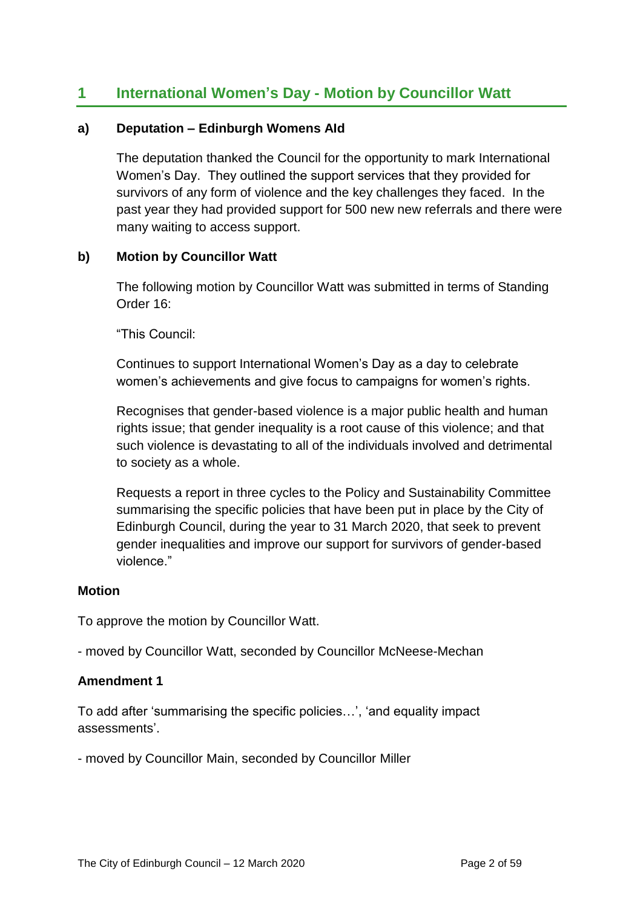## 1 International Women's Day - Motion by Councillor Watt

### a) Deputation – Edinburgh Womens AId

The deputation thanked the Council for the opportunity to mark International Women's Day. They outlined the support services that they provided for survivors of any form of violence and the key challenges they faced. In the past year they had provided support for 500 new new referrals and there were many waiting to access support.

### b) Motion by Councillor Watt

The following motion by Councillor Watt was submitted in terms of Standing Order 16:

"This Council:

Continues to support International Women's Day as a day to celebrate women's achievements and give focus to campaigns for women's rights.

Recognises that gender-based violence is a major public health and human rights issue; that gender inequality is a root cause of this violence; and that such violence is devastating to all of the individuals involved and detrimental to society as a whole.

Requests a report in three cycles to the Policy and Sustainability Committee summarising the specific policies that have been put in place by the City of Edinburgh Council, during the year to 31 March 2020, that seek to prevent gender inequalities and improve our support for survivors of gender-based violence."

**Motion**

To approve the motion by Councillor Watt.

- moved by Councillor Watt, seconded by Councillor McNeese-Mechan

**Amendment 1**

To add after 'summarising the specific policies…', 'and equality impact assessments'.

- moved by Councillor Main, seconded by Councillor Miller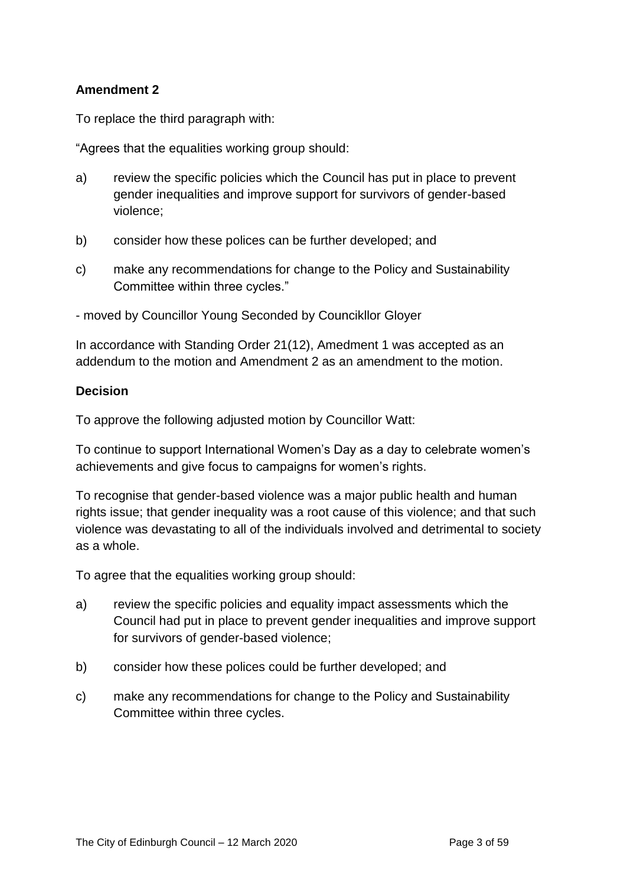**Amendment 2**

To replace the third paragraph with:

"Agrees that the equalities working group should:

a) review the specific policies which the Council has put in place to prevent gender inequalities and improve support for survivors of gender-based violence;

b) consider how these polices can be further developed; and

c) make any recommendations for change to the Policy and Sustainability Committee within three cycles."

- moved by Councillor Young Seconded by Councikllor Gloyer

In accordance with Standing Order 21(12), Amedment 1 was accepted as an addendum to the motion and Amendment 2 as an amendment to the motion.

**Decision**

To approve the following adjusted motion by Councillor Watt:

To continue to support International Women's Day as a day to celebrate women's achievements and give focus to campaigns for women's rights.

To recognise that gender-based violence was a major public health and human rights issue; that gender inequality was a root cause of this violence; and that such violence was devastating to all of the individuals involved and detrimental to society as a whole.

To agree that the equalities working group should:

a) review the specific policies and equality impact assessments which the Council had put in place to prevent gender inequalities and improve support for survivors of gender-based violence;

b) consider how these polices could be further developed; and

c) make any recommendations for change to the Policy and Sustainability Committee within three cycles.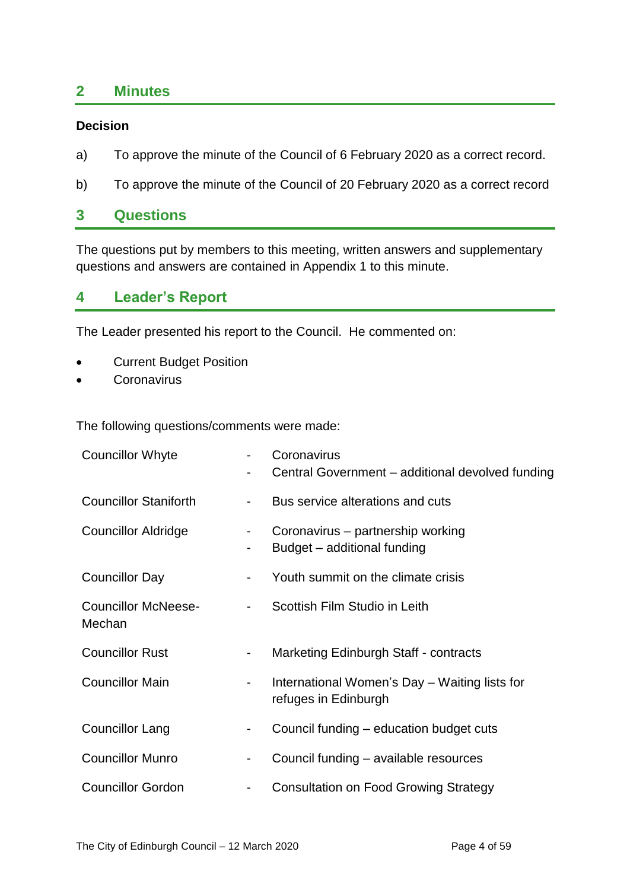## 2 Minutes

**Decision**

a) To approve the minute of the Council of 6 February 2020 as a correct record.

b) To approve the minute of the Council of 20 February 2020 as a correct record

## 3 Questions

The questions put by members to this meeting, written answers and supplementary questions and answers are contained in Appendix 1 to this minute.

## 4 Leader's Report

The Leader presented his report to the Council. He commented on:

- Current Budget Position
- Coronavirus

The following questions/comments were made:

| | | |
|---|---|---|
| Councillor Whyte | - | Coronavirus |
| | - | Central Government – additional devolved funding |
| Councillor Staniforth | - | Bus service alterations and cuts |
| Councillor Aldridge | - | Coronavirus – partnership working |
| | - | Budget – additional funding |
| Councillor Day | - | Youth summit on the climate crisis |
| Councillor McNeese-Mechan | - | Scottish Film Studio in Leith |
| Councillor Rust | - | Marketing Edinburgh Staff - contracts |
| Councillor Main | - | International Women's Day – Waiting lists for refuges in Edinburgh |
| Councillor Lang | - | Council funding – education budget cuts |
| Councillor Munro | - | Council funding – available resources |
| Councillor Gordon | - | Consultation on Food Growing Strategy |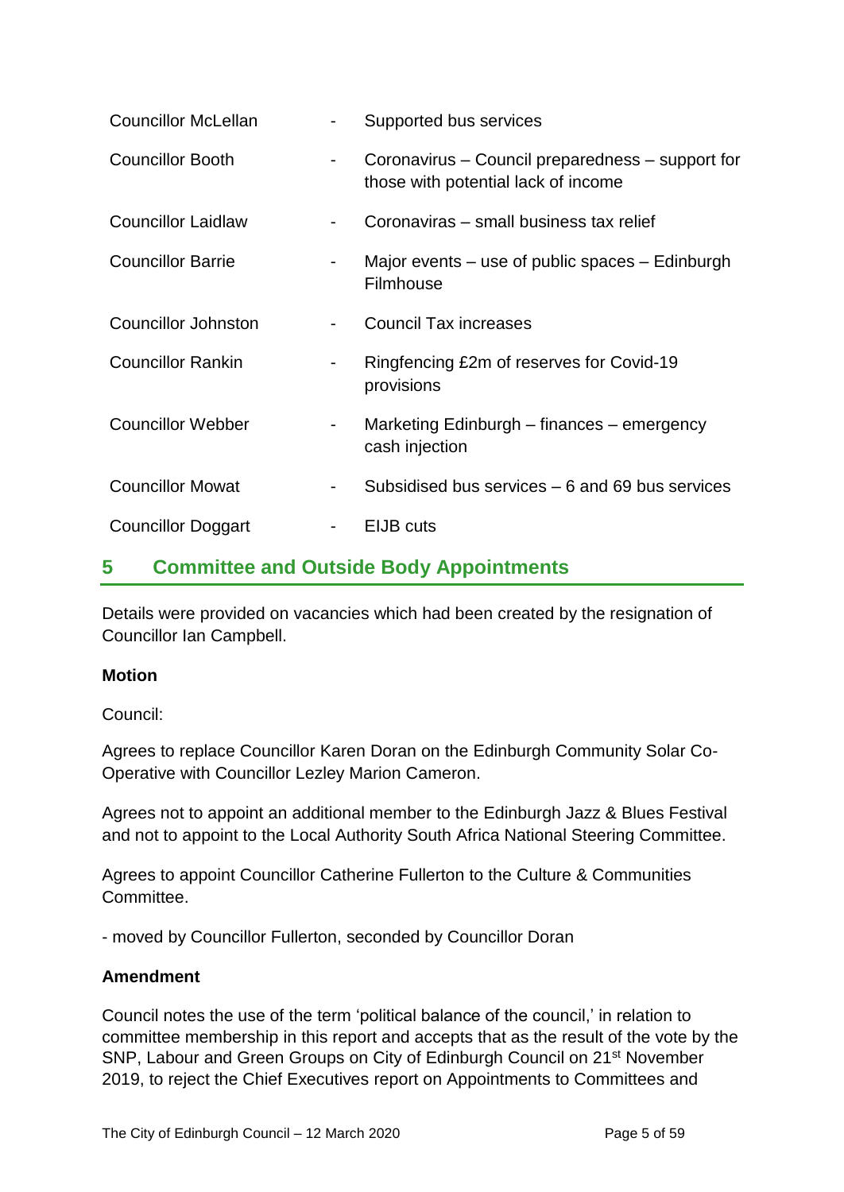| | | |
|---|---|---|
| Councillor McLellan | - | Supported bus services |
| Councillor Booth | - | Coronavirus – Council preparedness – support for those with potential lack of income |
| Councillor Laidlaw | - | Coronaviras – small business tax relief |
| Councillor Barrie | - | Major events – use of public spaces – Edinburgh Filmhouse |
| Councillor Johnston | - | Council Tax increases |
| Councillor Rankin | - | Ringfencing £2m of reserves for Covid-19 provisions |
| Councillor Webber | - | Marketing Edinburgh – finances – emergency cash injection |
| Councillor Mowat | - | Subsidised bus services – 6 and 69 bus services |
| Councillor Doggart | - | EIJB cuts |

## 5 Committee and Outside Body Appointments

Details were provided on vacancies which had been created by the resignation of Councillor Ian Campbell.

**Motion**

Council:

Agrees to replace Councillor Karen Doran on the Edinburgh Community Solar Co-Operative with Councillor Lezley Marion Cameron.

Agrees not to appoint an additional member to the Edinburgh Jazz & Blues Festival and not to appoint to the Local Authority South Africa National Steering Committee.

Agrees to appoint Councillor Catherine Fullerton to the Culture & Communities Committee.

- moved by Councillor Fullerton, seconded by Councillor Doran

**Amendment**

Council notes the use of the term 'political balance of the council,' in relation to committee membership in this report and accepts that as the result of the vote by the SNP, Labour and Green Groups on City of Edinburgh Council on 21st November 2019, to reject the Chief Executives report on Appointments to Committees and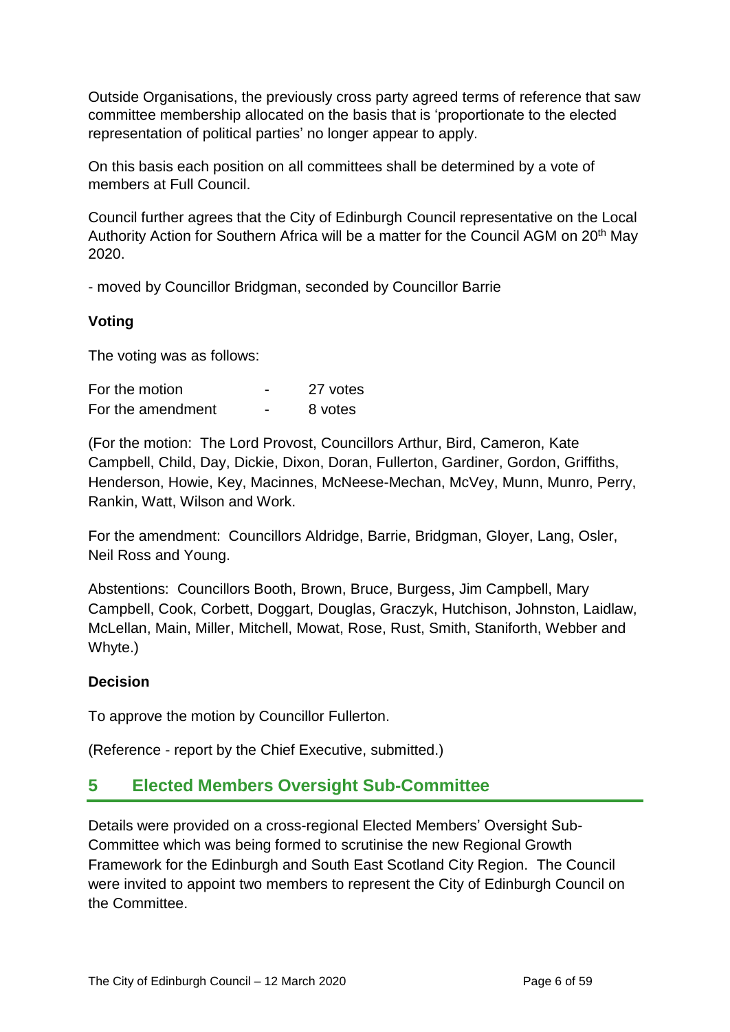Outside Organisations, the previously cross party agreed terms of reference that saw committee membership allocated on the basis that is 'proportionate to the elected representation of political parties' no longer appear to apply.

On this basis each position on all committees shall be determined by a vote of members at Full Council.

Council further agrees that the City of Edinburgh Council representative on the Local Authority Action for Southern Africa will be a matter for the Council AGM on 20th May 2020.

- moved by Councillor Bridgman, seconded by Councillor Barrie

**Voting**

The voting was as follows:

| | | |
|---|---|---|
| For the motion | - | 27 votes |
| For the amendment | - | 8 votes |

(For the motion: The Lord Provost, Councillors Arthur, Bird, Cameron, Kate Campbell, Child, Day, Dickie, Dixon, Doran, Fullerton, Gardiner, Gordon, Griffiths, Henderson, Howie, Key, Macinnes, McNeese-Mechan, McVey, Munn, Munro, Perry, Rankin, Watt, Wilson and Work.

For the amendment: Councillors Aldridge, Barrie, Bridgman, Gloyer, Lang, Osler, Neil Ross and Young.

Abstentions: Councillors Booth, Brown, Bruce, Burgess, Jim Campbell, Mary Campbell, Cook, Corbett, Doggart, Douglas, Graczyk, Hutchison, Johnston, Laidlaw, McLellan, Main, Miller, Mitchell, Mowat, Rose, Rust, Smith, Staniforth, Webber and Whyte.)

**Decision**

To approve the motion by Councillor Fullerton.

(Reference - report by the Chief Executive, submitted.)

## 5 Elected Members Oversight Sub-Committee

Details were provided on a cross-regional Elected Members' Oversight Sub-Committee which was being formed to scrutinise the new Regional Growth Framework for the Edinburgh and South East Scotland City Region. The Council were invited to appoint two members to represent the City of Edinburgh Council on the Committee.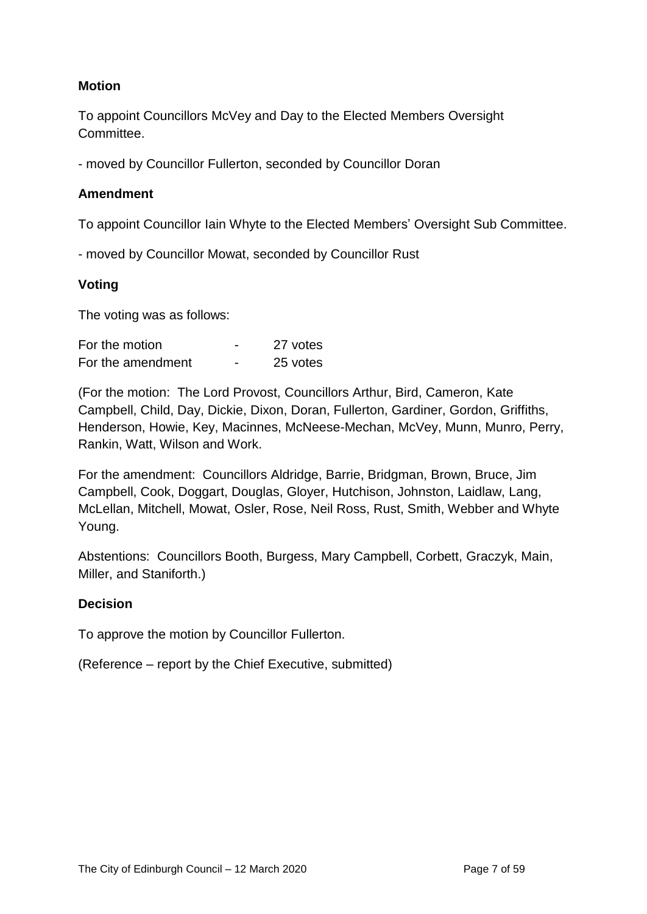**Motion**

To appoint Councillors McVey and Day to the Elected Members Oversight Committee.

- moved by Councillor Fullerton, seconded by Councillor Doran

**Amendment**

To appoint Councillor Iain Whyte to the Elected Members' Oversight Sub Committee.

- moved by Councillor Mowat, seconded by Councillor Rust

**Voting**

The voting was as follows:

| | | |
|---|---|---|
| For the motion | - | 27 votes |
| For the amendment | - | 25 votes |

(For the motion: The Lord Provost, Councillors Arthur, Bird, Cameron, Kate Campbell, Child, Day, Dickie, Dixon, Doran, Fullerton, Gardiner, Gordon, Griffiths, Henderson, Howie, Key, Macinnes, McNeese-Mechan, McVey, Munn, Munro, Perry, Rankin, Watt, Wilson and Work.

For the amendment: Councillors Aldridge, Barrie, Bridgman, Brown, Bruce, Jim Campbell, Cook, Doggart, Douglas, Gloyer, Hutchison, Johnston, Laidlaw, Lang, McLellan, Mitchell, Mowat, Osler, Rose, Neil Ross, Rust, Smith, Webber and Whyte Young.

Abstentions: Councillors Booth, Burgess, Mary Campbell, Corbett, Graczyk, Main, Miller, and Staniforth.)

**Decision**

To approve the motion by Councillor Fullerton.

(Reference – report by the Chief Executive, submitted)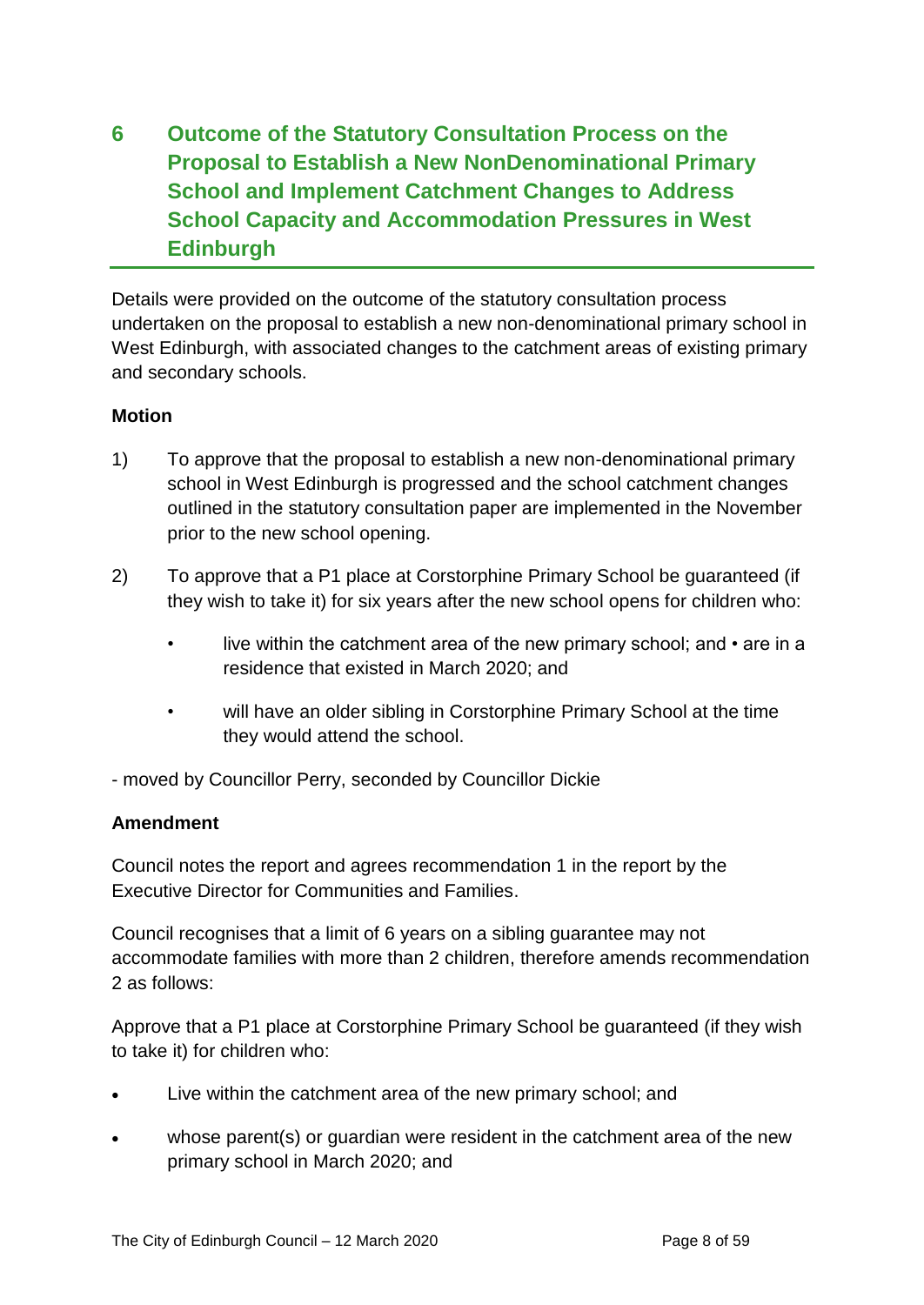## 6 Outcome of the Statutory Consultation Process on the Proposal to Establish a New NonDenominational Primary School and Implement Catchment Changes to Address School Capacity and Accommodation Pressures in West Edinburgh

Details were provided on the outcome of the statutory consultation process undertaken on the proposal to establish a new non-denominational primary school in West Edinburgh, with associated changes to the catchment areas of existing primary and secondary schools.

**Motion**

1) To approve that the proposal to establish a new non-denominational primary school in West Edinburgh is progressed and the school catchment changes outlined in the statutory consultation paper are implemented in the November prior to the new school opening.

2) To approve that a P1 place at Corstorphine Primary School be guaranteed (if they wish to take it) for six years after the new school opens for children who:

   - live within the catchment area of the new primary school; and • are in a residence that existed in March 2020; and
   - will have an older sibling in Corstorphine Primary School at the time they would attend the school.

- moved by Councillor Perry, seconded by Councillor Dickie

**Amendment**

Council notes the report and agrees recommendation 1 in the report by the Executive Director for Communities and Families.

Council recognises that a limit of 6 years on a sibling guarantee may not accommodate families with more than 2 children, therefore amends recommendation 2 as follows:

Approve that a P1 place at Corstorphine Primary School be guaranteed (if they wish to take it) for children who:

- Live within the catchment area of the new primary school; and
- whose parent(s) or guardian were resident in the catchment area of the new primary school in March 2020; and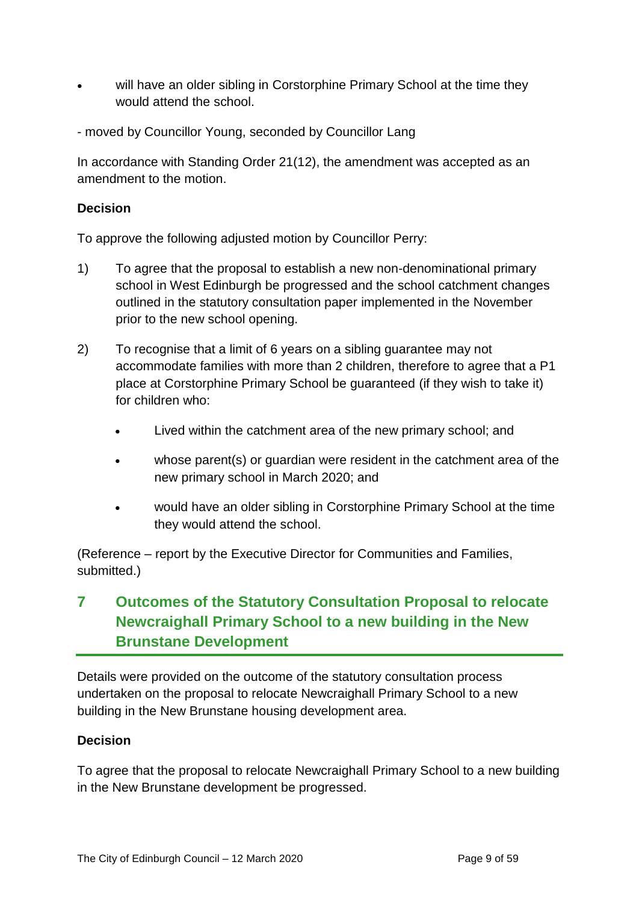- will have an older sibling in Corstorphine Primary School at the time they would attend the school.

- moved by Councillor Young, seconded by Councillor Lang

In accordance with Standing Order 21(12), the amendment was accepted as an amendment to the motion.

**Decision**

To approve the following adjusted motion by Councillor Perry:

1) To agree that the proposal to establish a new non-denominational primary school in West Edinburgh be progressed and the school catchment changes outlined in the statutory consultation paper implemented in the November prior to the new school opening.

2) To recognise that a limit of 6 years on a sibling guarantee may not accommodate families with more than 2 children, therefore to agree that a P1 place at Corstorphine Primary School be guaranteed (if they wish to take it) for children who:

   - Lived within the catchment area of the new primary school; and
   - whose parent(s) or guardian were resident in the catchment area of the new primary school in March 2020; and
   - would have an older sibling in Corstorphine Primary School at the time they would attend the school.

(Reference – report by the Executive Director for Communities and Families, submitted.)

## 7 Outcomes of the Statutory Consultation Proposal to relocate Newcraighall Primary School to a new building in the New Brunstane Development

Details were provided on the outcome of the statutory consultation process undertaken on the proposal to relocate Newcraighall Primary School to a new building in the New Brunstane housing development area.

**Decision**

To agree that the proposal to relocate Newcraighall Primary School to a new building in the New Brunstane development be progressed.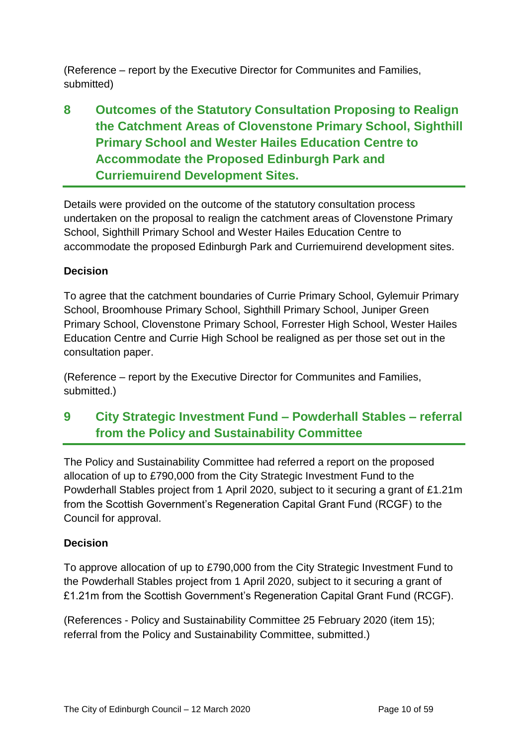(Reference – report by the Executive Director for Communites and Families, submitted)

## 8 Outcomes of the Statutory Consultation Proposing to Realign the Catchment Areas of Clovenstone Primary School, Sighthill Primary School and Wester Hailes Education Centre to Accommodate the Proposed Edinburgh Park and Curriemuirend Development Sites.

Details were provided on the outcome of the statutory consultation process undertaken on the proposal to realign the catchment areas of Clovenstone Primary School, Sighthill Primary School and Wester Hailes Education Centre to accommodate the proposed Edinburgh Park and Curriemuirend development sites.

**Decision**

To agree that the catchment boundaries of Currie Primary School, Gylemuir Primary School, Broomhouse Primary School, Sighthill Primary School, Juniper Green Primary School, Clovenstone Primary School, Forrester High School, Wester Hailes Education Centre and Currie High School be realigned as per those set out in the consultation paper.

(Reference – report by the Executive Director for Communites and Families, submitted.)

## 9 City Strategic Investment Fund – Powderhall Stables – referral from the Policy and Sustainability Committee

The Policy and Sustainability Committee had referred a report on the proposed allocation of up to £790,000 from the City Strategic Investment Fund to the Powderhall Stables project from 1 April 2020, subject to it securing a grant of £1.21m from the Scottish Government's Regeneration Capital Grant Fund (RCGF) to the Council for approval.

**Decision**

To approve allocation of up to £790,000 from the City Strategic Investment Fund to the Powderhall Stables project from 1 April 2020, subject to it securing a grant of £1.21m from the Scottish Government's Regeneration Capital Grant Fund (RCGF).

(References - Policy and Sustainability Committee 25 February 2020 (item 15); referral from the Policy and Sustainability Committee, submitted.)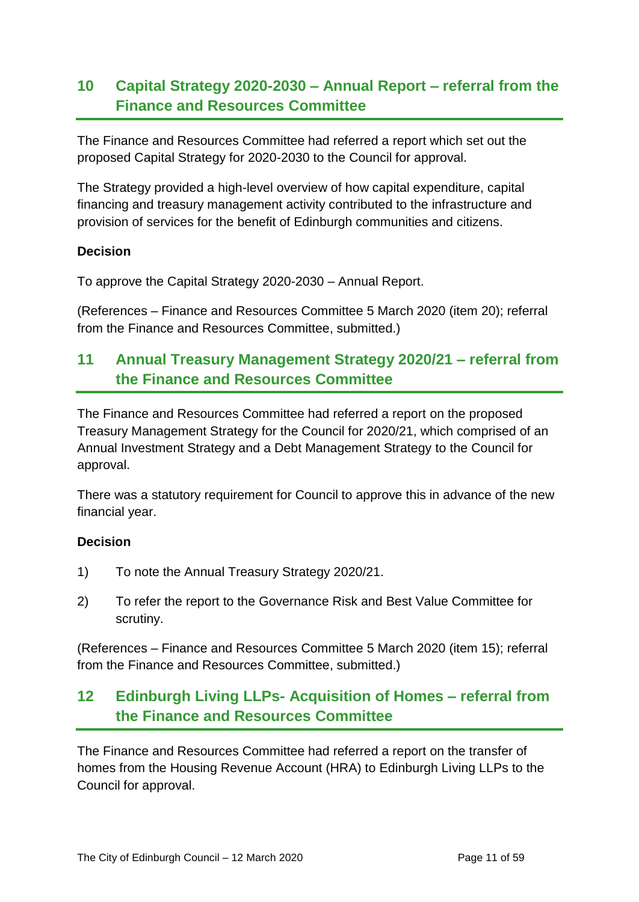## 10 Capital Strategy 2020-2030 – Annual Report – referral from the Finance and Resources Committee

The Finance and Resources Committee had referred a report which set out the proposed Capital Strategy for 2020-2030 to the Council for approval.

The Strategy provided a high-level overview of how capital expenditure, capital financing and treasury management activity contributed to the infrastructure and provision of services for the benefit of Edinburgh communities and citizens.

**Decision**

To approve the Capital Strategy 2020-2030 – Annual Report.

(References – Finance and Resources Committee 5 March 2020 (item 20); referral from the Finance and Resources Committee, submitted.)

## 11 Annual Treasury Management Strategy 2020/21 – referral from the Finance and Resources Committee

The Finance and Resources Committee had referred a report on the proposed Treasury Management Strategy for the Council for 2020/21, which comprised of an Annual Investment Strategy and a Debt Management Strategy to the Council for approval.

There was a statutory requirement for Council to approve this in advance of the new financial year.

**Decision**

1) To note the Annual Treasury Strategy 2020/21.

2) To refer the report to the Governance Risk and Best Value Committee for scrutiny.

(References – Finance and Resources Committee 5 March 2020 (item 15); referral from the Finance and Resources Committee, submitted.)

## 12 Edinburgh Living LLPs- Acquisition of Homes – referral from the Finance and Resources Committee

The Finance and Resources Committee had referred a report on the transfer of homes from the Housing Revenue Account (HRA) to Edinburgh Living LLPs to the Council for approval.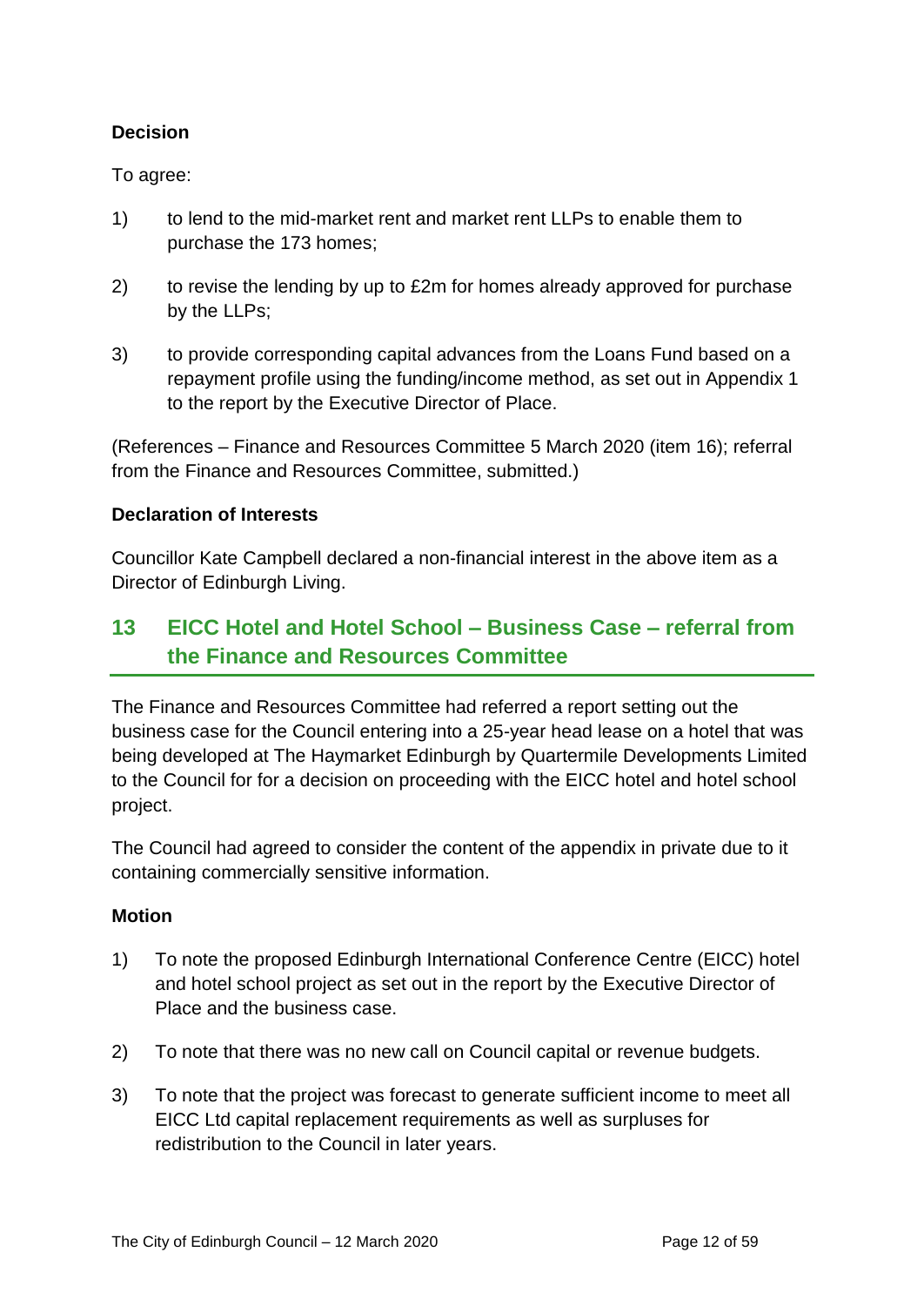**Decision**

To agree:

1) to lend to the mid-market rent and market rent LLPs to enable them to purchase the 173 homes;

2) to revise the lending by up to £2m for homes already approved for purchase by the LLPs;

3) to provide corresponding capital advances from the Loans Fund based on a repayment profile using the funding/income method, as set out in Appendix 1 to the report by the Executive Director of Place.

(References – Finance and Resources Committee 5 March 2020 (item 16); referral from the Finance and Resources Committee, submitted.)

**Declaration of Interests**

Councillor Kate Campbell declared a non-financial interest in the above item as a Director of Edinburgh Living.

## 13 EICC Hotel and Hotel School – Business Case – referral from the Finance and Resources Committee

The Finance and Resources Committee had referred a report setting out the business case for the Council entering into a 25-year head lease on a hotel that was being developed at The Haymarket Edinburgh by Quartermile Developments Limited to the Council for for a decision on proceeding with the EICC hotel and hotel school project.

The Council had agreed to consider the content of the appendix in private due to it containing commercially sensitive information.

**Motion**

1) To note the proposed Edinburgh International Conference Centre (EICC) hotel and hotel school project as set out in the report by the Executive Director of Place and the business case.

2) To note that there was no new call on Council capital or revenue budgets.

3) To note that the project was forecast to generate sufficient income to meet all EICC Ltd capital replacement requirements as well as surpluses for redistribution to the Council in later years.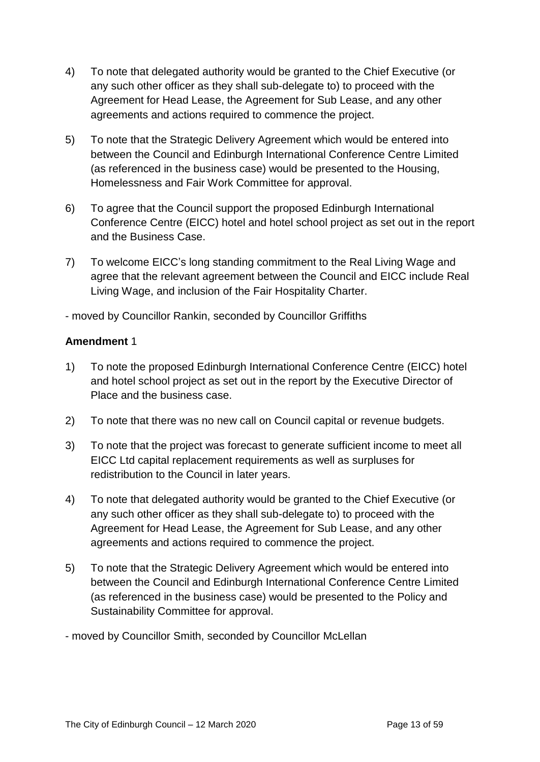4) To note that delegated authority would be granted to the Chief Executive (or any such other officer as they shall sub-delegate to) to proceed with the Agreement for Head Lease, the Agreement for Sub Lease, and any other agreements and actions required to commence the project.

5) To note that the Strategic Delivery Agreement which would be entered into between the Council and Edinburgh International Conference Centre Limited (as referenced in the business case) would be presented to the Housing, Homelessness and Fair Work Committee for approval.

6) To agree that the Council support the proposed Edinburgh International Conference Centre (EICC) hotel and hotel school project as set out in the report and the Business Case.

7) To welcome EICC's long standing commitment to the Real Living Wage and agree that the relevant agreement between the Council and EICC include Real Living Wage, and inclusion of the Fair Hospitality Charter.

- moved by Councillor Rankin, seconded by Councillor Griffiths

**Amendment** 1

1) To note the proposed Edinburgh International Conference Centre (EICC) hotel and hotel school project as set out in the report by the Executive Director of Place and the business case.

2) To note that there was no new call on Council capital or revenue budgets.

3) To note that the project was forecast to generate sufficient income to meet all EICC Ltd capital replacement requirements as well as surpluses for redistribution to the Council in later years.

4) To note that delegated authority would be granted to the Chief Executive (or any such other officer as they shall sub-delegate to) to proceed with the Agreement for Head Lease, the Agreement for Sub Lease, and any other agreements and actions required to commence the project.

5) To note that the Strategic Delivery Agreement which would be entered into between the Council and Edinburgh International Conference Centre Limited (as referenced in the business case) would be presented to the Policy and Sustainability Committee for approval.

- moved by Councillor Smith, seconded by Councillor McLellan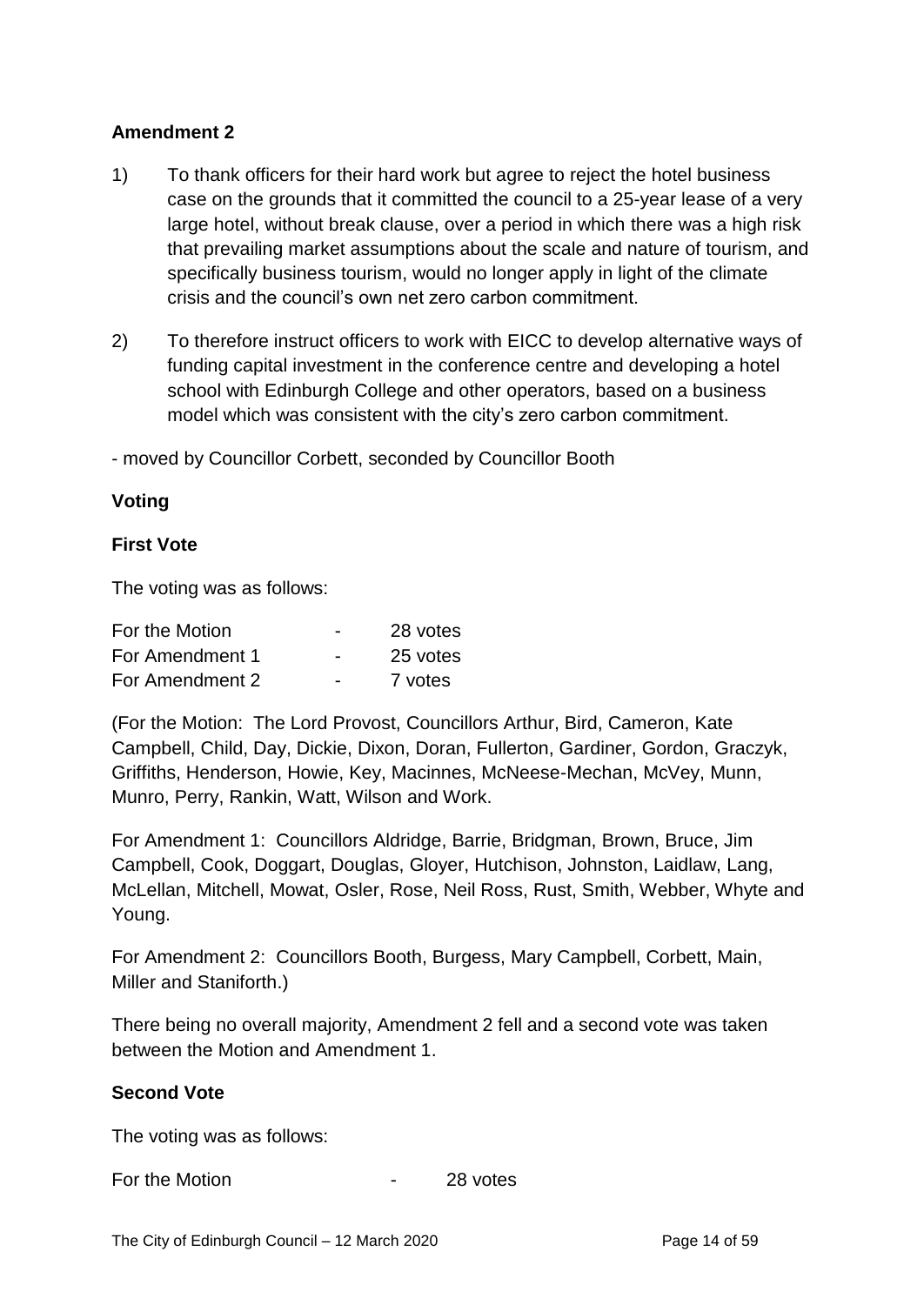**Amendment 2**

1) To thank officers for their hard work but agree to reject the hotel business case on the grounds that it committed the council to a 25-year lease of a very large hotel, without break clause, over a period in which there was a high risk that prevailing market assumptions about the scale and nature of tourism, and specifically business tourism, would no longer apply in light of the climate crisis and the council's own net zero carbon commitment.

2) To therefore instruct officers to work with EICC to develop alternative ways of funding capital investment in the conference centre and developing a hotel school with Edinburgh College and other operators, based on a business model which was consistent with the city's zero carbon commitment.

- moved by Councillor Corbett, seconded by Councillor Booth

**Voting**

**First Vote**

The voting was as follows:

| | | |
|---|---|---|
| For the Motion | - | 28 votes |
| For Amendment 1 | - | 25 votes |
| For Amendment 2 | - | 7 votes |

(For the Motion: The Lord Provost, Councillors Arthur, Bird, Cameron, Kate Campbell, Child, Day, Dickie, Dixon, Doran, Fullerton, Gardiner, Gordon, Graczyk, Griffiths, Henderson, Howie, Key, Macinnes, McNeese-Mechan, McVey, Munn, Munro, Perry, Rankin, Watt, Wilson and Work.

For Amendment 1: Councillors Aldridge, Barrie, Bridgman, Brown, Bruce, Jim Campbell, Cook, Doggart, Douglas, Gloyer, Hutchison, Johnston, Laidlaw, Lang, McLellan, Mitchell, Mowat, Osler, Rose, Neil Ross, Rust, Smith, Webber, Whyte and Young.

For Amendment 2: Councillors Booth, Burgess, Mary Campbell, Corbett, Main, Miller and Staniforth.)

There being no overall majority, Amendment 2 fell and a second vote was taken between the Motion and Amendment 1.

**Second Vote**

The voting was as follows:

| | | |
|---|---|---|
| For the Motion | - | 28 votes |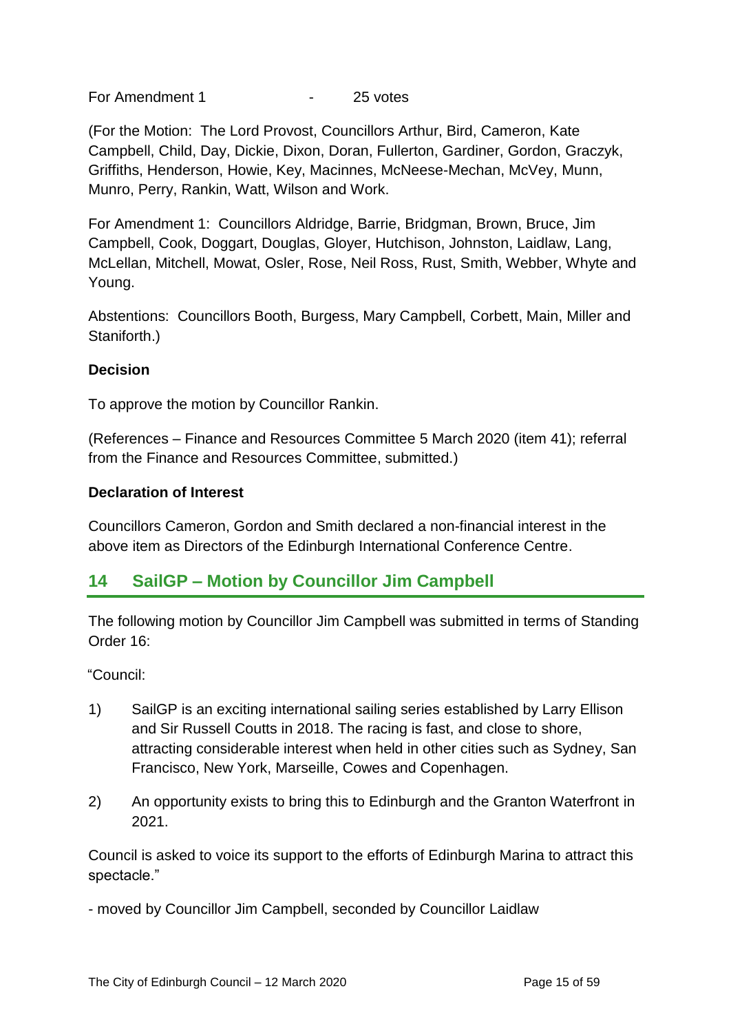For Amendment 1 - 25 votes

(For the Motion: The Lord Provost, Councillors Arthur, Bird, Cameron, Kate Campbell, Child, Day, Dickie, Dixon, Doran, Fullerton, Gardiner, Gordon, Graczyk, Griffiths, Henderson, Howie, Key, Macinnes, McNeese-Mechan, McVey, Munn, Munro, Perry, Rankin, Watt, Wilson and Work.

For Amendment 1: Councillors Aldridge, Barrie, Bridgman, Brown, Bruce, Jim Campbell, Cook, Doggart, Douglas, Gloyer, Hutchison, Johnston, Laidlaw, Lang, McLellan, Mitchell, Mowat, Osler, Rose, Neil Ross, Rust, Smith, Webber, Whyte and Young.

Abstentions: Councillors Booth, Burgess, Mary Campbell, Corbett, Main, Miller and Staniforth.)

**Decision**

To approve the motion by Councillor Rankin.

(References – Finance and Resources Committee 5 March 2020 (item 41); referral from the Finance and Resources Committee, submitted.)

**Declaration of Interest**

Councillors Cameron, Gordon and Smith declared a non-financial interest in the above item as Directors of the Edinburgh International Conference Centre.

## 14 SailGP – Motion by Councillor Jim Campbell

The following motion by Councillor Jim Campbell was submitted in terms of Standing Order 16:

"Council:

1) SailGP is an exciting international sailing series established by Larry Ellison and Sir Russell Coutts in 2018. The racing is fast, and close to shore, attracting considerable interest when held in other cities such as Sydney, San Francisco, New York, Marseille, Cowes and Copenhagen.

2) An opportunity exists to bring this to Edinburgh and the Granton Waterfront in 2021.

Council is asked to voice its support to the efforts of Edinburgh Marina to attract this spectacle."

- moved by Councillor Jim Campbell, seconded by Councillor Laidlaw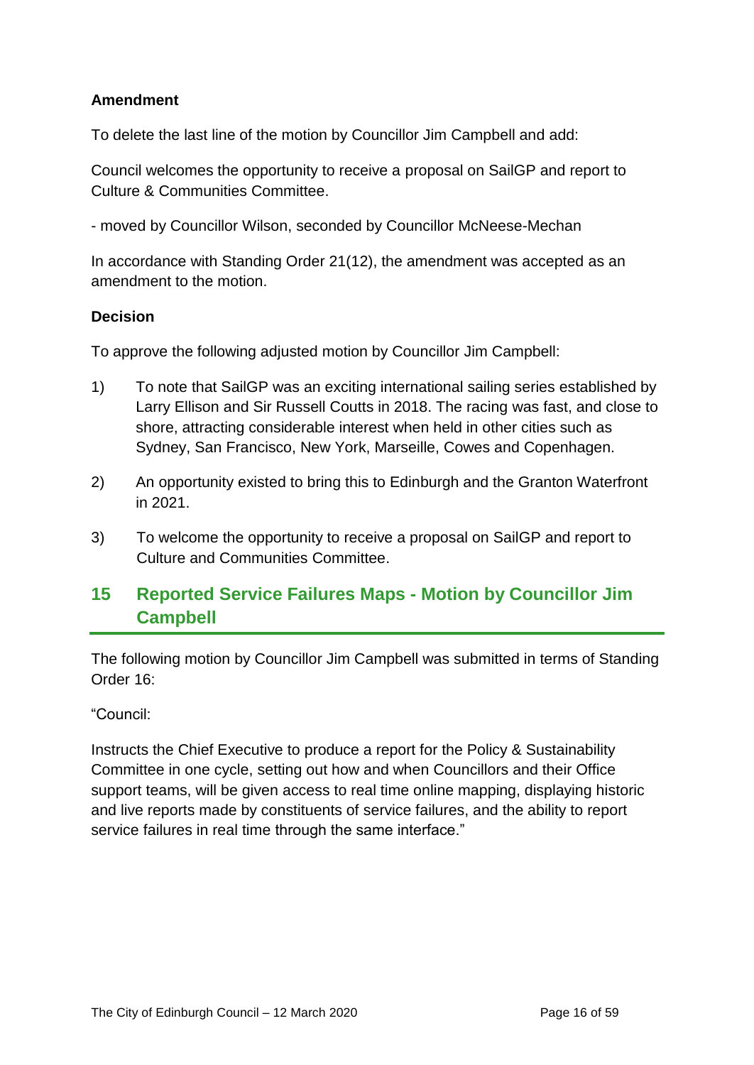**Amendment**

To delete the last line of the motion by Councillor Jim Campbell and add:

Council welcomes the opportunity to receive a proposal on SailGP and report to Culture & Communities Committee.

- moved by Councillor Wilson, seconded by Councillor McNeese-Mechan

In accordance with Standing Order 21(12), the amendment was accepted as an amendment to the motion.

**Decision**

To approve the following adjusted motion by Councillor Jim Campbell:

1) To note that SailGP was an exciting international sailing series established by Larry Ellison and Sir Russell Coutts in 2018. The racing was fast, and close to shore, attracting considerable interest when held in other cities such as Sydney, San Francisco, New York, Marseille, Cowes and Copenhagen.

2) An opportunity existed to bring this to Edinburgh and the Granton Waterfront in 2021.

3) To welcome the opportunity to receive a proposal on SailGP and report to Culture and Communities Committee.

## 15 Reported Service Failures Maps - Motion by Councillor Jim Campbell

The following motion by Councillor Jim Campbell was submitted in terms of Standing Order 16:

"Council:

Instructs the Chief Executive to produce a report for the Policy & Sustainability Committee in one cycle, setting out how and when Councillors and their Office support teams, will be given access to real time online mapping, displaying historic and live reports made by constituents of service failures, and the ability to report service failures in real time through the same interface."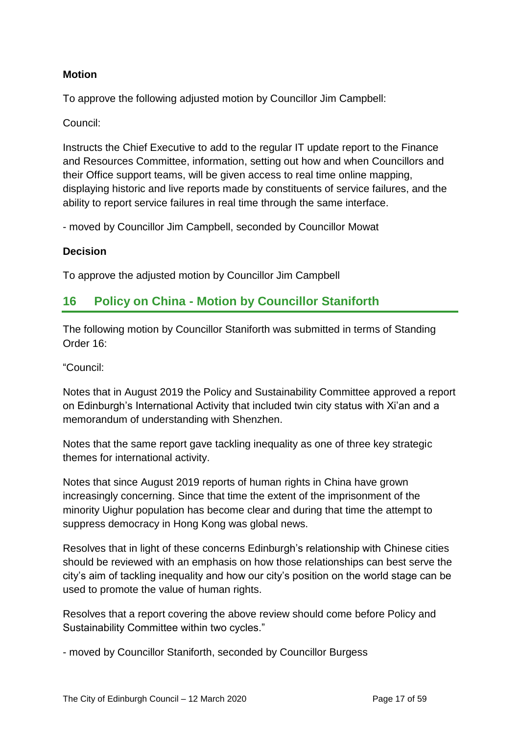**Motion**

To approve the following adjusted motion by Councillor Jim Campbell:

Council:

Instructs the Chief Executive to add to the regular IT update report to the Finance and Resources Committee, information, setting out how and when Councillors and their Office support teams, will be given access to real time online mapping, displaying historic and live reports made by constituents of service failures, and the ability to report service failures in real time through the same interface.

- moved by Councillor Jim Campbell, seconded by Councillor Mowat

**Decision**

To approve the adjusted motion by Councillor Jim Campbell

## 16 Policy on China - Motion by Councillor Staniforth

The following motion by Councillor Staniforth was submitted in terms of Standing Order 16:

"Council:

Notes that in August 2019 the Policy and Sustainability Committee approved a report on Edinburgh's International Activity that included twin city status with Xi'an and a memorandum of understanding with Shenzhen.

Notes that the same report gave tackling inequality as one of three key strategic themes for international activity.

Notes that since August 2019 reports of human rights in China have grown increasingly concerning. Since that time the extent of the imprisonment of the minority Uighur population has become clear and during that time the attempt to suppress democracy in Hong Kong was global news.

Resolves that in light of these concerns Edinburgh's relationship with Chinese cities should be reviewed with an emphasis on how those relationships can best serve the city's aim of tackling inequality and how our city's position on the world stage can be used to promote the value of human rights.

Resolves that a report covering the above review should come before Policy and Sustainability Committee within two cycles."

- moved by Councillor Staniforth, seconded by Councillor Burgess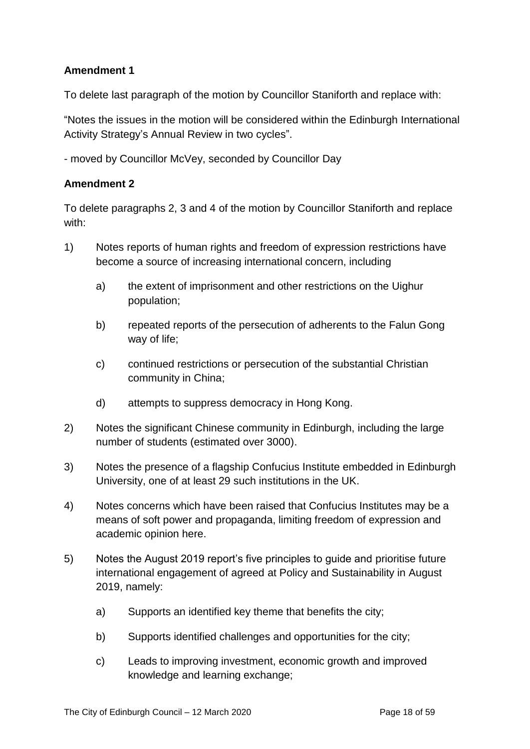**Amendment 1**

To delete last paragraph of the motion by Councillor Staniforth and replace with:

"Notes the issues in the motion will be considered within the Edinburgh International Activity Strategy's Annual Review in two cycles".

- moved by Councillor McVey, seconded by Councillor Day

**Amendment 2**

To delete paragraphs 2, 3 and 4 of the motion by Councillor Staniforth and replace with:

1) Notes reports of human rights and freedom of expression restrictions have become a source of increasing international concern, including

    a) the extent of imprisonment and other restrictions on the Uighur population;

    b) repeated reports of the persecution of adherents to the Falun Gong way of life;

    c) continued restrictions or persecution of the substantial Christian community in China;

    d) attempts to suppress democracy in Hong Kong.

2) Notes the significant Chinese community in Edinburgh, including the large number of students (estimated over 3000).

3) Notes the presence of a flagship Confucius Institute embedded in Edinburgh University, one of at least 29 such institutions in the UK.

4) Notes concerns which have been raised that Confucius Institutes may be a means of soft power and propaganda, limiting freedom of expression and academic opinion here.

5) Notes the August 2019 report's five principles to guide and prioritise future international engagement of agreed at Policy and Sustainability in August 2019, namely:

    a) Supports an identified key theme that benefits the city;

    b) Supports identified challenges and opportunities for the city;

    c) Leads to improving investment, economic growth and improved knowledge and learning exchange;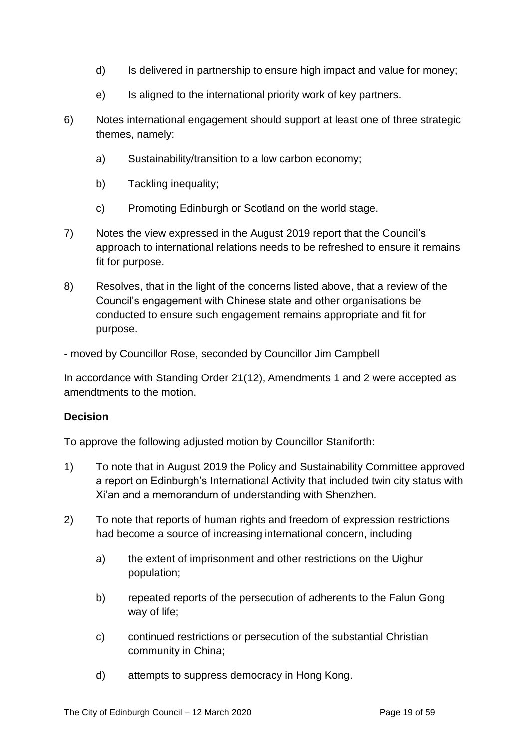d) Is delivered in partnership to ensure high impact and value for money;

e) Is aligned to the international priority work of key partners.

6) Notes international engagement should support at least one of three strategic themes, namely:

a) Sustainability/transition to a low carbon economy;

b) Tackling inequality;

c) Promoting Edinburgh or Scotland on the world stage.

7) Notes the view expressed in the August 2019 report that the Council's approach to international relations needs to be refreshed to ensure it remains fit for purpose.

8) Resolves, that in the light of the concerns listed above, that a review of the Council's engagement with Chinese state and other organisations be conducted to ensure such engagement remains appropriate and fit for purpose.

- moved by Councillor Rose, seconded by Councillor Jim Campbell

In accordance with Standing Order 21(12), Amendments 1 and 2 were accepted as amendments to the motion.

**Decision**

To approve the following adjusted motion by Councillor Staniforth:

1) To note that in August 2019 the Policy and Sustainability Committee approved a report on Edinburgh's International Activity that included twin city status with Xi'an and a memorandum of understanding with Shenzhen.

2) To note that reports of human rights and freedom of expression restrictions had become a source of increasing international concern, including

a) the extent of imprisonment and other restrictions on the Uighur population;

b) repeated reports of the persecution of adherents to the Falun Gong way of life;

c) continued restrictions or persecution of the substantial Christian community in China;

d) attempts to suppress democracy in Hong Kong.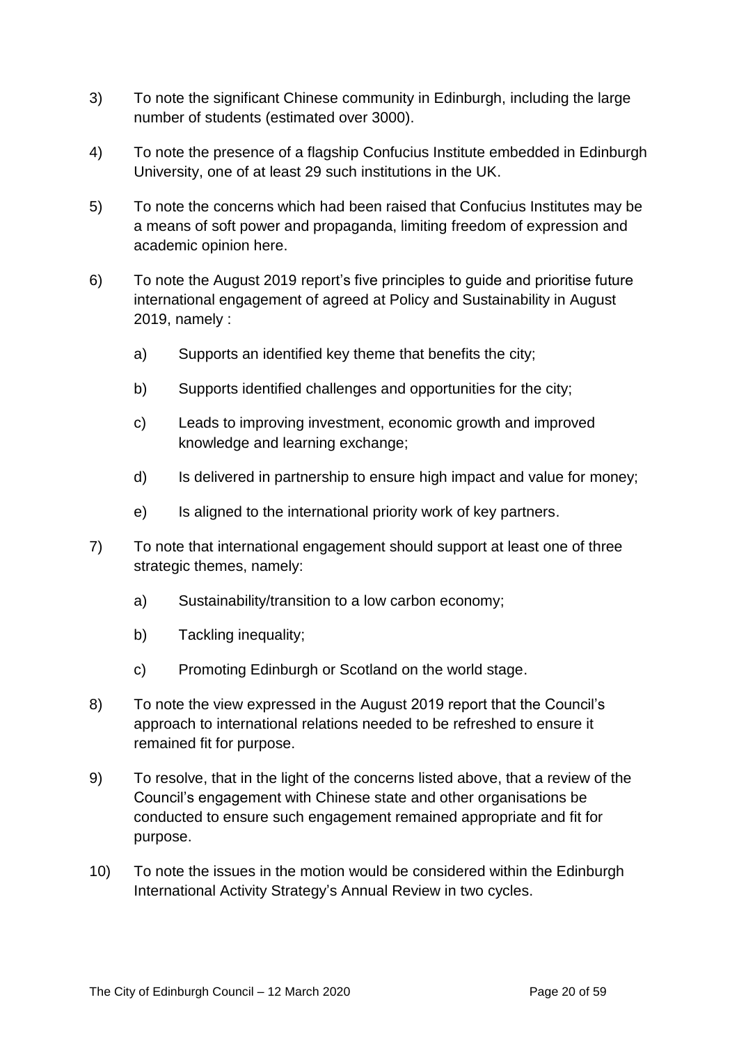3) To note the significant Chinese community in Edinburgh, including the large number of students (estimated over 3000).

4) To note the presence of a flagship Confucius Institute embedded in Edinburgh University, one of at least 29 such institutions in the UK.

5) To note the concerns which had been raised that Confucius Institutes may be a means of soft power and propaganda, limiting freedom of expression and academic opinion here.

6) To note the August 2019 report's five principles to guide and prioritise future international engagement of agreed at Policy and Sustainability in August 2019, namely :

   a) Supports an identified key theme that benefits the city;

   b) Supports identified challenges and opportunities for the city;

   c) Leads to improving investment, economic growth and improved knowledge and learning exchange;

   d) Is delivered in partnership to ensure high impact and value for money;

   e) Is aligned to the international priority work of key partners.

7) To note that international engagement should support at least one of three strategic themes, namely:

   a) Sustainability/transition to a low carbon economy;

   b) Tackling inequality;

   c) Promoting Edinburgh or Scotland on the world stage.

8) To note the view expressed in the August 2019 report that the Council's approach to international relations needed to be refreshed to ensure it remained fit for purpose.

9) To resolve, that in the light of the concerns listed above, that a review of the Council's engagement with Chinese state and other organisations be conducted to ensure such engagement remained appropriate and fit for purpose.

10) To note the issues in the motion would be considered within the Edinburgh International Activity Strategy's Annual Review in two cycles.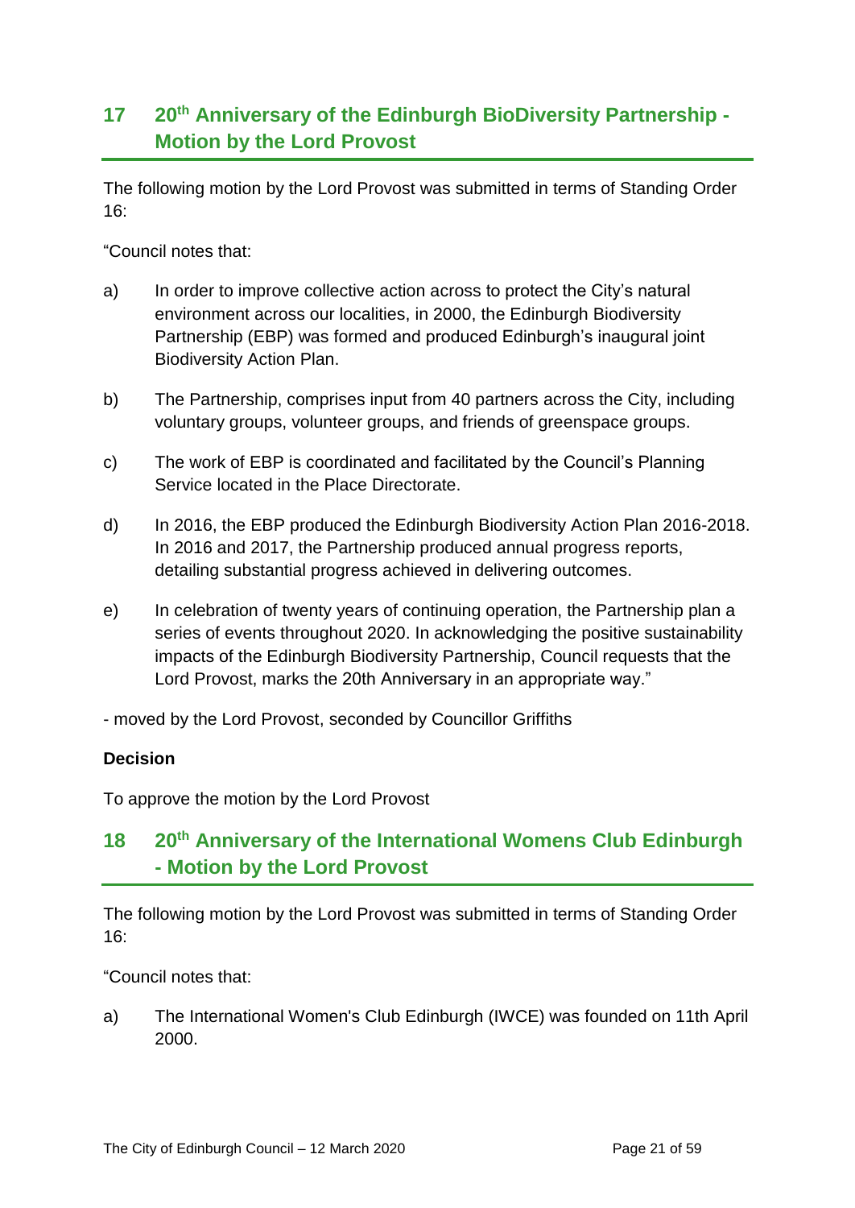## 17 20th Anniversary of the Edinburgh BioDiversity Partnership - Motion by the Lord Provost

The following motion by the Lord Provost was submitted in terms of Standing Order 16:

"Council notes that:

a) In order to improve collective action across to protect the City's natural environment across our localities, in 2000, the Edinburgh Biodiversity Partnership (EBP) was formed and produced Edinburgh's inaugural joint Biodiversity Action Plan.

b) The Partnership, comprises input from 40 partners across the City, including voluntary groups, volunteer groups, and friends of greenspace groups.

c) The work of EBP is coordinated and facilitated by the Council's Planning Service located in the Place Directorate.

d) In 2016, the EBP produced the Edinburgh Biodiversity Action Plan 2016-2018. In 2016 and 2017, the Partnership produced annual progress reports, detailing substantial progress achieved in delivering outcomes.

e) In celebration of twenty years of continuing operation, the Partnership plan a series of events throughout 2020. In acknowledging the positive sustainability impacts of the Edinburgh Biodiversity Partnership, Council requests that the Lord Provost, marks the 20th Anniversary in an appropriate way."

- moved by the Lord Provost, seconded by Councillor Griffiths

**Decision**

To approve the motion by the Lord Provost

## 18 20th Anniversary of the International Womens Club Edinburgh - Motion by the Lord Provost

The following motion by the Lord Provost was submitted in terms of Standing Order 16:

"Council notes that:

a) The International Women's Club Edinburgh (IWCE) was founded on 11th April 2000.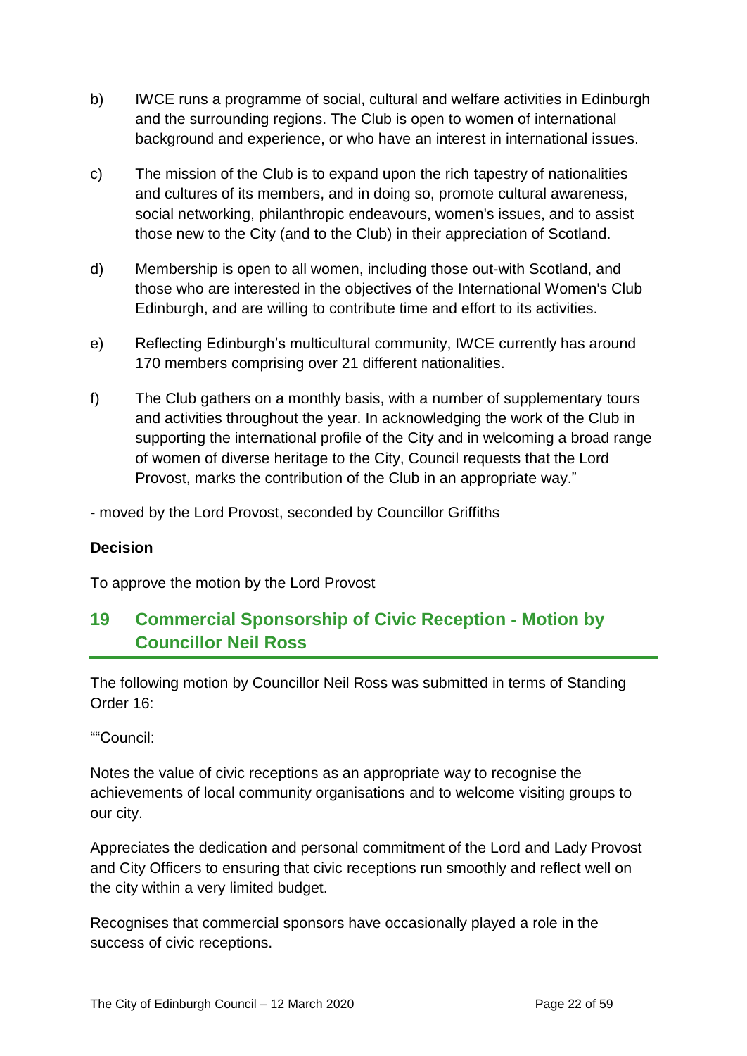b) IWCE runs a programme of social, cultural and welfare activities in Edinburgh and the surrounding regions. The Club is open to women of international background and experience, or who have an interest in international issues.

c) The mission of the Club is to expand upon the rich tapestry of nationalities and cultures of its members, and in doing so, promote cultural awareness, social networking, philanthropic endeavours, women's issues, and to assist those new to the City (and to the Club) in their appreciation of Scotland.

d) Membership is open to all women, including those out-with Scotland, and those who are interested in the objectives of the International Women's Club Edinburgh, and are willing to contribute time and effort to its activities.

e) Reflecting Edinburgh's multicultural community, IWCE currently has around 170 members comprising over 21 different nationalities.

f) The Club gathers on a monthly basis, with a number of supplementary tours and activities throughout the year. In acknowledging the work of the Club in supporting the international profile of the City and in welcoming a broad range of women of diverse heritage to the City, Council requests that the Lord Provost, marks the contribution of the Club in an appropriate way."

- moved by the Lord Provost, seconded by Councillor Griffiths

**Decision**

To approve the motion by the Lord Provost

## 19 Commercial Sponsorship of Civic Reception - Motion by Councillor Neil Ross

The following motion by Councillor Neil Ross was submitted in terms of Standing Order 16:

""Council:

Notes the value of civic receptions as an appropriate way to recognise the achievements of local community organisations and to welcome visiting groups to our city.

Appreciates the dedication and personal commitment of the Lord and Lady Provost and City Officers to ensuring that civic receptions run smoothly and reflect well on the city within a very limited budget.

Recognises that commercial sponsors have occasionally played a role in the success of civic receptions.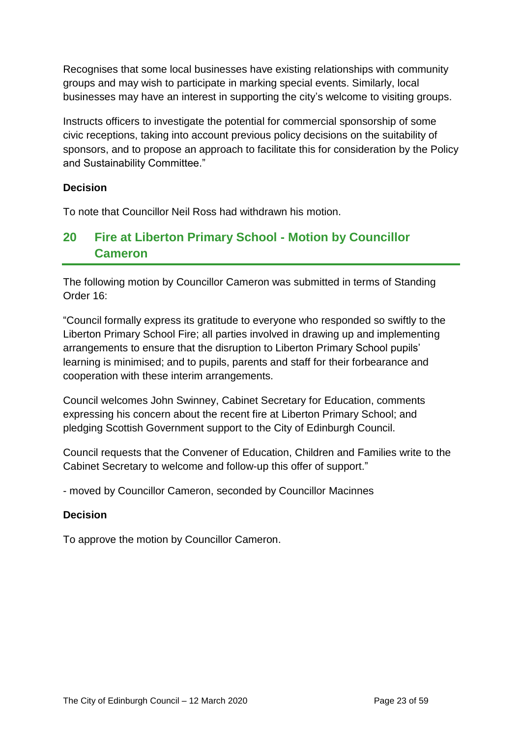Recognises that some local businesses have existing relationships with community groups and may wish to participate in marking special events. Similarly, local businesses may have an interest in supporting the city's welcome to visiting groups.

Instructs officers to investigate the potential for commercial sponsorship of some civic receptions, taking into account previous policy decisions on the suitability of sponsors, and to propose an approach to facilitate this for consideration by the Policy and Sustainability Committee."

**Decision**

To note that Councillor Neil Ross had withdrawn his motion.

## 20 Fire at Liberton Primary School - Motion by Councillor Cameron

The following motion by Councillor Cameron was submitted in terms of Standing Order 16:

"Council formally express its gratitude to everyone who responded so swiftly to the Liberton Primary School Fire; all parties involved in drawing up and implementing arrangements to ensure that the disruption to Liberton Primary School pupils' learning is minimised; and to pupils, parents and staff for their forbearance and cooperation with these interim arrangements.

Council welcomes John Swinney, Cabinet Secretary for Education, comments expressing his concern about the recent fire at Liberton Primary School; and pledging Scottish Government support to the City of Edinburgh Council.

Council requests that the Convener of Education, Children and Families write to the Cabinet Secretary to welcome and follow-up this offer of support."

- moved by Councillor Cameron, seconded by Councillor Macinnes

**Decision**

To approve the motion by Councillor Cameron.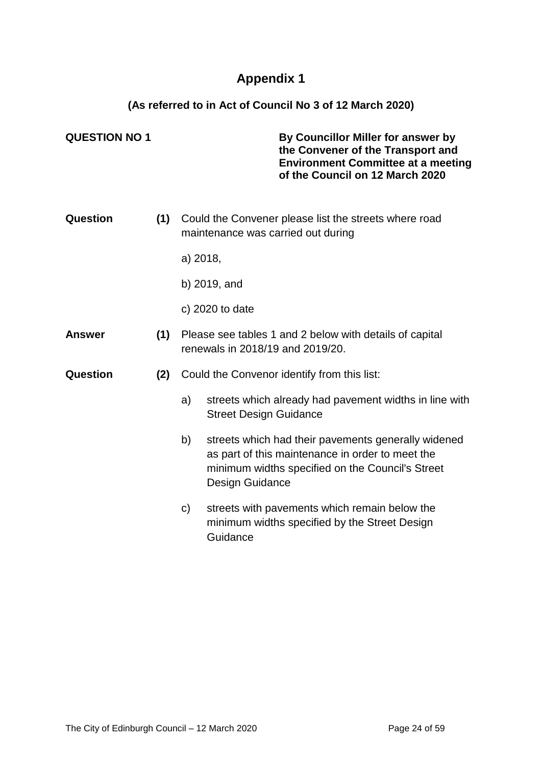# Appendix 1

## (As referred to in Act of Council No 3 of 12 March 2020)

**QUESTION NO 1**

**By Councillor Miller for answer by the Convener of the Transport and Environment Committee at a meeting of the Council on 12 March 2020**

**Question** **(1)** Could the Convener please list the streets where road maintenance was carried out during

a) 2018,

b) 2019, and

c) 2020 to date

**Answer** **(1)** Please see tables 1 and 2 below with details of capital renewals in 2018/19 and 2019/20.

**Question** **(2)** Could the Convenor identify from this list:

a) streets which already had pavement widths in line with Street Design Guidance

b) streets which had their pavements generally widened as part of this maintenance in order to meet the minimum widths specified on the Council's Street Design Guidance

c) streets with pavements which remain below the minimum widths specified by the Street Design Guidance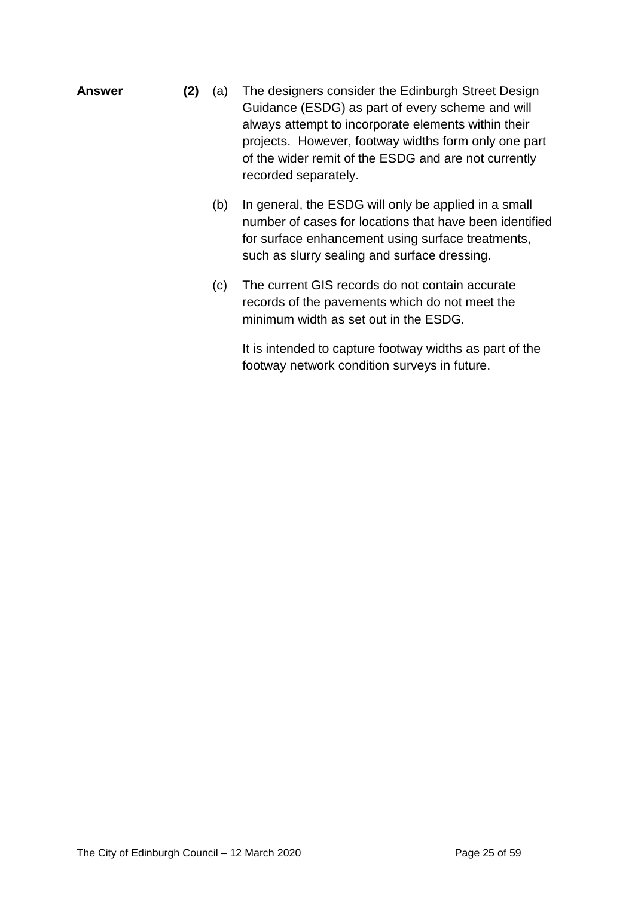**Answer** **(2)** (a) The designers consider the Edinburgh Street Design Guidance (ESDG) as part of every scheme and will always attempt to incorporate elements within their projects. However, footway widths form only one part of the wider remit of the ESDG and are not currently recorded separately.

(b) In general, the ESDG will only be applied in a small number of cases for locations that have been identified for surface enhancement using surface treatments, such as slurry sealing and surface dressing.

(c) The current GIS records do not contain accurate records of the pavements which do not meet the minimum width as set out in the ESDG.

It is intended to capture footway widths as part of the footway network condition surveys in future.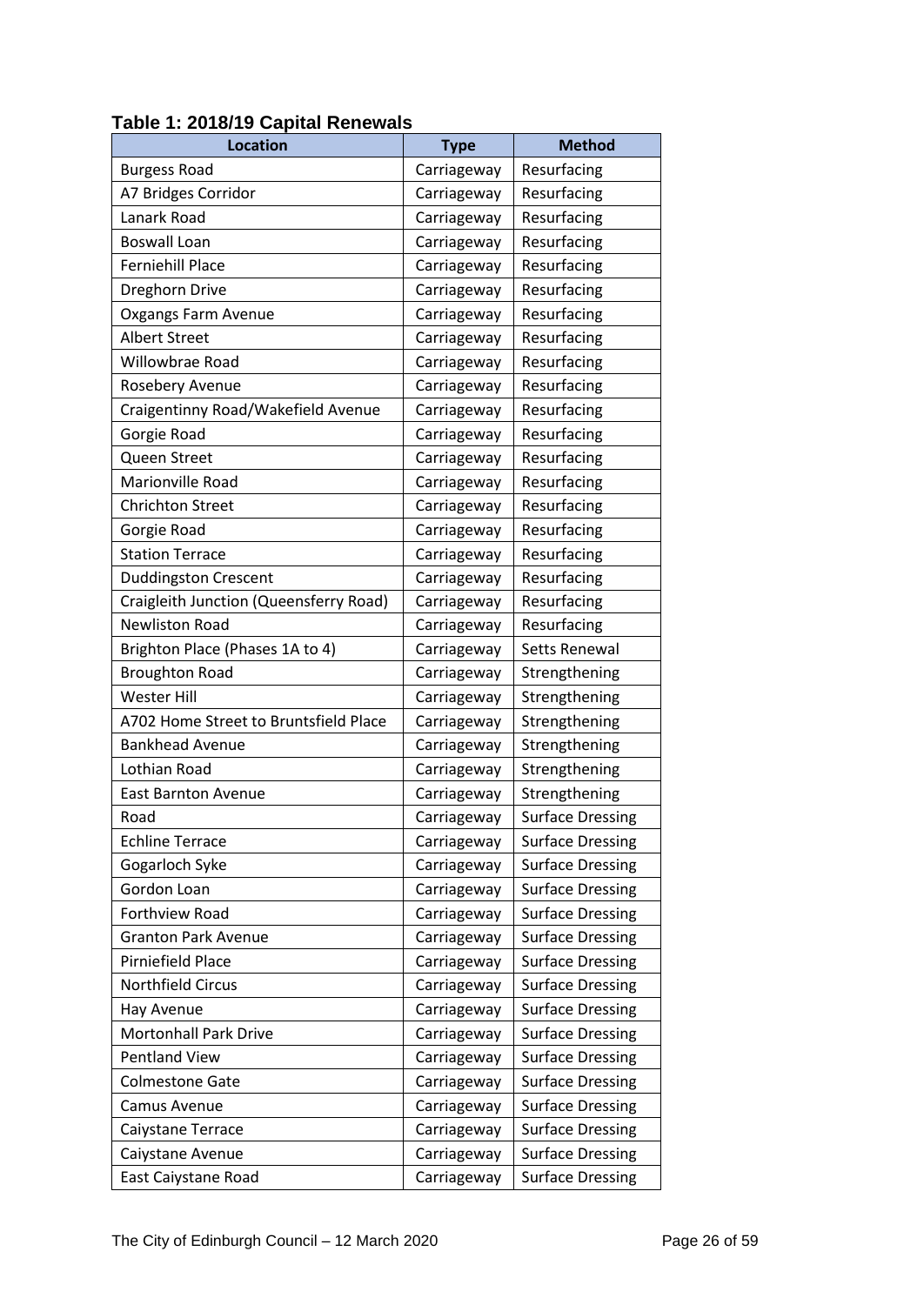**Table 1: 2018/19 Capital Renewals**

| Location | Type | Method |
|---|---|---|
| Burgess Road | Carriageway | Resurfacing |
| A7 Bridges Corridor | Carriageway | Resurfacing |
| Lanark Road | Carriageway | Resurfacing |
| Boswall Loan | Carriageway | Resurfacing |
| Ferniehill Place | Carriageway | Resurfacing |
| Dreghorn Drive | Carriageway | Resurfacing |
| Oxgangs Farm Avenue | Carriageway | Resurfacing |
| Albert Street | Carriageway | Resurfacing |
| Willowbrae Road | Carriageway | Resurfacing |
| Rosebery Avenue | Carriageway | Resurfacing |
| Craigentinny Road/Wakefield Avenue | Carriageway | Resurfacing |
| Gorgie Road | Carriageway | Resurfacing |
| Queen Street | Carriageway | Resurfacing |
| Marionville Road | Carriageway | Resurfacing |
| Chrichton Street | Carriageway | Resurfacing |
| Gorgie Road | Carriageway | Resurfacing |
| Station Terrace | Carriageway | Resurfacing |
| Duddingston Crescent | Carriageway | Resurfacing |
| Craigleith Junction (Queensferry Road) | Carriageway | Resurfacing |
| Newliston Road | Carriageway | Resurfacing |
| Brighton Place (Phases 1A to 4) | Carriageway | Setts Renewal |
| Broughton Road | Carriageway | Strengthening |
| Wester Hill | Carriageway | Strengthening |
| A702 Home Street to Bruntsfield Place | Carriageway | Strengthening |
| Bankhead Avenue | Carriageway | Strengthening |
| Lothian Road | Carriageway | Strengthening |
| East Barnton Avenue | Carriageway | Strengthening |
| Road | Carriageway | Surface Dressing |
| Echline Terrace | Carriageway | Surface Dressing |
| Gogarloch Syke | Carriageway | Surface Dressing |
| Gordon Loan | Carriageway | Surface Dressing |
| Forthview Road | Carriageway | Surface Dressing |
| Granton Park Avenue | Carriageway | Surface Dressing |
| Pirniefield Place | Carriageway | Surface Dressing |
| Northfield Circus | Carriageway | Surface Dressing |
| Hay Avenue | Carriageway | Surface Dressing |
| Mortonhall Park Drive | Carriageway | Surface Dressing |
| Pentland View | Carriageway | Surface Dressing |
| Colmestone Gate | Carriageway | Surface Dressing |
| Camus Avenue | Carriageway | Surface Dressing |
| Caiystane Terrace | Carriageway | Surface Dressing |
| Caiystane Avenue | Carriageway | Surface Dressing |
| East Caiystane Road | Carriageway | Surface Dressing |

The City of Edinburgh Council – 12 March 2020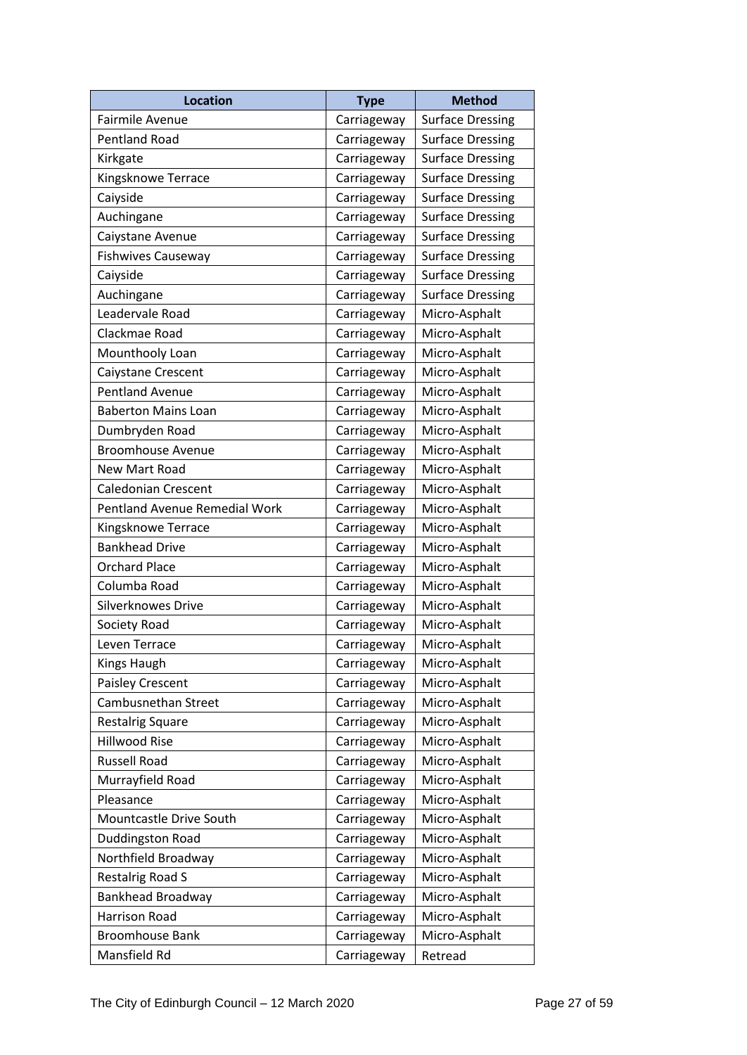| Location | Type | Method |
| --- | --- | --- |
| Fairmile Avenue | Carriageway | Surface Dressing |
| Pentland Road | Carriageway | Surface Dressing |
| Kirkgate | Carriageway | Surface Dressing |
| Kingsknowe Terrace | Carriageway | Surface Dressing |
| Caiyside | Carriageway | Surface Dressing |
| Auchingane | Carriageway | Surface Dressing |
| Caiystane Avenue | Carriageway | Surface Dressing |
| Fishwives Causeway | Carriageway | Surface Dressing |
| Caiyside | Carriageway | Surface Dressing |
| Auchingane | Carriageway | Surface Dressing |
| Leadervale Road | Carriageway | Micro-Asphalt |
| Clackmae Road | Carriageway | Micro-Asphalt |
| Mounthooly Loan | Carriageway | Micro-Asphalt |
| Caiystane Crescent | Carriageway | Micro-Asphalt |
| Pentland Avenue | Carriageway | Micro-Asphalt |
| Baberton Mains Loan | Carriageway | Micro-Asphalt |
| Dumbryden Road | Carriageway | Micro-Asphalt |
| Broomhouse Avenue | Carriageway | Micro-Asphalt |
| New Mart Road | Carriageway | Micro-Asphalt |
| Caledonian Crescent | Carriageway | Micro-Asphalt |
| Pentland Avenue Remedial Work | Carriageway | Micro-Asphalt |
| Kingsknowe Terrace | Carriageway | Micro-Asphalt |
| Bankhead Drive | Carriageway | Micro-Asphalt |
| Orchard Place | Carriageway | Micro-Asphalt |
| Columba Road | Carriageway | Micro-Asphalt |
| Silverknowes Drive | Carriageway | Micro-Asphalt |
| Society Road | Carriageway | Micro-Asphalt |
| Leven Terrace | Carriageway | Micro-Asphalt |
| Kings Haugh | Carriageway | Micro-Asphalt |
| Paisley Crescent | Carriageway | Micro-Asphalt |
| Cambusnethan Street | Carriageway | Micro-Asphalt |
| Restalrig Square | Carriageway | Micro-Asphalt |
| Hillwood Rise | Carriageway | Micro-Asphalt |
| Russell Road | Carriageway | Micro-Asphalt |
| Murrayfield Road | Carriageway | Micro-Asphalt |
| Pleasance | Carriageway | Micro-Asphalt |
| Mountcastle Drive South | Carriageway | Micro-Asphalt |
| Duddingston Road | Carriageway | Micro-Asphalt |
| Northfield Broadway | Carriageway | Micro-Asphalt |
| Restalrig Road S | Carriageway | Micro-Asphalt |
| Bankhead Broadway | Carriageway | Micro-Asphalt |
| Harrison Road | Carriageway | Micro-Asphalt |
| Broomhouse Bank | Carriageway | Micro-Asphalt |
| Mansfield Rd | Carriageway | Retread |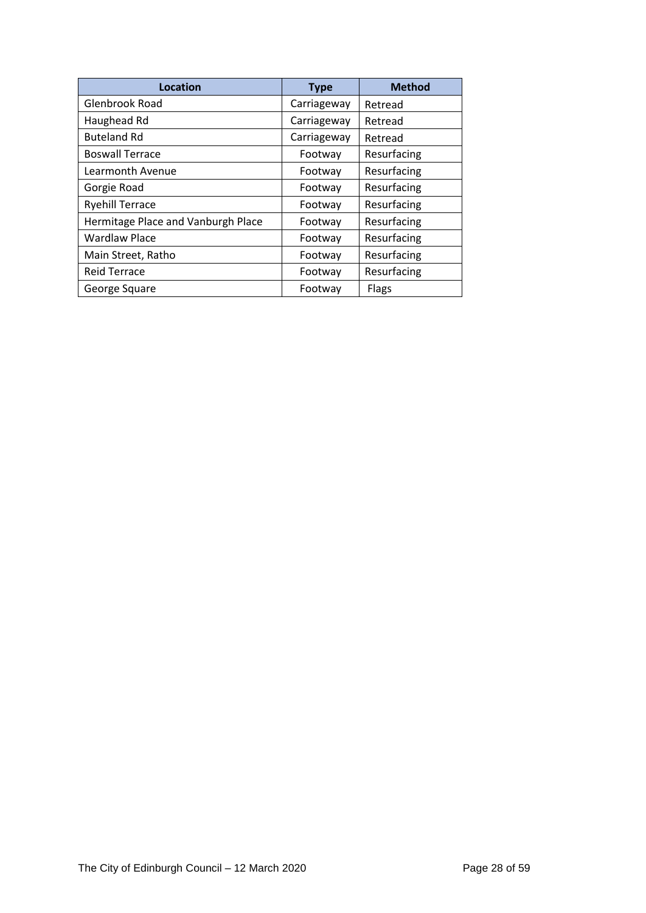| Location | Type | Method |
| --- | --- | --- |
| Glenbrook Road | Carriageway | Retread |
| Haughead Rd | Carriageway | Retread |
| Buteland Rd | Carriageway | Retread |
| Boswall Terrace | Footway | Resurfacing |
| Learmonth Avenue | Footway | Resurfacing |
| Gorgie Road | Footway | Resurfacing |
| Ryehill Terrace | Footway | Resurfacing |
| Hermitage Place and Vanburgh Place | Footway | Resurfacing |
| Wardlaw Place | Footway | Resurfacing |
| Main Street, Ratho | Footway | Resurfacing |
| Reid Terrace | Footway | Resurfacing |
| George Square | Footway | Flags |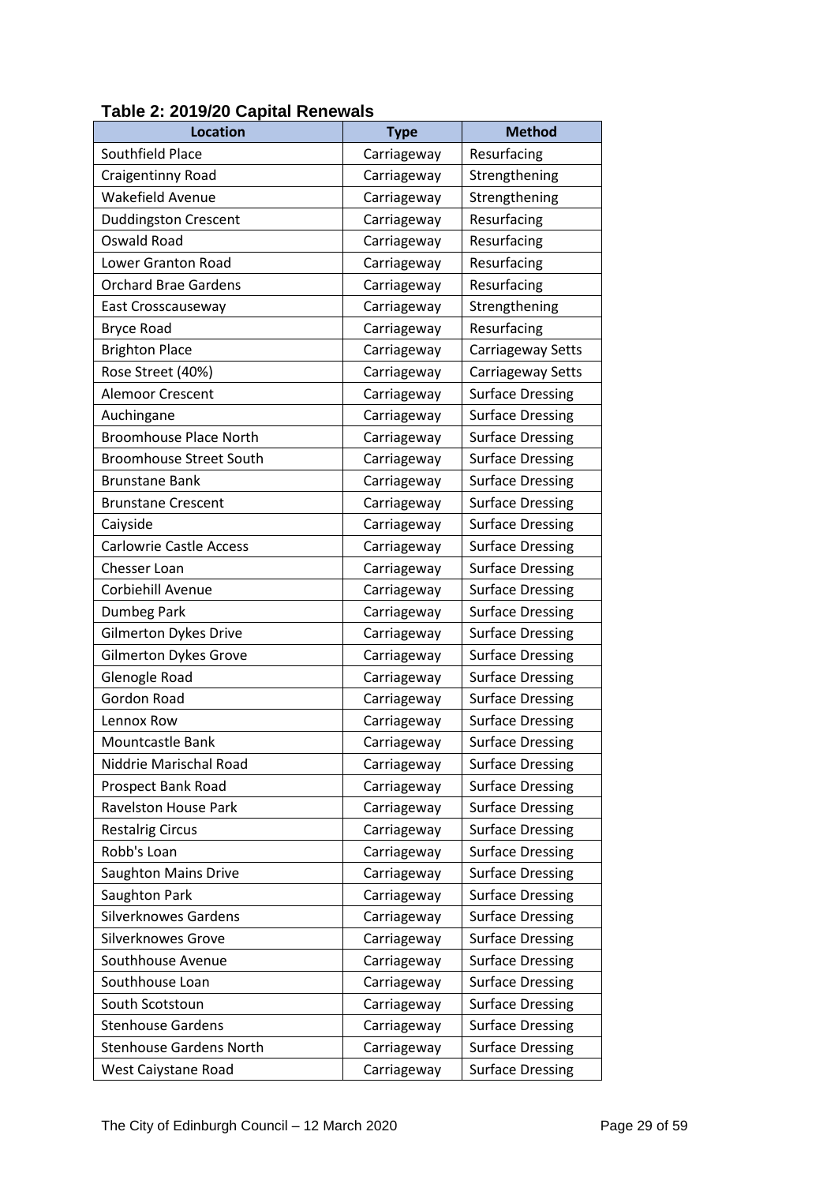**Table 2: 2019/20 Capital Renewals**

| Location | Type | Method |
|---|---|---|
| Southfield Place | Carriageway | Resurfacing |
| Craigentinny Road | Carriageway | Strengthening |
| Wakefield Avenue | Carriageway | Strengthening |
| Duddingston Crescent | Carriageway | Resurfacing |
| Oswald Road | Carriageway | Resurfacing |
| Lower Granton Road | Carriageway | Resurfacing |
| Orchard Brae Gardens | Carriageway | Resurfacing |
| East Crosscauseway | Carriageway | Strengthening |
| Bryce Road | Carriageway | Resurfacing |
| Brighton Place | Carriageway | Carriageway Setts |
| Rose Street (40%) | Carriageway | Carriageway Setts |
| Alemoor Crescent | Carriageway | Surface Dressing |
| Auchingane | Carriageway | Surface Dressing |
| Broomhouse Place North | Carriageway | Surface Dressing |
| Broomhouse Street South | Carriageway | Surface Dressing |
| Brunstane Bank | Carriageway | Surface Dressing |
| Brunstane Crescent | Carriageway | Surface Dressing |
| Caiyside | Carriageway | Surface Dressing |
| Carlowrie Castle Access | Carriageway | Surface Dressing |
| Chesser Loan | Carriageway | Surface Dressing |
| Corbiehill Avenue | Carriageway | Surface Dressing |
| Dumbeg Park | Carriageway | Surface Dressing |
| Gilmerton Dykes Drive | Carriageway | Surface Dressing |
| Gilmerton Dykes Grove | Carriageway | Surface Dressing |
| Glenogle Road | Carriageway | Surface Dressing |
| Gordon Road | Carriageway | Surface Dressing |
| Lennox Row | Carriageway | Surface Dressing |
| Mountcastle Bank | Carriageway | Surface Dressing |
| Niddrie Marischal Road | Carriageway | Surface Dressing |
| Prospect Bank Road | Carriageway | Surface Dressing |
| Ravelston House Park | Carriageway | Surface Dressing |
| Restalrig Circus | Carriageway | Surface Dressing |
| Robb's Loan | Carriageway | Surface Dressing |
| Saughton Mains Drive | Carriageway | Surface Dressing |
| Saughton Park | Carriageway | Surface Dressing |
| Silverknowes Gardens | Carriageway | Surface Dressing |
| Silverknowes Grove | Carriageway | Surface Dressing |
| Southhouse Avenue | Carriageway | Surface Dressing |
| Southhouse Loan | Carriageway | Surface Dressing |
| South Scotstoun | Carriageway | Surface Dressing |
| Stenhouse Gardens | Carriageway | Surface Dressing |
| Stenhouse Gardens North | Carriageway | Surface Dressing |
| West Caiystane Road | Carriageway | Surface Dressing |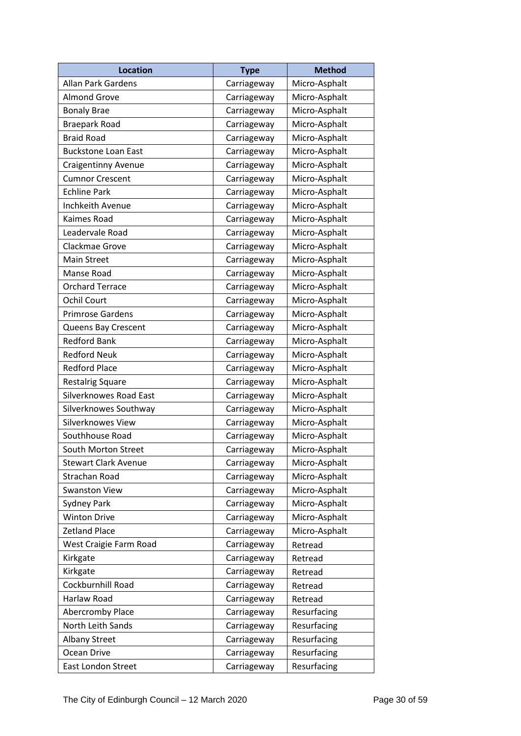| Location | Type | Method |
| --- | --- | --- |
| Allan Park Gardens | Carriageway | Micro-Asphalt |
| Almond Grove | Carriageway | Micro-Asphalt |
| Bonaly Brae | Carriageway | Micro-Asphalt |
| Braepark Road | Carriageway | Micro-Asphalt |
| Braid Road | Carriageway | Micro-Asphalt |
| Buckstone Loan East | Carriageway | Micro-Asphalt |
| Craigentinny Avenue | Carriageway | Micro-Asphalt |
| Cumnor Crescent | Carriageway | Micro-Asphalt |
| Echline Park | Carriageway | Micro-Asphalt |
| Inchkeith Avenue | Carriageway | Micro-Asphalt |
| Kaimes Road | Carriageway | Micro-Asphalt |
| Leadervale Road | Carriageway | Micro-Asphalt |
| Clackmae Grove | Carriageway | Micro-Asphalt |
| Main Street | Carriageway | Micro-Asphalt |
| Manse Road | Carriageway | Micro-Asphalt |
| Orchard Terrace | Carriageway | Micro-Asphalt |
| Ochil Court | Carriageway | Micro-Asphalt |
| Primrose Gardens | Carriageway | Micro-Asphalt |
| Queens Bay Crescent | Carriageway | Micro-Asphalt |
| Redford Bank | Carriageway | Micro-Asphalt |
| Redford Neuk | Carriageway | Micro-Asphalt |
| Redford Place | Carriageway | Micro-Asphalt |
| Restalrig Square | Carriageway | Micro-Asphalt |
| Silverknowes Road East | Carriageway | Micro-Asphalt |
| Silverknowes Southway | Carriageway | Micro-Asphalt |
| Silverknowes View | Carriageway | Micro-Asphalt |
| Southhouse Road | Carriageway | Micro-Asphalt |
| South Morton Street | Carriageway | Micro-Asphalt |
| Stewart Clark Avenue | Carriageway | Micro-Asphalt |
| Strachan Road | Carriageway | Micro-Asphalt |
| Swanston View | Carriageway | Micro-Asphalt |
| Sydney Park | Carriageway | Micro-Asphalt |
| Winton Drive | Carriageway | Micro-Asphalt |
| Zetland Place | Carriageway | Micro-Asphalt |
| West Craigie Farm Road | Carriageway | Retread |
| Kirkgate | Carriageway | Retread |
| Kirkgate | Carriageway | Retread |
| Cockburnhill Road | Carriageway | Retread |
| Harlaw Road | Carriageway | Retread |
| Abercromby Place | Carriageway | Resurfacing |
| North Leith Sands | Carriageway | Resurfacing |
| Albany Street | Carriageway | Resurfacing |
| Ocean Drive | Carriageway | Resurfacing |
| East London Street | Carriageway | Resurfacing |

The City of Edinburgh Council – 12 March 2020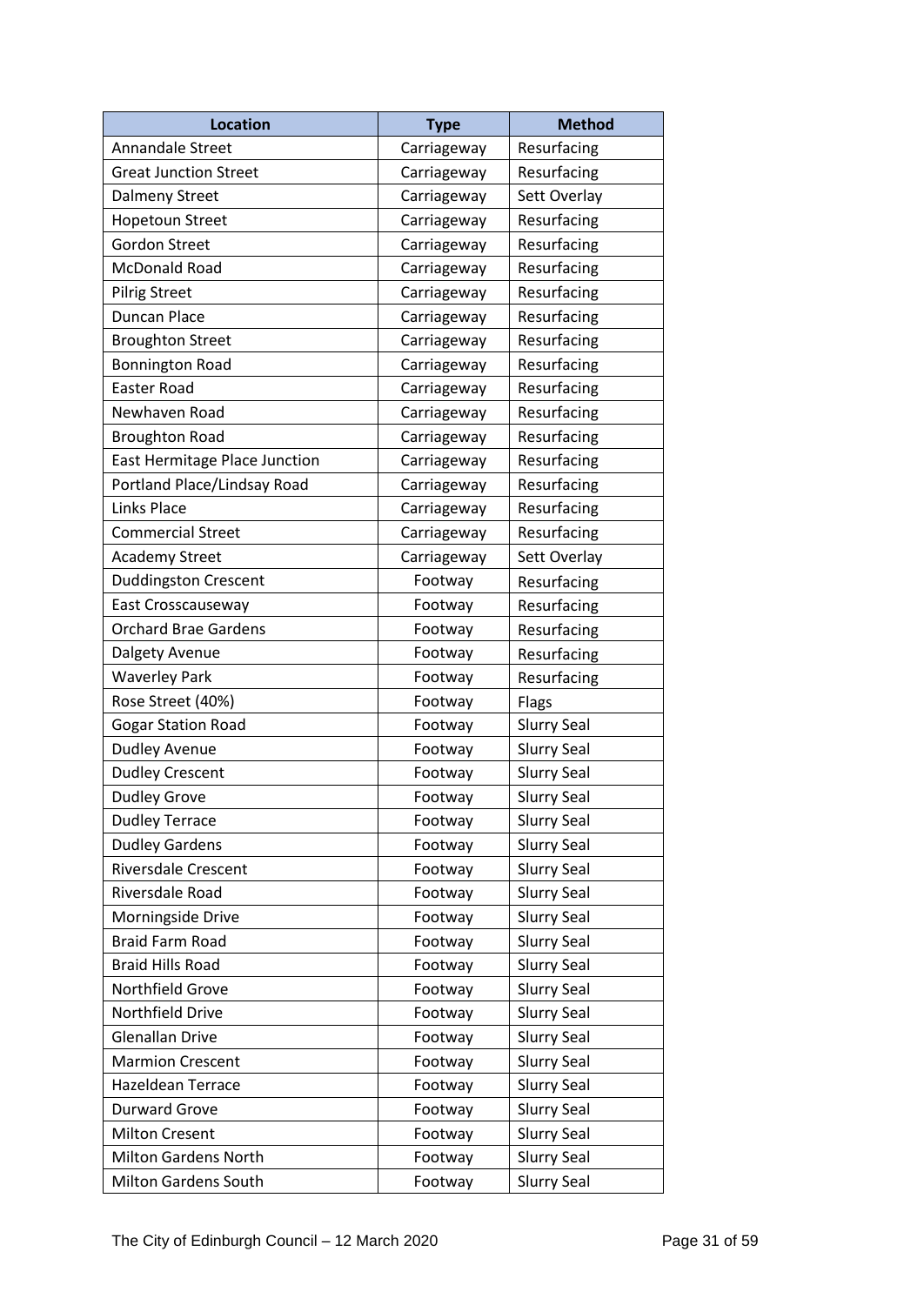| Location | Type | Method |
| --- | --- | --- |
| Annandale Street | Carriageway | Resurfacing |
| Great Junction Street | Carriageway | Resurfacing |
| Dalmeny Street | Carriageway | Sett Overlay |
| Hopetoun Street | Carriageway | Resurfacing |
| Gordon Street | Carriageway | Resurfacing |
| McDonald Road | Carriageway | Resurfacing |
| Pilrig Street | Carriageway | Resurfacing |
| Duncan Place | Carriageway | Resurfacing |
| Broughton Street | Carriageway | Resurfacing |
| Bonnington Road | Carriageway | Resurfacing |
| Easter Road | Carriageway | Resurfacing |
| Newhaven Road | Carriageway | Resurfacing |
| Broughton Road | Carriageway | Resurfacing |
| East Hermitage Place Junction | Carriageway | Resurfacing |
| Portland Place/Lindsay Road | Carriageway | Resurfacing |
| Links Place | Carriageway | Resurfacing |
| Commercial Street | Carriageway | Resurfacing |
| Academy Street | Carriageway | Sett Overlay |
| Duddingston Crescent | Footway | Resurfacing |
| East Crosscauseway | Footway | Resurfacing |
| Orchard Brae Gardens | Footway | Resurfacing |
| Dalgety Avenue | Footway | Resurfacing |
| Waverley Park | Footway | Resurfacing |
| Rose Street (40%) | Footway | Flags |
| Gogar Station Road | Footway | Slurry Seal |
| Dudley Avenue | Footway | Slurry Seal |
| Dudley Crescent | Footway | Slurry Seal |
| Dudley Grove | Footway | Slurry Seal |
| Dudley Terrace | Footway | Slurry Seal |
| Dudley Gardens | Footway | Slurry Seal |
| Riversdale Crescent | Footway | Slurry Seal |
| Riversdale Road | Footway | Slurry Seal |
| Morningside Drive | Footway | Slurry Seal |
| Braid Farm Road | Footway | Slurry Seal |
| Braid Hills Road | Footway | Slurry Seal |
| Northfield Grove | Footway | Slurry Seal |
| Northfield Drive | Footway | Slurry Seal |
| Glenallan Drive | Footway | Slurry Seal |
| Marmion Crescent | Footway | Slurry Seal |
| Hazeldean Terrace | Footway | Slurry Seal |
| Durward Grove | Footway | Slurry Seal |
| Milton Cresent | Footway | Slurry Seal |
| Milton Gardens North | Footway | Slurry Seal |
| Milton Gardens South | Footway | Slurry Seal |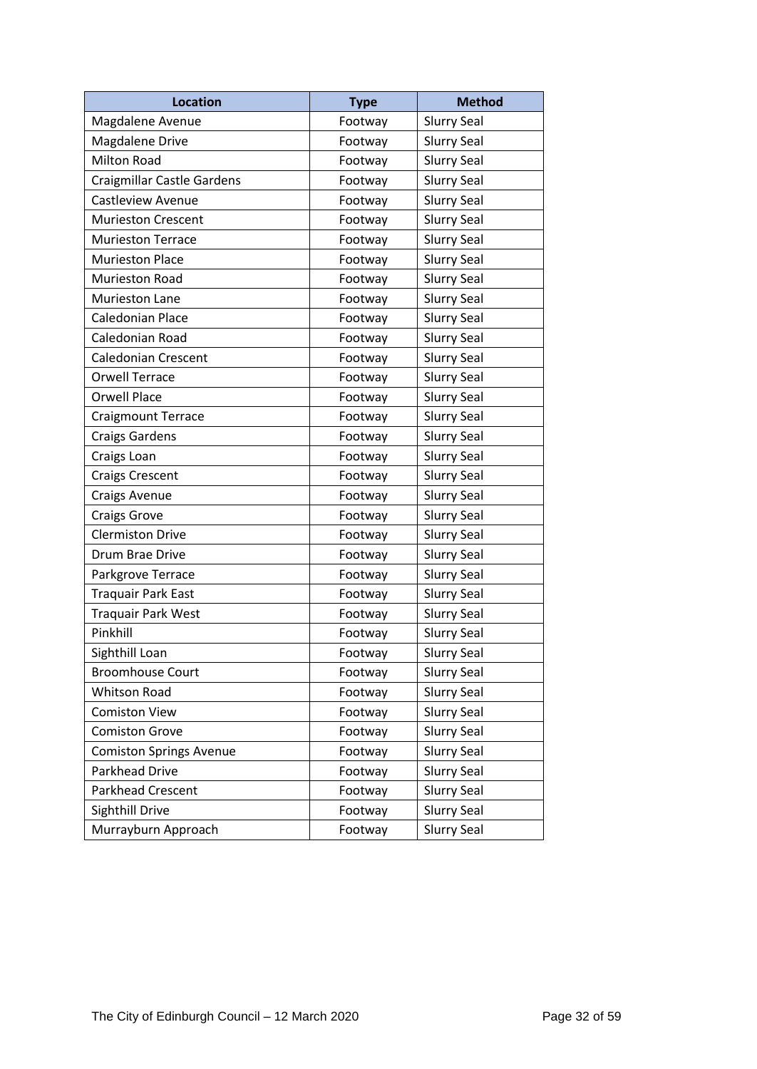| Location | Type | Method |
|---|---|---|
| Magdalene Avenue | Footway | Slurry Seal |
| Magdalene Drive | Footway | Slurry Seal |
| Milton Road | Footway | Slurry Seal |
| Craigmillar Castle Gardens | Footway | Slurry Seal |
| Castleview Avenue | Footway | Slurry Seal |
| Murieston Crescent | Footway | Slurry Seal |
| Murieston Terrace | Footway | Slurry Seal |
| Murieston Place | Footway | Slurry Seal |
| Murieston Road | Footway | Slurry Seal |
| Murieston Lane | Footway | Slurry Seal |
| Caledonian Place | Footway | Slurry Seal |
| Caledonian Road | Footway | Slurry Seal |
| Caledonian Crescent | Footway | Slurry Seal |
| Orwell Terrace | Footway | Slurry Seal |
| Orwell Place | Footway | Slurry Seal |
| Craigmount Terrace | Footway | Slurry Seal |
| Craigs Gardens | Footway | Slurry Seal |
| Craigs Loan | Footway | Slurry Seal |
| Craigs Crescent | Footway | Slurry Seal |
| Craigs Avenue | Footway | Slurry Seal |
| Craigs Grove | Footway | Slurry Seal |
| Clermiston Drive | Footway | Slurry Seal |
| Drum Brae Drive | Footway | Slurry Seal |
| Parkgrove Terrace | Footway | Slurry Seal |
| Traquair Park East | Footway | Slurry Seal |
| Traquair Park West | Footway | Slurry Seal |
| Pinkhill | Footway | Slurry Seal |
| Sighthill Loan | Footway | Slurry Seal |
| Broomhouse Court | Footway | Slurry Seal |
| Whitson Road | Footway | Slurry Seal |
| Comiston View | Footway | Slurry Seal |
| Comiston Grove | Footway | Slurry Seal |
| Comiston Springs Avenue | Footway | Slurry Seal |
| Parkhead Drive | Footway | Slurry Seal |
| Parkhead Crescent | Footway | Slurry Seal |
| Sighthill Drive | Footway | Slurry Seal |
| Murrayburn Approach | Footway | Slurry Seal |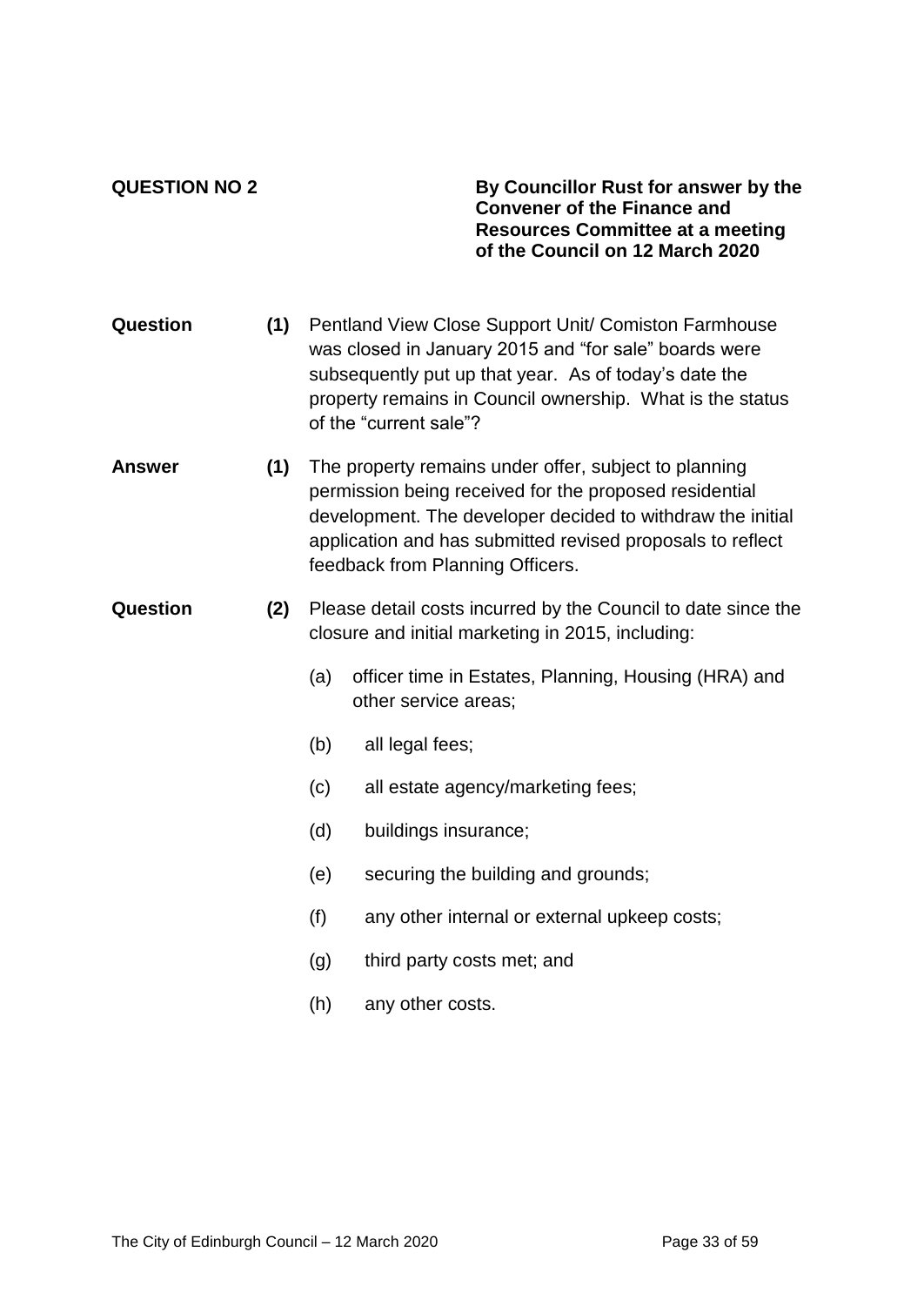**QUESTION NO 2**

**By Councillor Rust for answer by the Convener of the Finance and Resources Committee at a meeting of the Council on 12 March 2020**

**Question (1)** Pentland View Close Support Unit/ Comiston Farmhouse was closed in January 2015 and "for sale" boards were subsequently put up that year. As of today's date the property remains in Council ownership. What is the status of the "current sale"?

**Answer (1)** The property remains under offer, subject to planning permission being received for the proposed residential development. The developer decided to withdraw the initial application and has submitted revised proposals to reflect feedback from Planning Officers.

**Question (2)** Please detail costs incurred by the Council to date since the closure and initial marketing in 2015, including:

(a) officer time in Estates, Planning, Housing (HRA) and other service areas;

(b) all legal fees;

(c) all estate agency/marketing fees;

(d) buildings insurance;

(e) securing the building and grounds;

(f) any other internal or external upkeep costs;

(g) third party costs met; and

(h) any other costs.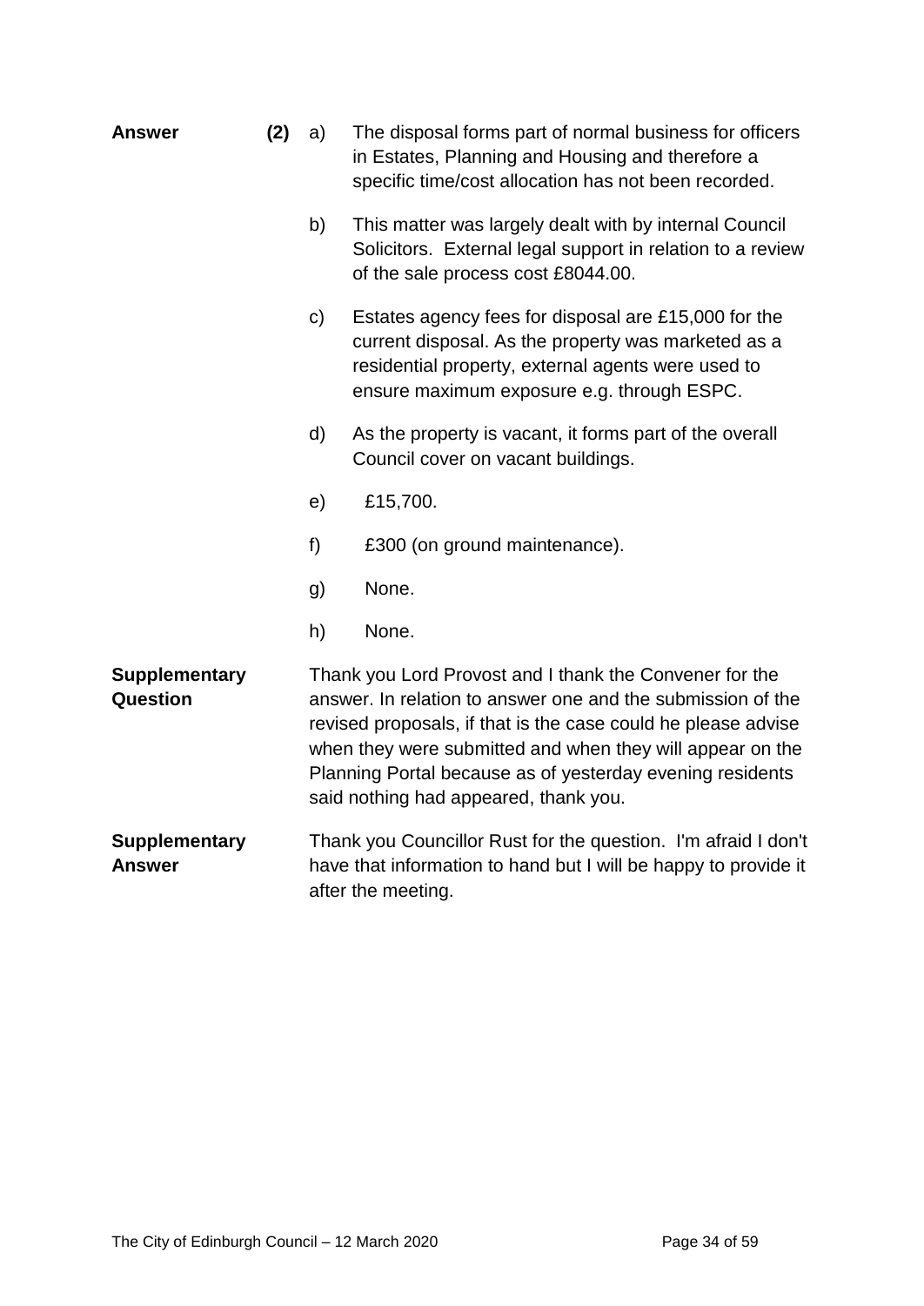**Answer** **(2)**

a) The disposal forms part of normal business for officers in Estates, Planning and Housing and therefore a specific time/cost allocation has not been recorded.

b) This matter was largely dealt with by internal Council Solicitors. External legal support in relation to a review of the sale process cost £8044.00.

c) Estates agency fees for disposal are £15,000 for the current disposal. As the property was marketed as a residential property, external agents were used to ensure maximum exposure e.g. through ESPC.

d) As the property is vacant, it forms part of the overall Council cover on vacant buildings.

e) £15,700.

f) £300 (on ground maintenance).

g) None.

h) None.

**Supplementary Question**

Thank you Lord Provost and I thank the Convener for the answer. In relation to answer one and the submission of the revised proposals, if that is the case could he please advise when they were submitted and when they will appear on the Planning Portal because as of yesterday evening residents said nothing had appeared, thank you.

**Supplementary Answer**

Thank you Councillor Rust for the question. I'm afraid I don't have that information to hand but I will be happy to provide it after the meeting.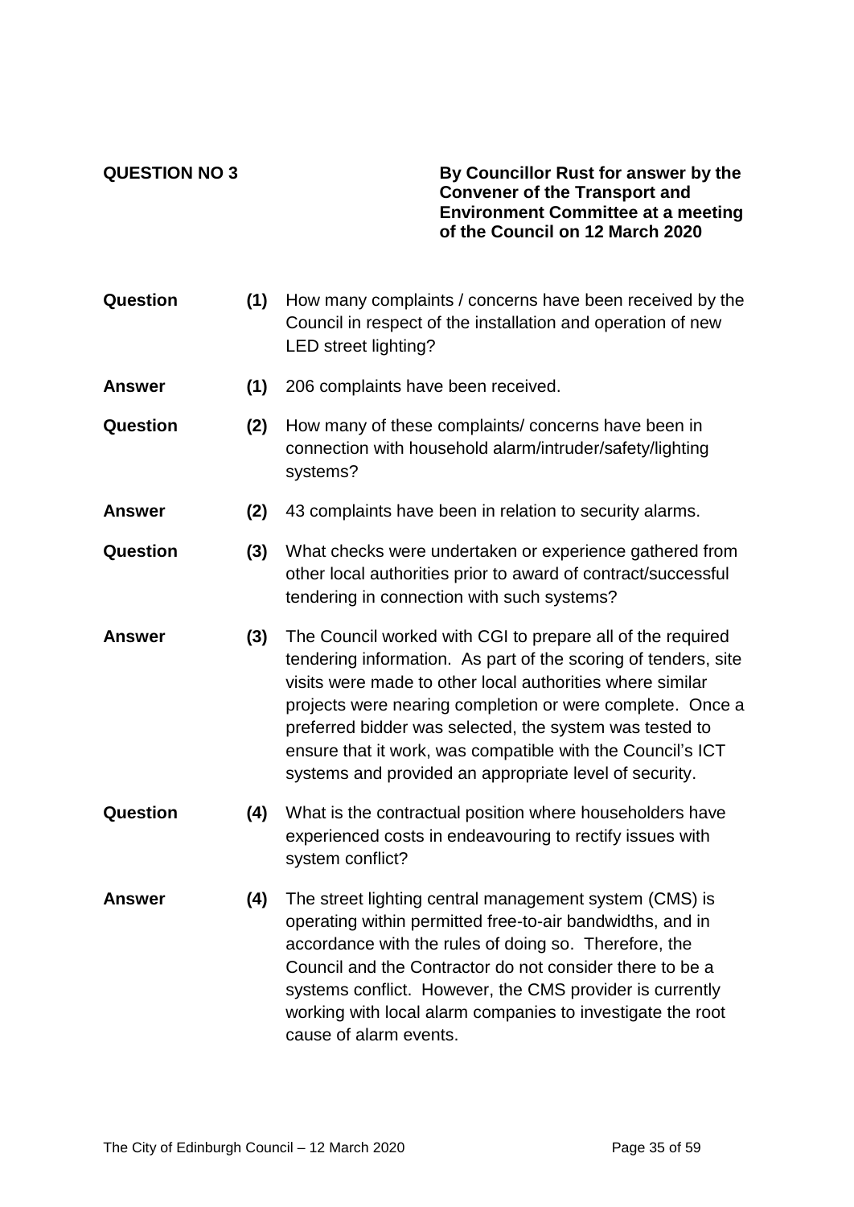**QUESTION NO 3**

**By Councillor Rust for answer by the Convener of the Transport and Environment Committee at a meeting of the Council on 12 March 2020**

| | | |
|---|---|---|
| **Question** | **(1)** | How many complaints / concerns have been received by the Council in respect of the installation and operation of new LED street lighting? |
| **Answer** | **(1)** | 206 complaints have been received. |
| **Question** | **(2)** | How many of these complaints/ concerns have been in connection with household alarm/intruder/safety/lighting systems? |
| **Answer** | **(2)** | 43 complaints have been in relation to security alarms. |
| **Question** | **(3)** | What checks were undertaken or experience gathered from other local authorities prior to award of contract/successful tendering in connection with such systems? |
| **Answer** | **(3)** | The Council worked with CGI to prepare all of the required tendering information. As part of the scoring of tenders, site visits were made to other local authorities where similar projects were nearing completion or were complete. Once a preferred bidder was selected, the system was tested to ensure that it work, was compatible with the Council's ICT systems and provided an appropriate level of security. |
| **Question** | **(4)** | What is the contractual position where householders have experienced costs in endeavouring to rectify issues with system conflict? |
| **Answer** | **(4)** | The street lighting central management system (CMS) is operating within permitted free-to-air bandwidths, and in accordance with the rules of doing so. Therefore, the Council and the Contractor do not consider there to be a systems conflict. However, the CMS provider is currently working with local alarm companies to investigate the root cause of alarm events. |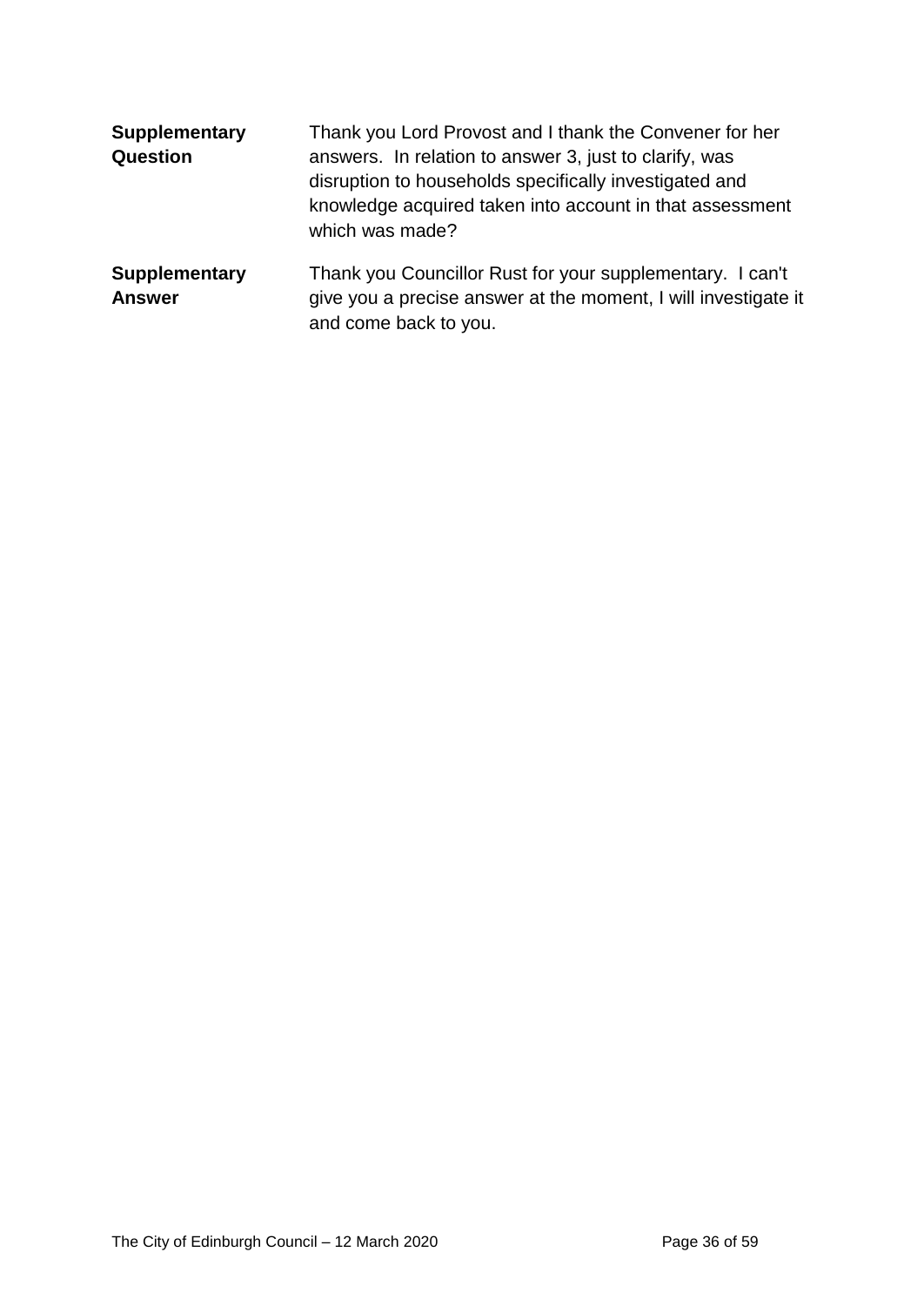| | |
|---|---|
| **Supplementary Question** | Thank you Lord Provost and I thank the Convener for her answers. In relation to answer 3, just to clarify, was disruption to households specifically investigated and knowledge acquired taken into account in that assessment which was made? |
| **Supplementary Answer** | Thank you Councillor Rust for your supplementary. I can't give you a precise answer at the moment, I will investigate it and come back to you. |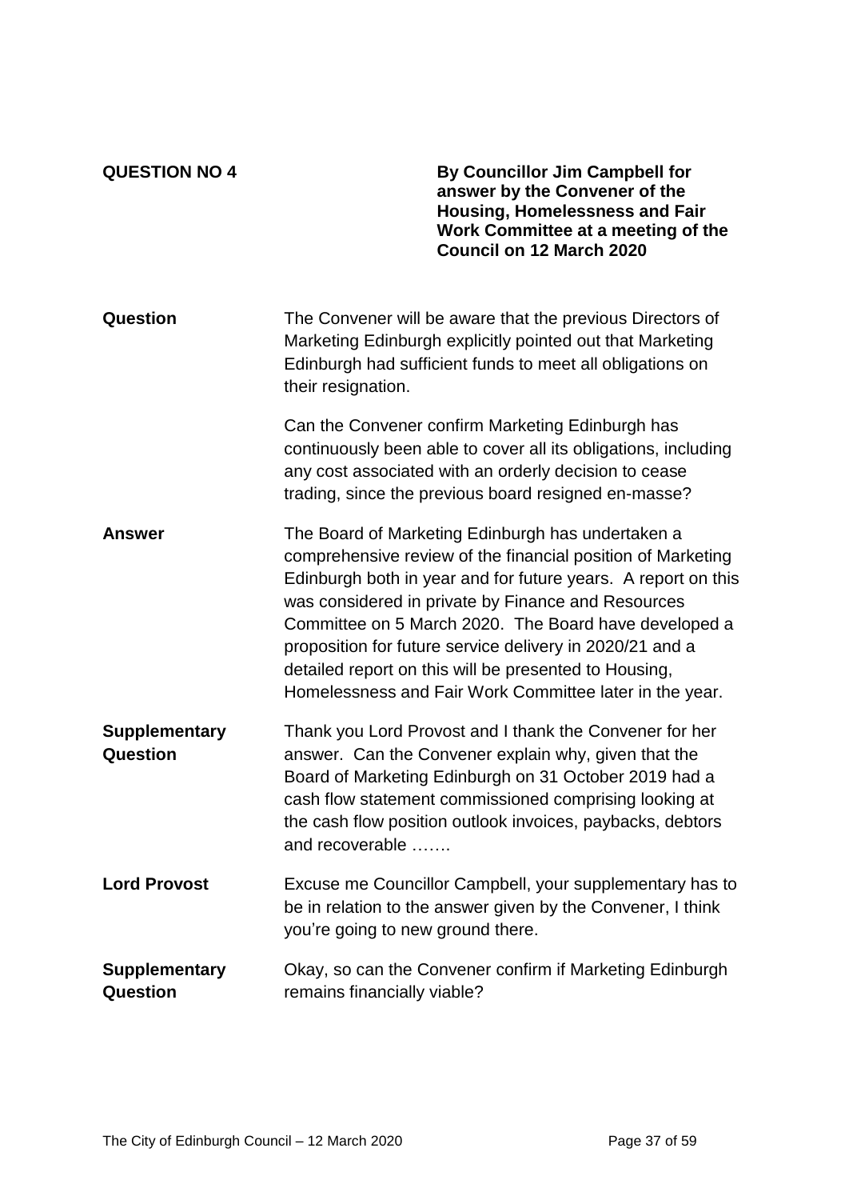**QUESTION NO 4**

**By Councillor Jim Campbell for answer by the Convener of the Housing, Homelessness and Fair Work Committee at a meeting of the Council on 12 March 2020**

**Question**

The Convener will be aware that the previous Directors of Marketing Edinburgh explicitly pointed out that Marketing Edinburgh had sufficient funds to meet all obligations on their resignation.

Can the Convener confirm Marketing Edinburgh has continuously been able to cover all its obligations, including any cost associated with an orderly decision to cease trading, since the previous board resigned en-masse?

**Answer**

The Board of Marketing Edinburgh has undertaken a comprehensive review of the financial position of Marketing Edinburgh both in year and for future years. A report on this was considered in private by Finance and Resources Committee on 5 March 2020. The Board have developed a proposition for future service delivery in 2020/21 and a detailed report on this will be presented to Housing, Homelessness and Fair Work Committee later in the year.

**Supplementary Question**

Thank you Lord Provost and I thank the Convener for her answer. Can the Convener explain why, given that the Board of Marketing Edinburgh on 31 October 2019 had a cash flow statement commissioned comprising looking at the cash flow position outlook invoices, paybacks, debtors and recoverable …….

**Lord Provost**

Excuse me Councillor Campbell, your supplementary has to be in relation to the answer given by the Convener, I think you're going to new ground there.

**Supplementary Question**

Okay, so can the Convener confirm if Marketing Edinburgh remains financially viable?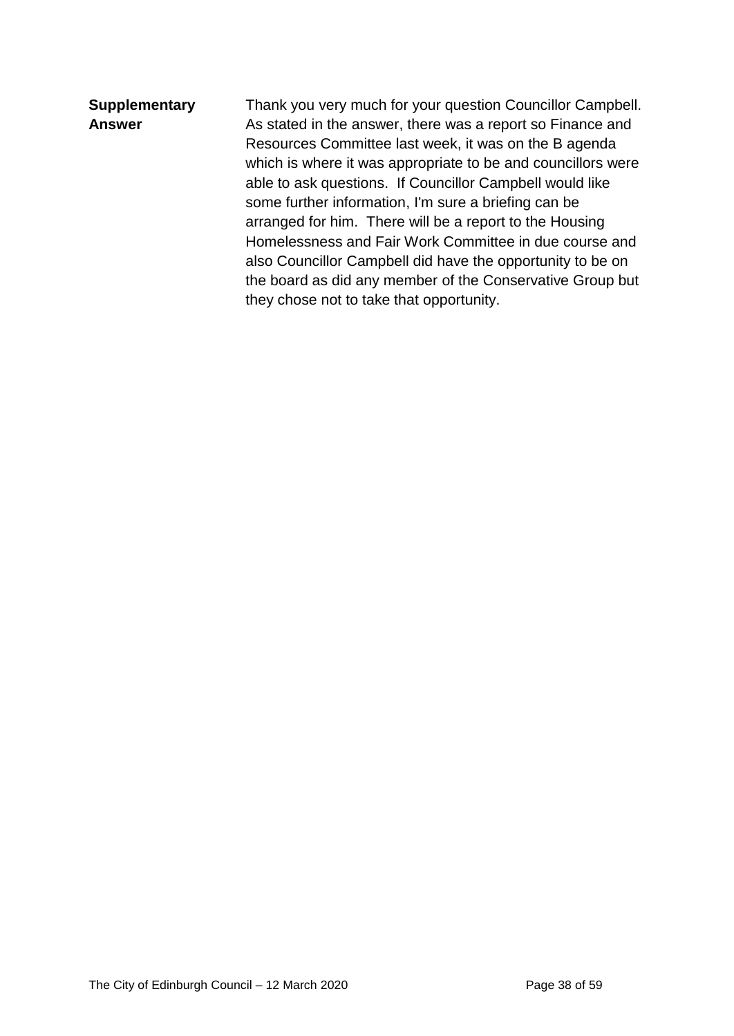| **Supplementary Answer** | Thank you very much for your question Councillor Campbell. As stated in the answer, there was a report so Finance and Resources Committee last week, it was on the B agenda which is where it was appropriate to be and councillors were able to ask questions. If Councillor Campbell would like some further information, I'm sure a briefing can be arranged for him. There will be a report to the Housing Homelessness and Fair Work Committee in due course and also Councillor Campbell did have the opportunity to be on the board as did any member of the Conservative Group but they chose not to take that opportunity. |
|---|---|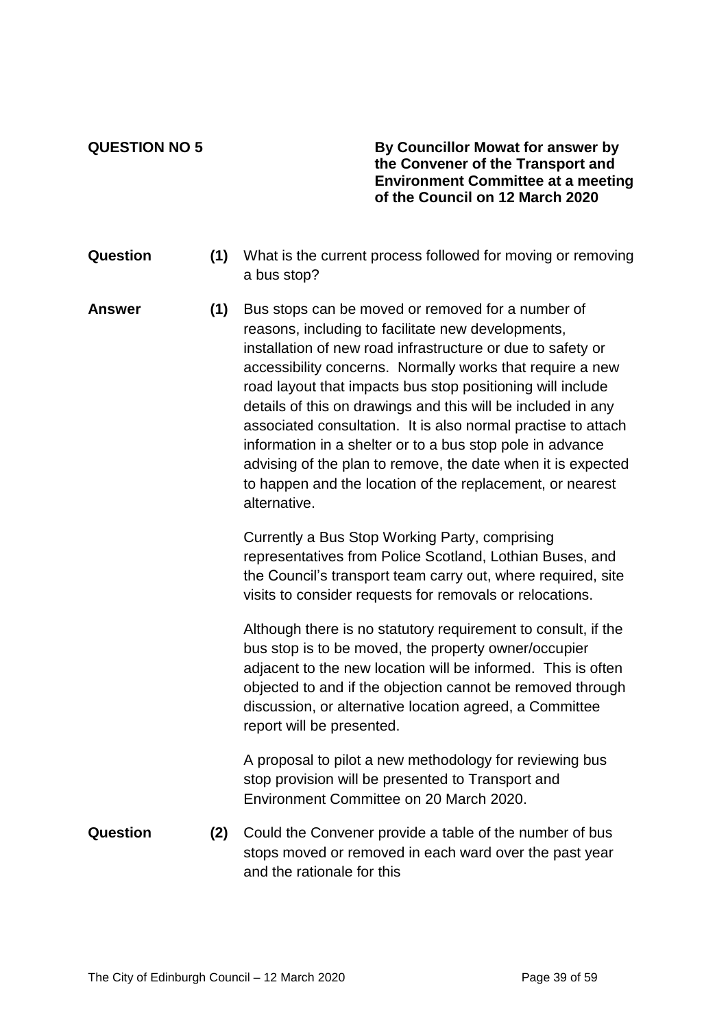**QUESTION NO 5**

**By Councillor Mowat for answer by the Convener of the Transport and Environment Committee at a meeting of the Council on 12 March 2020**

**Question** **(1)** What is the current process followed for moving or removing a bus stop?

**Answer** **(1)** Bus stops can be moved or removed for a number of reasons, including to facilitate new developments, installation of new road infrastructure or due to safety or accessibility concerns. Normally works that require a new road layout that impacts bus stop positioning will include details of this on drawings and this will be included in any associated consultation. It is also normal practise to attach information in a shelter or to a bus stop pole in advance advising of the plan to remove, the date when it is expected to happen and the location of the replacement, or nearest alternative.

Currently a Bus Stop Working Party, comprising representatives from Police Scotland, Lothian Buses, and the Council's transport team carry out, where required, site visits to consider requests for removals or relocations.

Although there is no statutory requirement to consult, if the bus stop is to be moved, the property owner/occupier adjacent to the new location will be informed. This is often objected to and if the objection cannot be removed through discussion, or alternative location agreed, a Committee report will be presented.

A proposal to pilot a new methodology for reviewing bus stop provision will be presented to Transport and Environment Committee on 20 March 2020.

**Question** **(2)** Could the Convener provide a table of the number of bus stops moved or removed in each ward over the past year and the rationale for this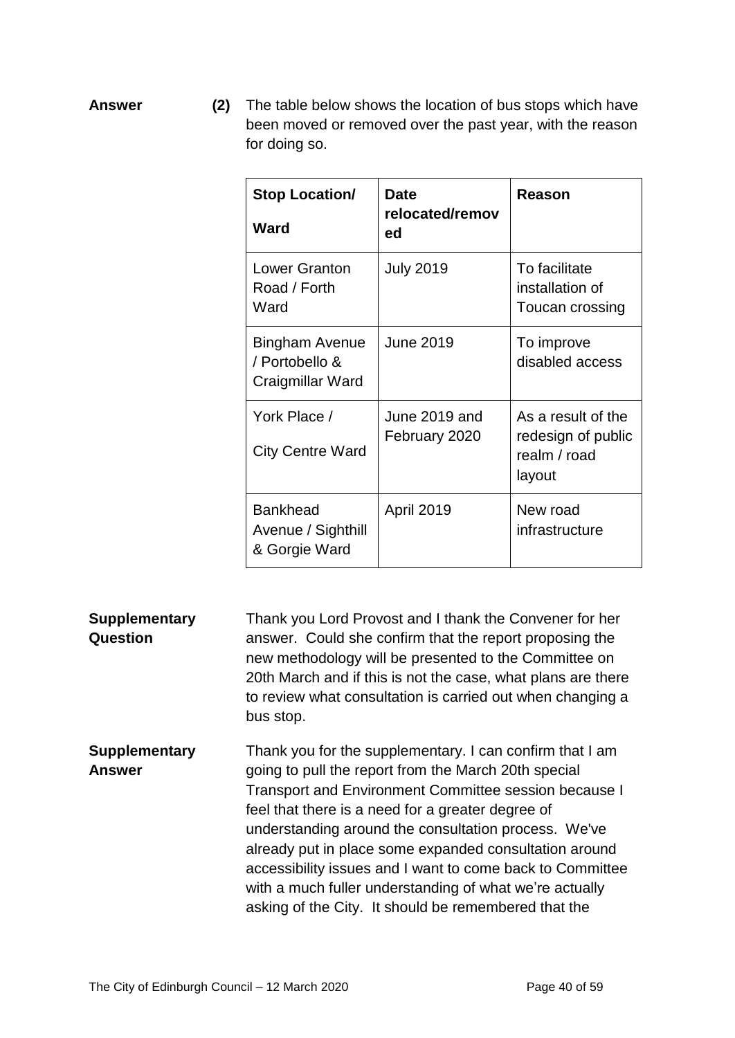**Answer** **(2)** The table below shows the location of bus stops which have been moved or removed over the past year, with the reason for doing so.

| Stop Location/ Ward | Date relocated/removed | Reason |
|---|---|---|
| Lower Granton Road / Forth Ward | July 2019 | To facilitate installation of Toucan crossing |
| Bingham Avenue / Portobello & Craigmillar Ward | June 2019 | To improve disabled access |
| York Place / City Centre Ward | June 2019 and February 2020 | As a result of the redesign of public realm / road layout |
| Bankhead Avenue / Sighthill & Gorgie Ward | April 2019 | New road infrastructure |

**Supplementary Question**

Thank you Lord Provost and I thank the Convener for her answer. Could she confirm that the report proposing the new methodology will be presented to the Committee on 20th March and if this is not the case, what plans are there to review what consultation is carried out when changing a bus stop.

**Supplementary Answer**

Thank you for the supplementary. I can confirm that I am going to pull the report from the March 20th special Transport and Environment Committee session because I feel that there is a need for a greater degree of understanding around the consultation process. We've already put in place some expanded consultation around accessibility issues and I want to come back to Committee with a much fuller understanding of what we're actually asking of the City. It should be remembered that the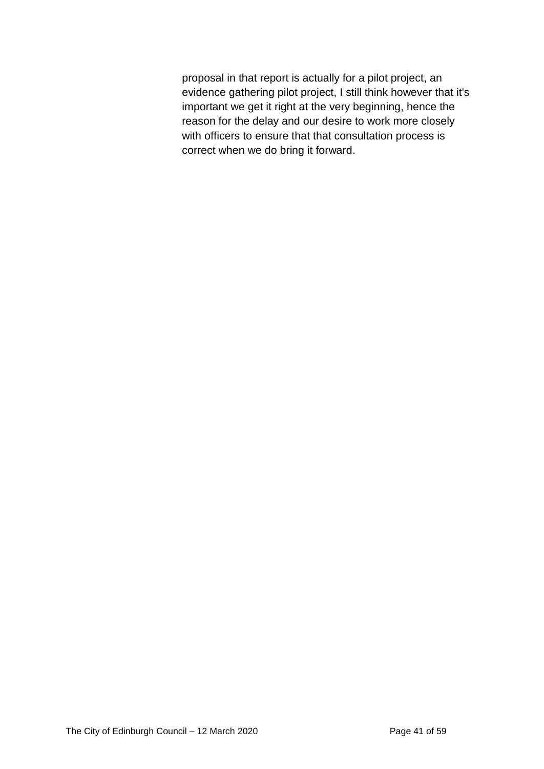proposal in that report is actually for a pilot project, an evidence gathering pilot project, I still think however that it's important we get it right at the very beginning, hence the reason for the delay and our desire to work more closely with officers to ensure that that consultation process is correct when we do bring it forward.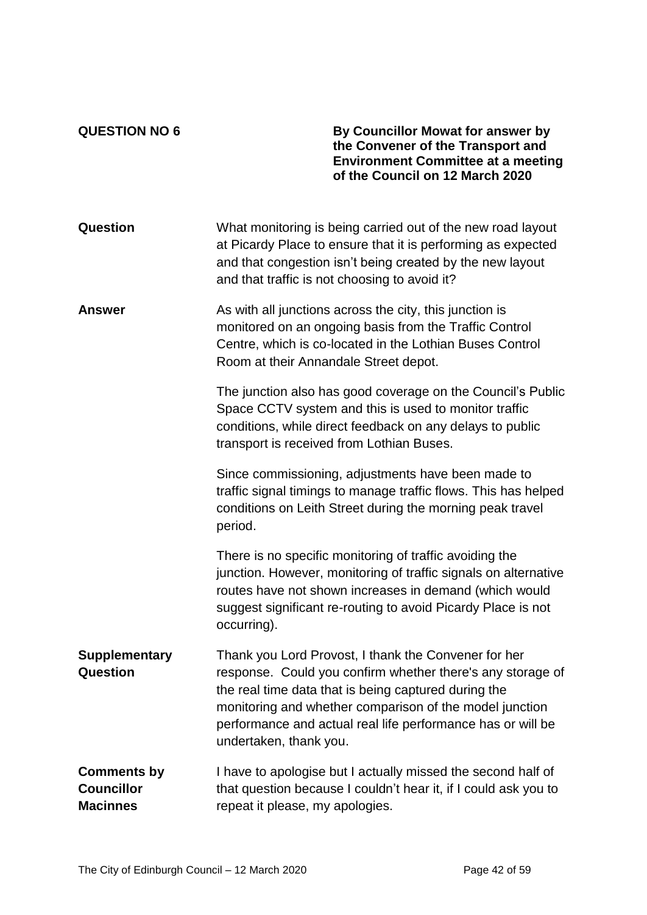**QUESTION NO 6**

**By Councillor Mowat for answer by the Convener of the Transport and Environment Committee at a meeting of the Council on 12 March 2020**

**Question**

What monitoring is being carried out of the new road layout at Picardy Place to ensure that it is performing as expected and that congestion isn't being created by the new layout and that traffic is not choosing to avoid it?

**Answer**

As with all junctions across the city, this junction is monitored on an ongoing basis from the Traffic Control Centre, which is co-located in the Lothian Buses Control Room at their Annandale Street depot.

The junction also has good coverage on the Council's Public Space CCTV system and this is used to monitor traffic conditions, while direct feedback on any delays to public transport is received from Lothian Buses.

Since commissioning, adjustments have been made to traffic signal timings to manage traffic flows. This has helped conditions on Leith Street during the morning peak travel period.

There is no specific monitoring of traffic avoiding the junction. However, monitoring of traffic signals on alternative routes have not shown increases in demand (which would suggest significant re-routing to avoid Picardy Place is not occurring).

**Supplementary Question**

Thank you Lord Provost, I thank the Convener for her response. Could you confirm whether there's any storage of the real time data that is being captured during the monitoring and whether comparison of the model junction performance and actual real life performance has or will be undertaken, thank you.

**Comments by Councillor Macinnes**

I have to apologise but I actually missed the second half of that question because I couldn't hear it, if I could ask you to repeat it please, my apologies.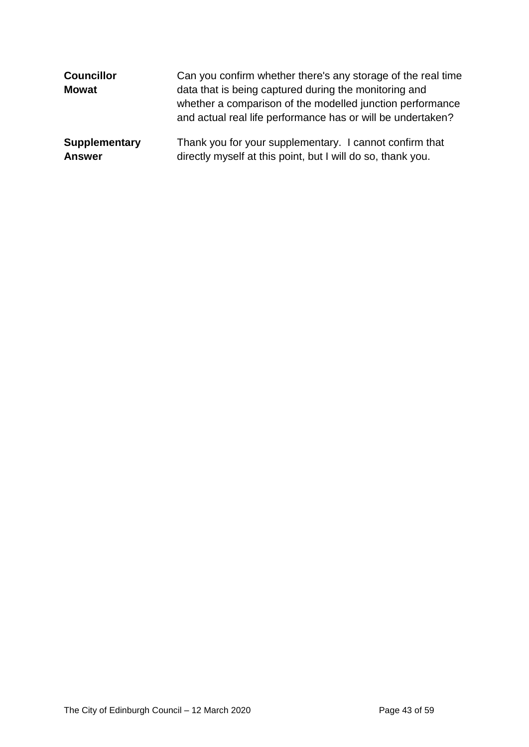| | |
|---|---|
| **Councillor Mowat** | Can you confirm whether there's any storage of the real time data that is being captured during the monitoring and whether a comparison of the modelled junction performance and actual real life performance has or will be undertaken? |
| **Supplementary Answer** | Thank you for your supplementary. I cannot confirm that directly myself at this point, but I will do so, thank you. |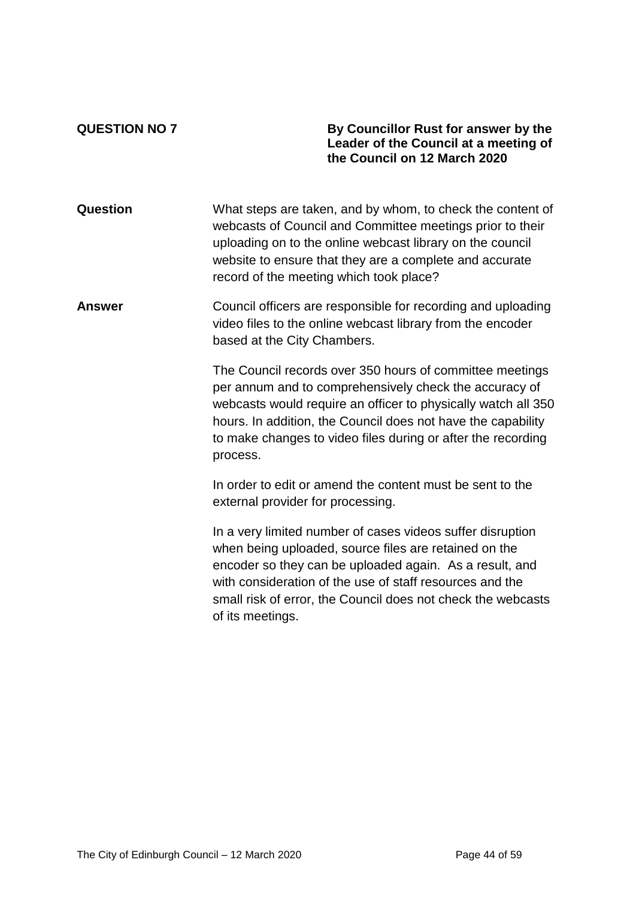**QUESTION NO 7**

**By Councillor Rust for answer by the Leader of the Council at a meeting of the Council on 12 March 2020**

**Question**

What steps are taken, and by whom, to check the content of webcasts of Council and Committee meetings prior to their uploading on to the online webcast library on the council website to ensure that they are a complete and accurate record of the meeting which took place?

**Answer**

Council officers are responsible for recording and uploading video files to the online webcast library from the encoder based at the City Chambers.

The Council records over 350 hours of committee meetings per annum and to comprehensively check the accuracy of webcasts would require an officer to physically watch all 350 hours. In addition, the Council does not have the capability to make changes to video files during or after the recording process.

In order to edit or amend the content must be sent to the external provider for processing.

In a very limited number of cases videos suffer disruption when being uploaded, source files are retained on the encoder so they can be uploaded again. As a result, and with consideration of the use of staff resources and the small risk of error, the Council does not check the webcasts of its meetings.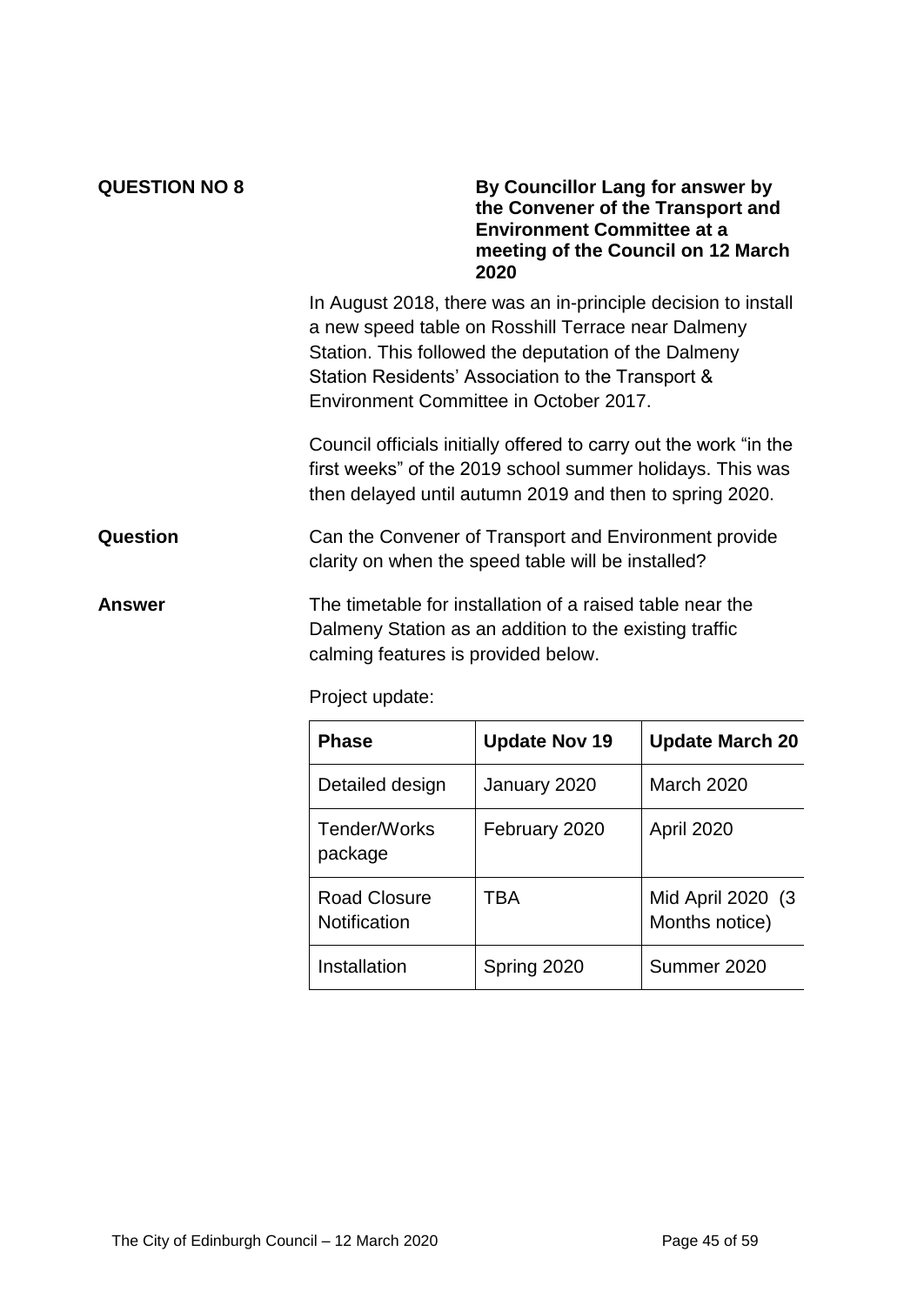**QUESTION NO 8**

**By Councillor Lang for answer by the Convener of the Transport and Environment Committee at a meeting of the Council on 12 March 2020**

In August 2018, there was an in-principle decision to install a new speed table on Rosshill Terrace near Dalmeny Station. This followed the deputation of the Dalmeny Station Residents' Association to the Transport & Environment Committee in October 2017.

Council officials initially offered to carry out the work "in the first weeks" of the 2019 school summer holidays. This was then delayed until autumn 2019 and then to spring 2020.

**Question**

Can the Convener of Transport and Environment provide clarity on when the speed table will be installed?

**Answer**

The timetable for installation of a raised table near the Dalmeny Station as an addition to the existing traffic calming features is provided below.

Project update:

| Phase | Update Nov 19 | Update March 20 |
|---|---|---|
| Detailed design | January 2020 | March 2020 |
| Tender/Works package | February 2020 | April 2020 |
| Road Closure Notification | TBA | Mid April 2020 (3 Months notice) |
| Installation | Spring 2020 | Summer 2020 |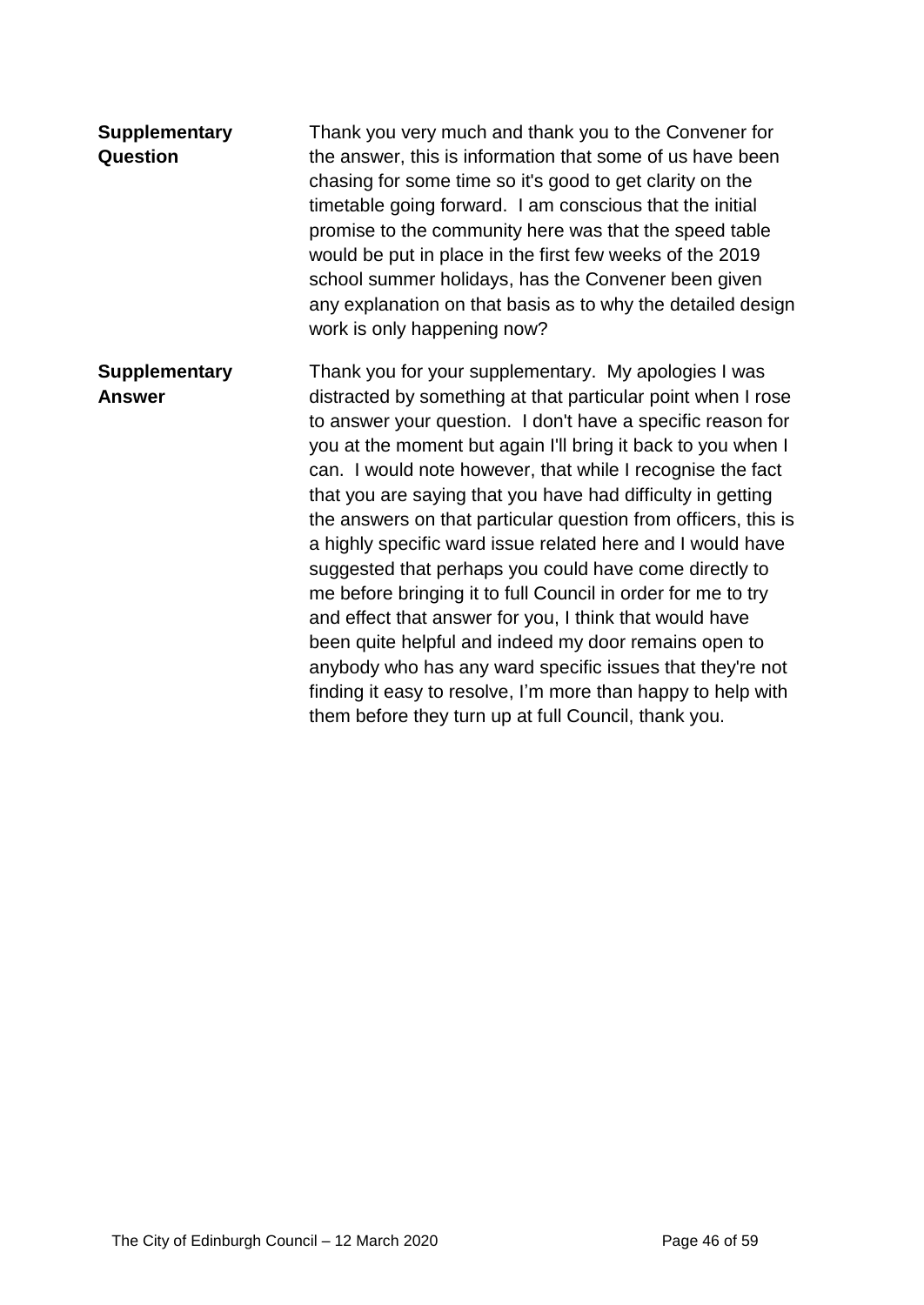| | |
|---|---|
| **Supplementary Question** | Thank you very much and thank you to the Convener for the answer, this is information that some of us have been chasing for some time so it's good to get clarity on the timetable going forward. I am conscious that the initial promise to the community here was that the speed table would be put in place in the first few weeks of the 2019 school summer holidays, has the Convener been given any explanation on that basis as to why the detailed design work is only happening now? |
| **Supplementary Answer** | Thank you for your supplementary. My apologies I was distracted by something at that particular point when I rose to answer your question. I don't have a specific reason for you at the moment but again I'll bring it back to you when I can. I would note however, that while I recognise the fact that you are saying that you have had difficulty in getting the answers on that particular question from officers, this is a highly specific ward issue related here and I would have suggested that perhaps you could have come directly to me before bringing it to full Council in order for me to try and effect that answer for you, I think that would have been quite helpful and indeed my door remains open to anybody who has any ward specific issues that they're not finding it easy to resolve, I'm more than happy to help with them before they turn up at full Council, thank you. |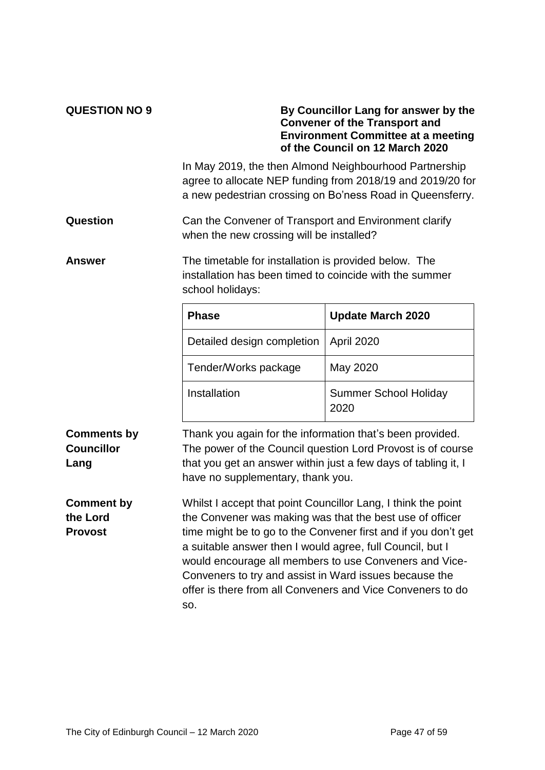**QUESTION NO 9**

**By Councillor Lang for answer by the Convener of the Transport and Environment Committee at a meeting of the Council on 12 March 2020**

In May 2019, the then Almond Neighbourhood Partnership agree to allocate NEP funding from 2018/19 and 2019/20 for a new pedestrian crossing on Bo'ness Road in Queensferry.

**Question**

Can the Convener of Transport and Environment clarify when the new crossing will be installed?

**Answer**

The timetable for installation is provided below. The installation has been timed to coincide with the summer school holidays:

| Phase | Update March 2020 |
|---|---|
| Detailed design completion | April 2020 |
| Tender/Works package | May 2020 |
| Installation | Summer School Holiday 2020 |

**Comments by Councillor Lang**

Thank you again for the information that's been provided. The power of the Council question Lord Provost is of course that you get an answer within just a few days of tabling it, I have no supplementary, thank you.

**Comment by the Lord Provost**

Whilst I accept that point Councillor Lang, I think the point the Convener was making was that the best use of officer time might be to go to the Convener first and if you don't get a suitable answer then I would agree, full Council, but I would encourage all members to use Conveners and Vice-Conveners to try and assist in Ward issues because the offer is there from all Conveners and Vice Conveners to do so.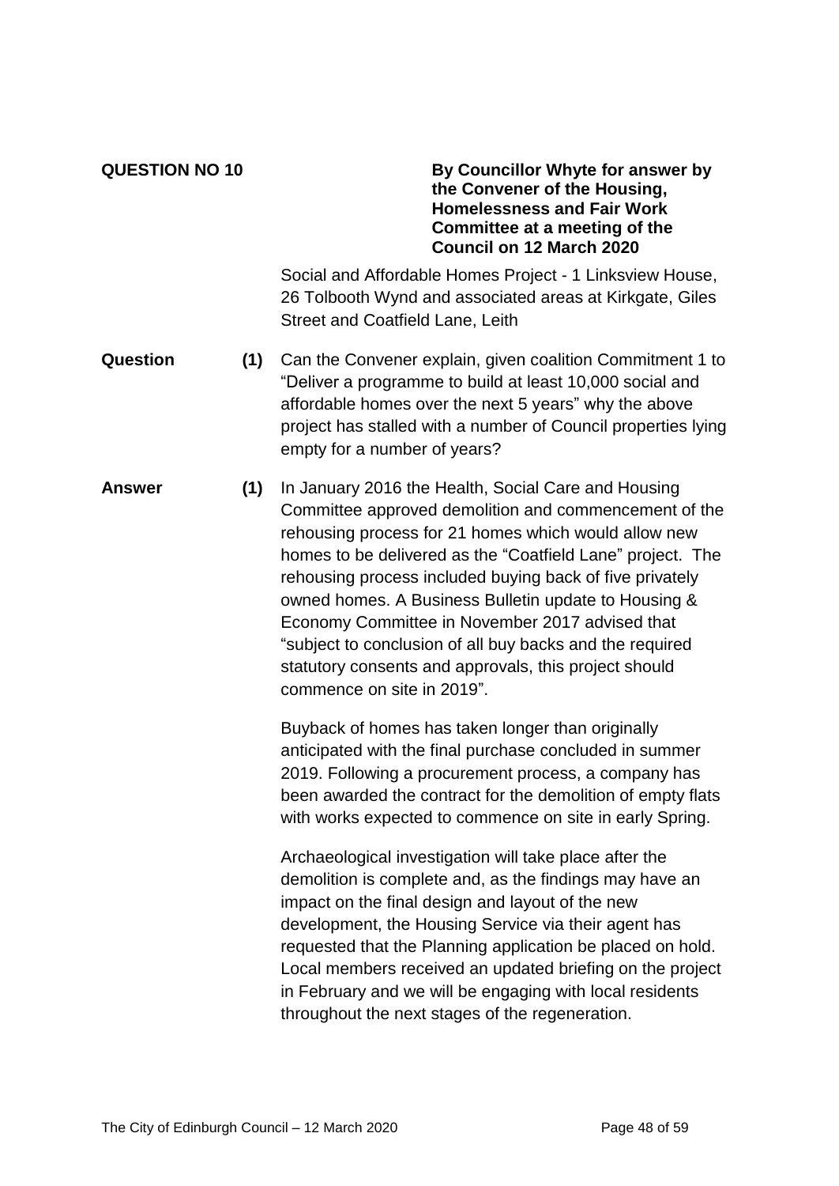**QUESTION NO 10**

**By Councillor Whyte for answer by the Convener of the Housing, Homelessness and Fair Work Committee at a meeting of the Council on 12 March 2020**

Social and Affordable Homes Project - 1 Linksview House, 26 Tolbooth Wynd and associated areas at Kirkgate, Giles Street and Coatfield Lane, Leith

**Question** **(1)** Can the Convener explain, given coalition Commitment 1 to "Deliver a programme to build at least 10,000 social and affordable homes over the next 5 years" why the above project has stalled with a number of Council properties lying empty for a number of years?

**Answer** **(1)** In January 2016 the Health, Social Care and Housing Committee approved demolition and commencement of the rehousing process for 21 homes which would allow new homes to be delivered as the "Coatfield Lane" project. The rehousing process included buying back of five privately owned homes. A Business Bulletin update to Housing & Economy Committee in November 2017 advised that "subject to conclusion of all buy backs and the required statutory consents and approvals, this project should commence on site in 2019".

Buyback of homes has taken longer than originally anticipated with the final purchase concluded in summer 2019. Following a procurement process, a company has been awarded the contract for the demolition of empty flats with works expected to commence on site in early Spring.

Archaeological investigation will take place after the demolition is complete and, as the findings may have an impact on the final design and layout of the new development, the Housing Service via their agent has requested that the Planning application be placed on hold. Local members received an updated briefing on the project in February and we will be engaging with local residents throughout the next stages of the regeneration.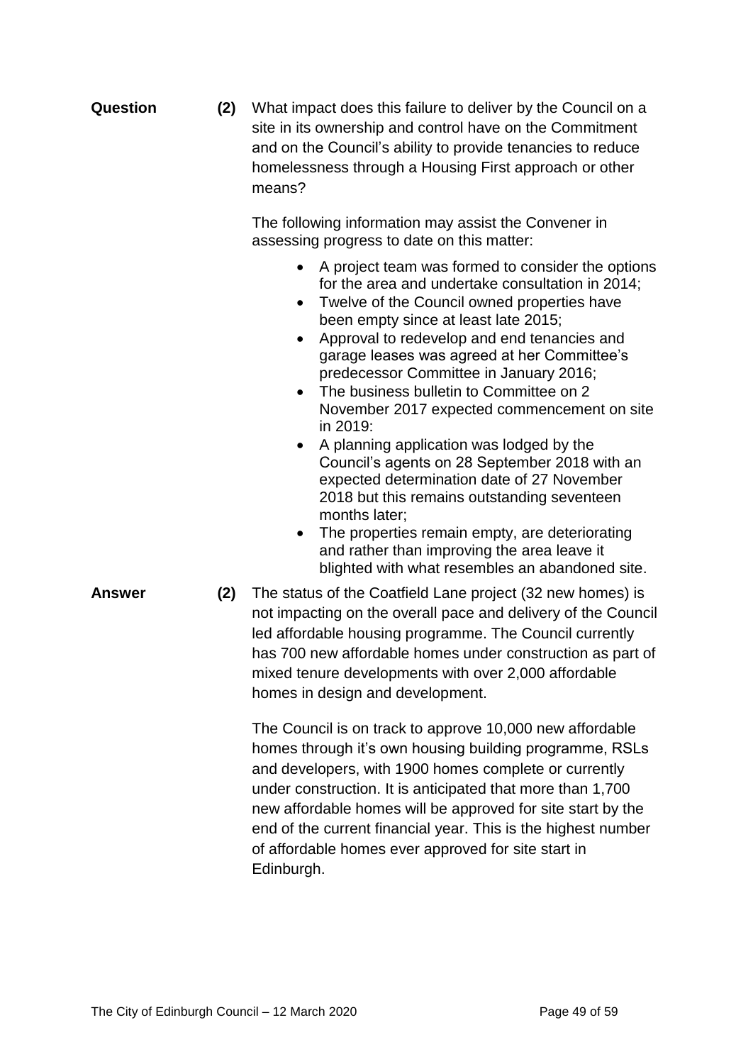**Question** **(2)** What impact does this failure to deliver by the Council on a site in its ownership and control have on the Commitment and on the Council's ability to provide tenancies to reduce homelessness through a Housing First approach or other means?

The following information may assist the Convener in assessing progress to date on this matter:

- A project team was formed to consider the options for the area and undertake consultation in 2014;
- Twelve of the Council owned properties have been empty since at least late 2015;
- Approval to redevelop and end tenancies and garage leases was agreed at her Committee's predecessor Committee in January 2016;
- The business bulletin to Committee on 2 November 2017 expected commencement on site in 2019:
- A planning application was lodged by the Council's agents on 28 September 2018 with an expected determination date of 27 November 2018 but this remains outstanding seventeen months later;
- The properties remain empty, are deteriorating and rather than improving the area leave it blighted with what resembles an abandoned site.

**Answer** **(2)** The status of the Coatfield Lane project (32 new homes) is not impacting on the overall pace and delivery of the Council led affordable housing programme. The Council currently has 700 new affordable homes under construction as part of mixed tenure developments with over 2,000 affordable homes in design and development.

The Council is on track to approve 10,000 new affordable homes through it's own housing building programme, RSLs and developers, with 1900 homes complete or currently under construction. It is anticipated that more than 1,700 new affordable homes will be approved for site start by the end of the current financial year. This is the highest number of affordable homes ever approved for site start in Edinburgh.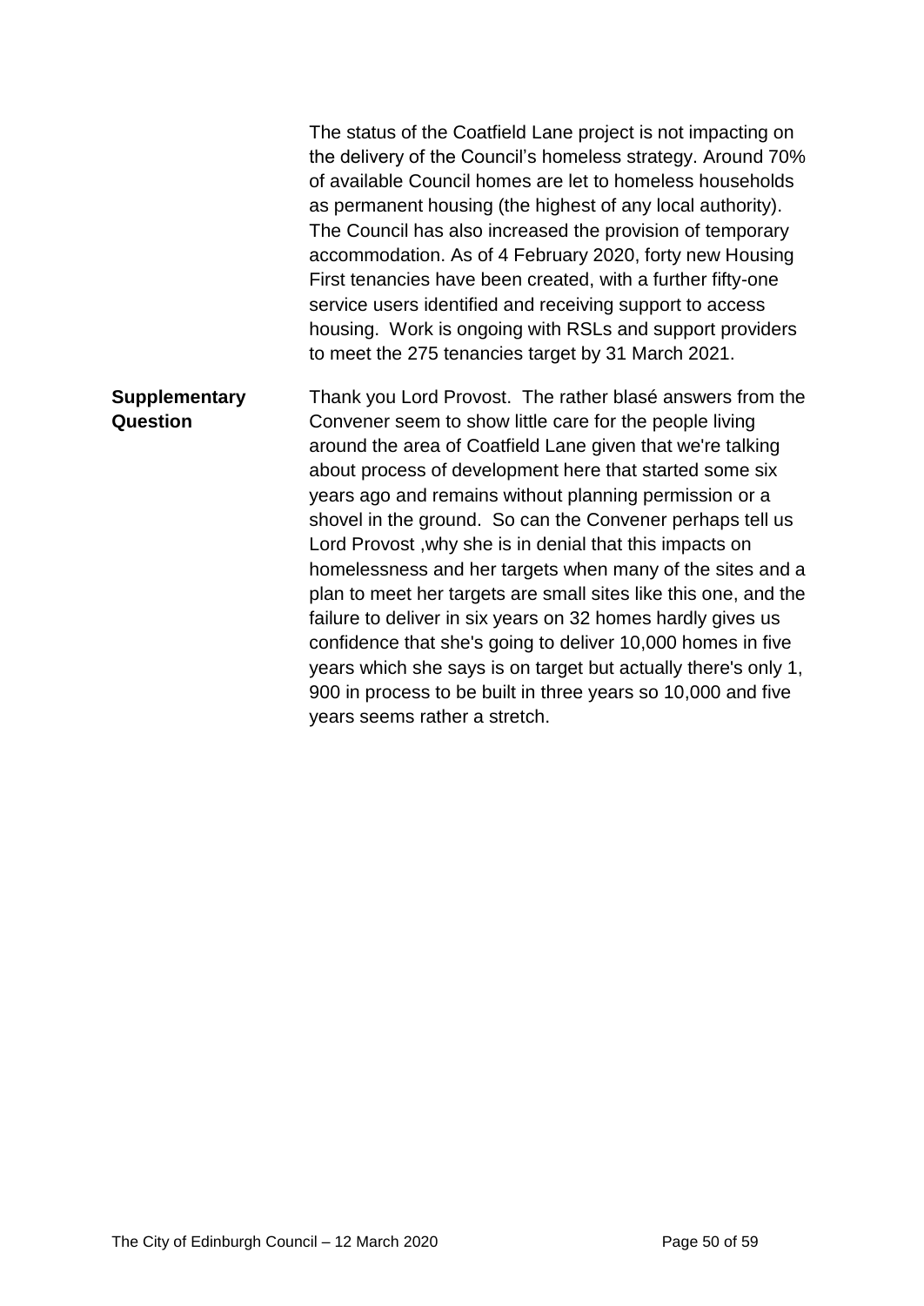The status of the Coatfield Lane project is not impacting on the delivery of the Council's homeless strategy. Around 70% of available Council homes are let to homeless households as permanent housing (the highest of any local authority). The Council has also increased the provision of temporary accommodation. As of 4 February 2020, forty new Housing First tenancies have been created, with a further fifty-one service users identified and receiving support to access housing. Work is ongoing with RSLs and support providers to meet the 275 tenancies target by 31 March 2021.

| | |
|---|---|
| **Supplementary Question** | Thank you Lord Provost. The rather blasé answers from the Convener seem to show little care for the people living around the area of Coatfield Lane given that we're talking about process of development here that started some six years ago and remains without planning permission or a shovel in the ground. So can the Convener perhaps tell us Lord Provost ,why she is in denial that this impacts on homelessness and her targets when many of the sites and a plan to meet her targets are small sites like this one, and the failure to deliver in six years on 32 homes hardly gives us confidence that she's going to deliver 10,000 homes in five years which she says is on target but actually there's only 1, 900 in process to be built in three years so 10,000 and five years seems rather a stretch. |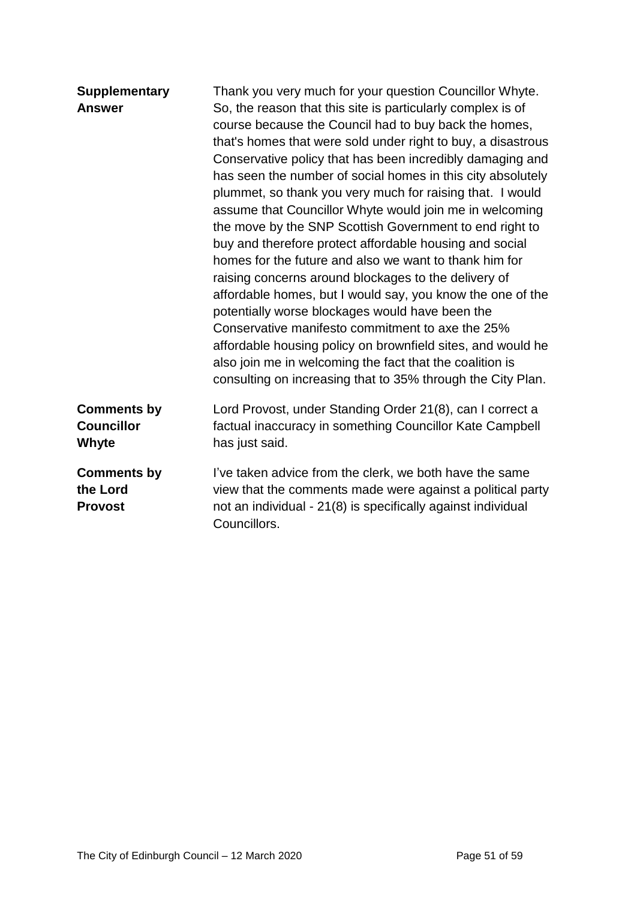**Supplementary Answer**

Thank you very much for your question Councillor Whyte. So, the reason that this site is particularly complex is of course because the Council had to buy back the homes, that's homes that were sold under right to buy, a disastrous Conservative policy that has been incredibly damaging and has seen the number of social homes in this city absolutely plummet, so thank you very much for raising that. I would assume that Councillor Whyte would join me in welcoming the move by the SNP Scottish Government to end right to buy and therefore protect affordable housing and social homes for the future and also we want to thank him for raising concerns around blockages to the delivery of affordable homes, but I would say, you know the one of the potentially worse blockages would have been the Conservative manifesto commitment to axe the 25% affordable housing policy on brownfield sites, and would he also join me in welcoming the fact that the coalition is consulting on increasing that to 35% through the City Plan.

**Comments by Councillor Whyte**

Lord Provost, under Standing Order 21(8), can I correct a factual inaccuracy in something Councillor Kate Campbell has just said.

**Comments by the Lord Provost**

I've taken advice from the clerk, we both have the same view that the comments made were against a political party not an individual - 21(8) is specifically against individual Councillors.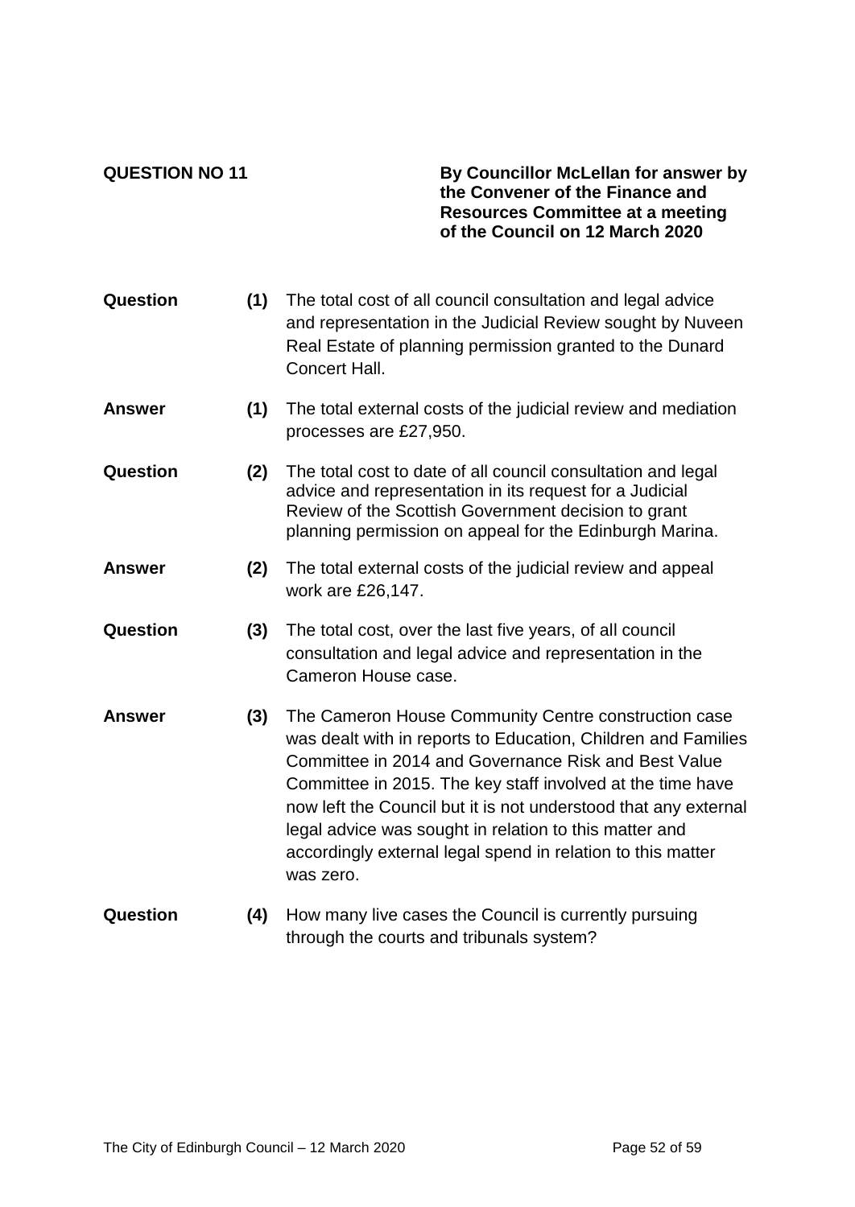**QUESTION NO 11**

**By Councillor McLellan for answer by the Convener of the Finance and Resources Committee at a meeting of the Council on 12 March 2020**

**Question (1)** The total cost of all council consultation and legal advice and representation in the Judicial Review sought by Nuveen Real Estate of planning permission granted to the Dunard Concert Hall.

**Answer (1)** The total external costs of the judicial review and mediation processes are £27,950.

**Question (2)** The total cost to date of all council consultation and legal advice and representation in its request for a Judicial Review of the Scottish Government decision to grant planning permission on appeal for the Edinburgh Marina.

**Answer (2)** The total external costs of the judicial review and appeal work are £26,147.

**Question (3)** The total cost, over the last five years, of all council consultation and legal advice and representation in the Cameron House case.

**Answer (3)** The Cameron House Community Centre construction case was dealt with in reports to Education, Children and Families Committee in 2014 and Governance Risk and Best Value Committee in 2015. The key staff involved at the time have now left the Council but it is not understood that any external legal advice was sought in relation to this matter and accordingly external legal spend in relation to this matter was zero.

**Question (4)** How many live cases the Council is currently pursuing through the courts and tribunals system?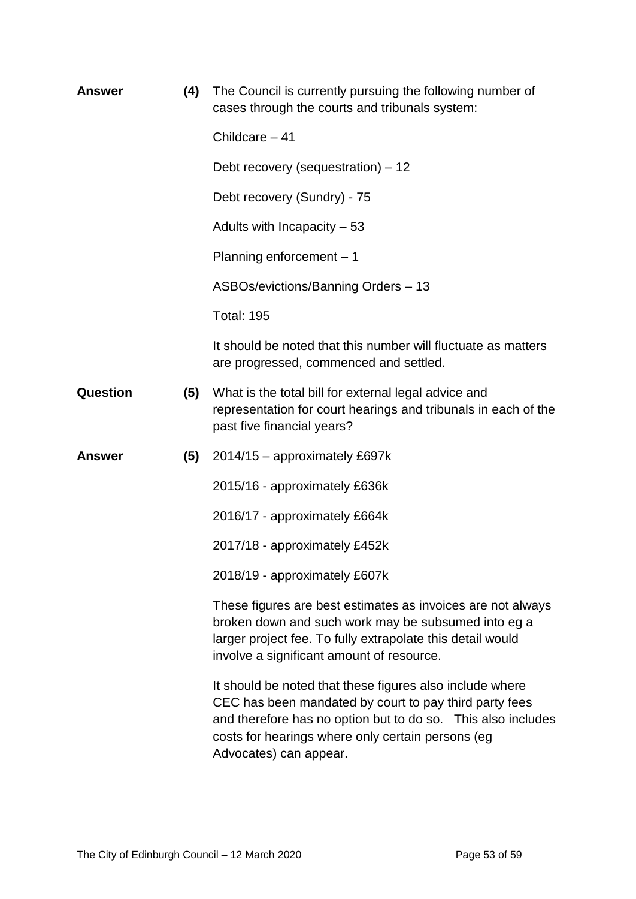**Answer** **(4)** The Council is currently pursuing the following number of cases through the courts and tribunals system:

Childcare – 41

Debt recovery (sequestration) – 12

Debt recovery (Sundry) - 75

Adults with Incapacity – 53

Planning enforcement – 1

ASBOs/evictions/Banning Orders – 13

Total: 195

It should be noted that this number will fluctuate as matters are progressed, commenced and settled.

**Question** **(5)** What is the total bill for external legal advice and representation for court hearings and tribunals in each of the past five financial years?

**Answer** **(5)** 2014/15 – approximately £697k

2015/16 - approximately £636k

2016/17 - approximately £664k

2017/18 - approximately £452k

2018/19 - approximately £607k

These figures are best estimates as invoices are not always broken down and such work may be subsumed into eg a larger project fee. To fully extrapolate this detail would involve a significant amount of resource.

It should be noted that these figures also include where CEC has been mandated by court to pay third party fees and therefore has no option but to do so. This also includes costs for hearings where only certain persons (eg Advocates) can appear.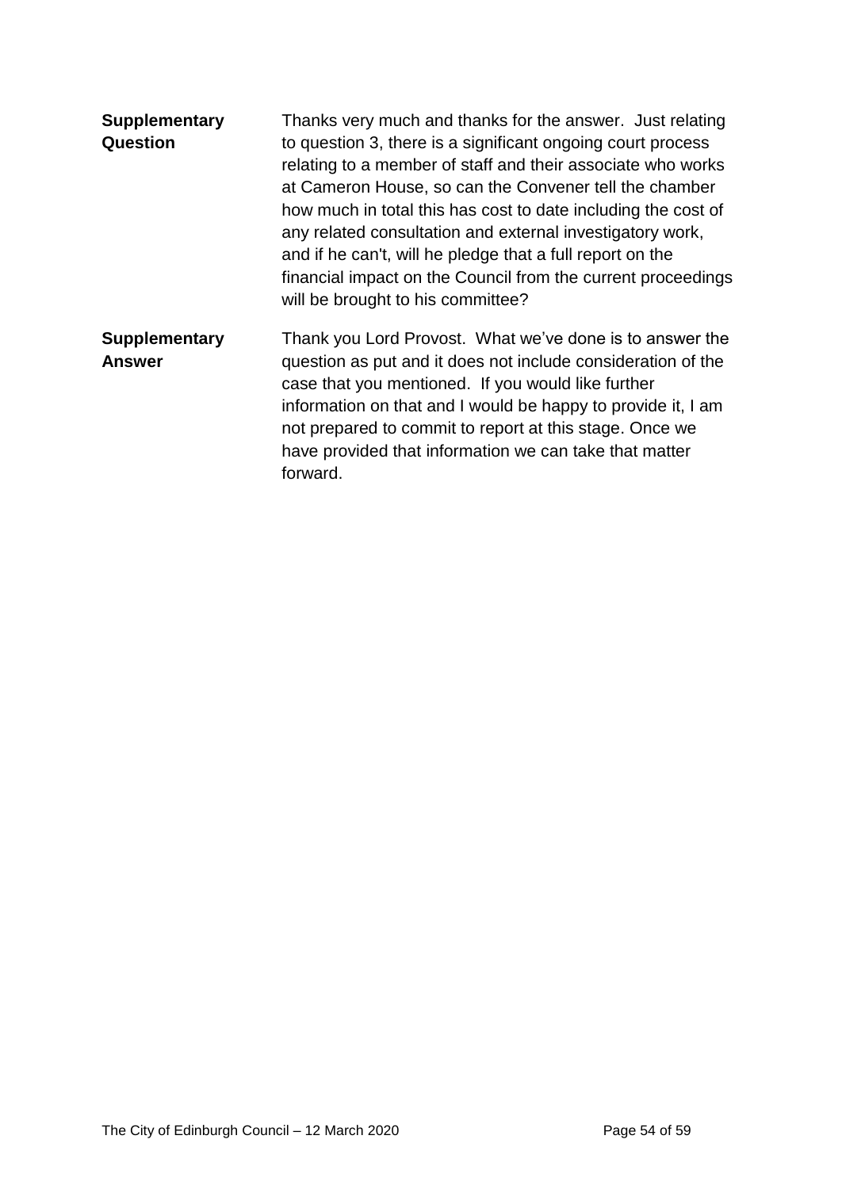**Supplementary Question**

Thanks very much and thanks for the answer. Just relating to question 3, there is a significant ongoing court process relating to a member of staff and their associate who works at Cameron House, so can the Convener tell the chamber how much in total this has cost to date including the cost of any related consultation and external investigatory work, and if he can't, will he pledge that a full report on the financial impact on the Council from the current proceedings will be brought to his committee?

**Supplementary Answer**

Thank you Lord Provost. What we've done is to answer the question as put and it does not include consideration of the case that you mentioned. If you would like further information on that and I would be happy to provide it, I am not prepared to commit to report at this stage. Once we have provided that information we can take that matter forward.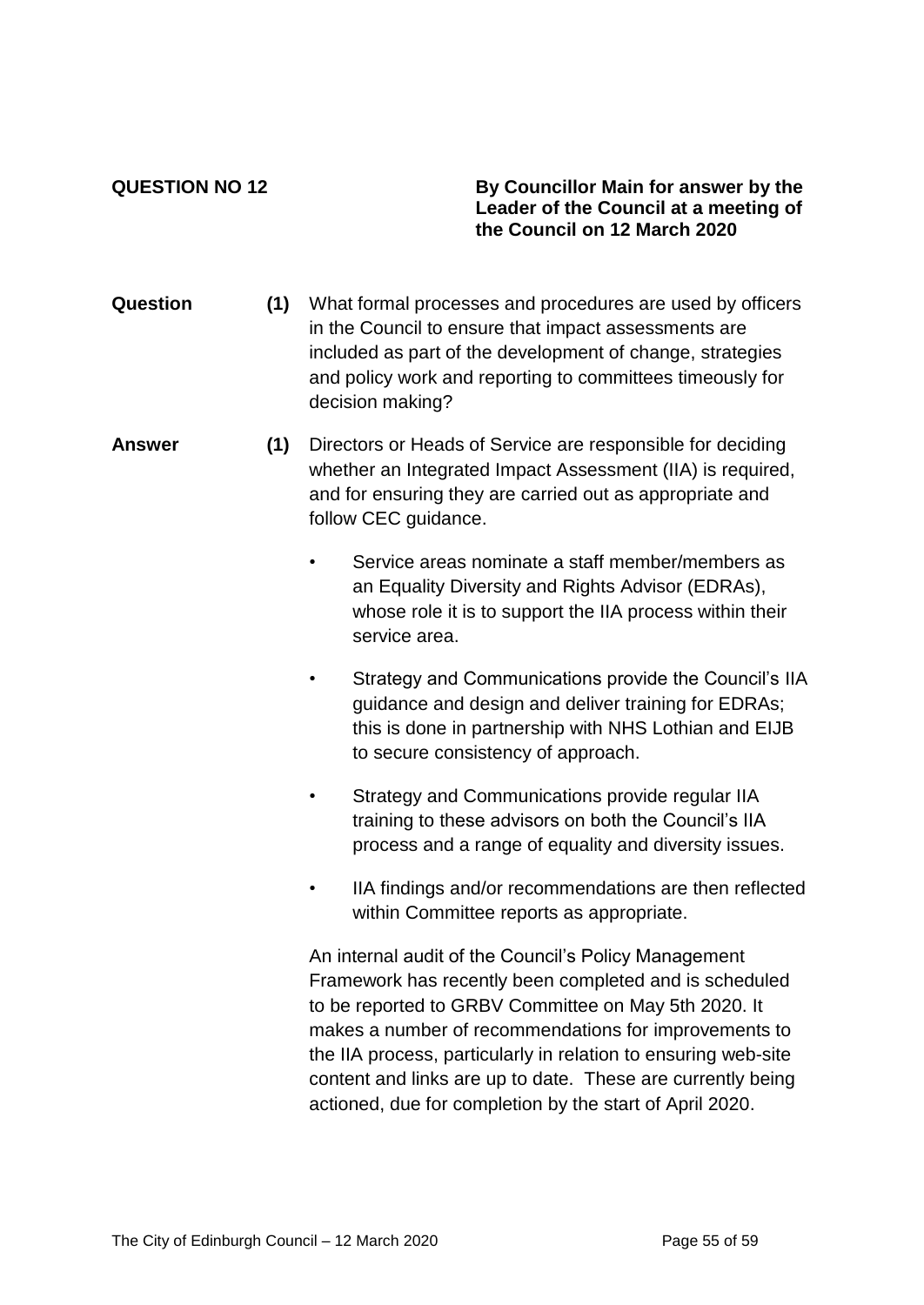**QUESTION NO 12**

**By Councillor Main for answer by the Leader of the Council at a meeting of the Council on 12 March 2020**

**Question** **(1)** What formal processes and procedures are used by officers in the Council to ensure that impact assessments are included as part of the development of change, strategies and policy work and reporting to committees timeously for decision making?

**Answer** **(1)** Directors or Heads of Service are responsible for deciding whether an Integrated Impact Assessment (IIA) is required, and for ensuring they are carried out as appropriate and follow CEC guidance.

- Service areas nominate a staff member/members as an Equality Diversity and Rights Advisor (EDRAs), whose role it is to support the IIA process within their service area.
- Strategy and Communications provide the Council's IIA guidance and design and deliver training for EDRAs; this is done in partnership with NHS Lothian and EIJB to secure consistency of approach.
- Strategy and Communications provide regular IIA training to these advisors on both the Council's IIA process and a range of equality and diversity issues.
- IIA findings and/or recommendations are then reflected within Committee reports as appropriate.

An internal audit of the Council's Policy Management Framework has recently been completed and is scheduled to be reported to GRBV Committee on May 5th 2020. It makes a number of recommendations for improvements to the IIA process, particularly in relation to ensuring web-site content and links are up to date. These are currently being actioned, due for completion by the start of April 2020.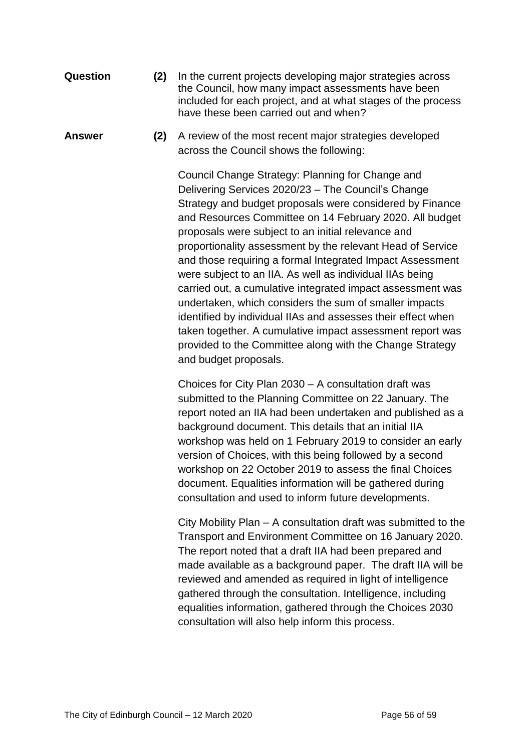**Question** **(2)** In the current projects developing major strategies across the Council, how many impact assessments have been included for each project, and at what stages of the process have these been carried out and when?

**Answer** **(2)** A review of the most recent major strategies developed across the Council shows the following:

Council Change Strategy: Planning for Change and Delivering Services 2020/23 – The Council's Change Strategy and budget proposals were considered by Finance and Resources Committee on 14 February 2020. All budget proposals were subject to an initial relevance and proportionality assessment by the relevant Head of Service and those requiring a formal Integrated Impact Assessment were subject to an IIA. As well as individual IIAs being carried out, a cumulative integrated impact assessment was undertaken, which considers the sum of smaller impacts identified by individual IIAs and assesses their effect when taken together. A cumulative impact assessment report was provided to the Committee along with the Change Strategy and budget proposals.

Choices for City Plan 2030 – A consultation draft was submitted to the Planning Committee on 22 January. The report noted an IIA had been undertaken and published as a background document. This details that an initial IIA workshop was held on 1 February 2019 to consider an early version of Choices, with this being followed by a second workshop on 22 October 2019 to assess the final Choices document. Equalities information will be gathered during consultation and used to inform future developments.

City Mobility Plan – A consultation draft was submitted to the Transport and Environment Committee on 16 January 2020. The report noted that a draft IIA had been prepared and made available as a background paper. The draft IIA will be reviewed and amended as required in light of intelligence gathered through the consultation. Intelligence, including equalities information, gathered through the Choices 2030 consultation will also help inform this process.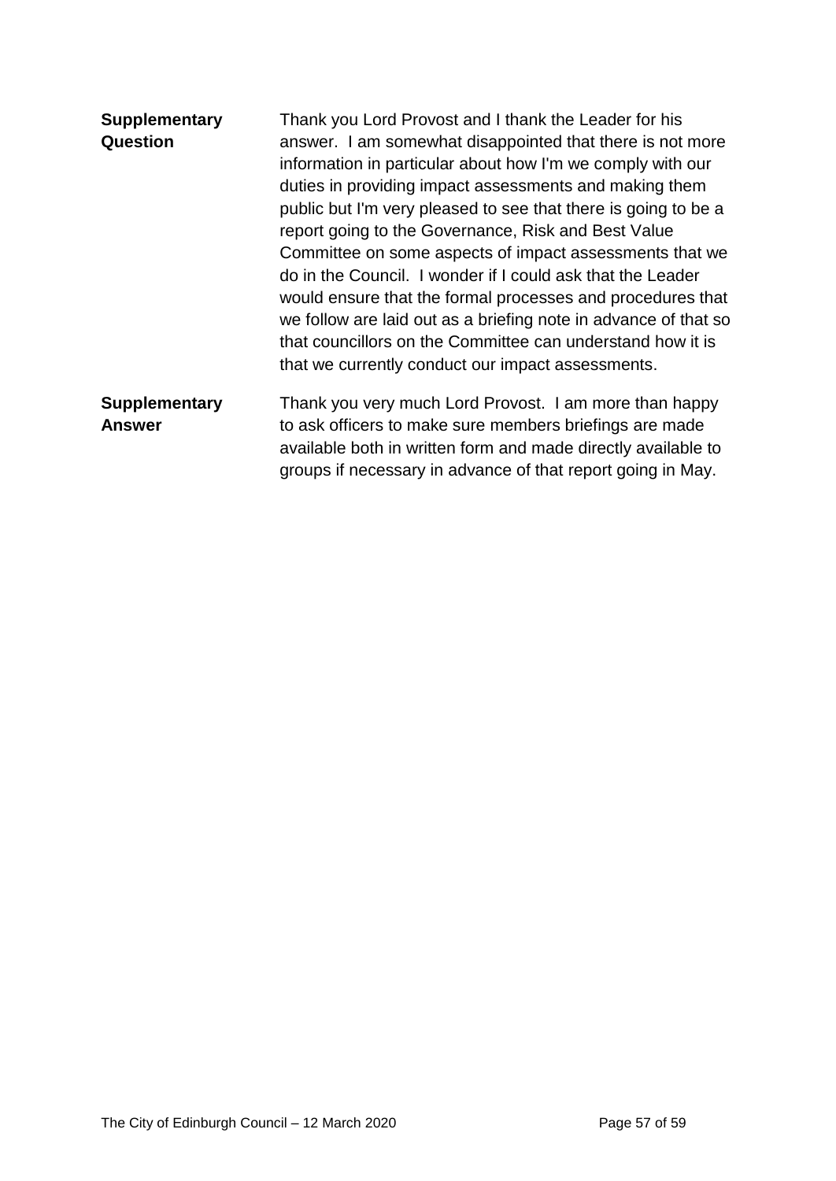| | |
|---|---|
| **Supplementary Question** | Thank you Lord Provost and I thank the Leader for his answer. I am somewhat disappointed that there is not more information in particular about how I'm we comply with our duties in providing impact assessments and making them public but I'm very pleased to see that there is going to be a report going to the Governance, Risk and Best Value Committee on some aspects of impact assessments that we do in the Council. I wonder if I could ask that the Leader would ensure that the formal processes and procedures that we follow are laid out as a briefing note in advance of that so that councillors on the Committee can understand how it is that we currently conduct our impact assessments. |
| **Supplementary Answer** | Thank you very much Lord Provost. I am more than happy to ask officers to make sure members briefings are made available both in written form and made directly available to groups if necessary in advance of that report going in May. |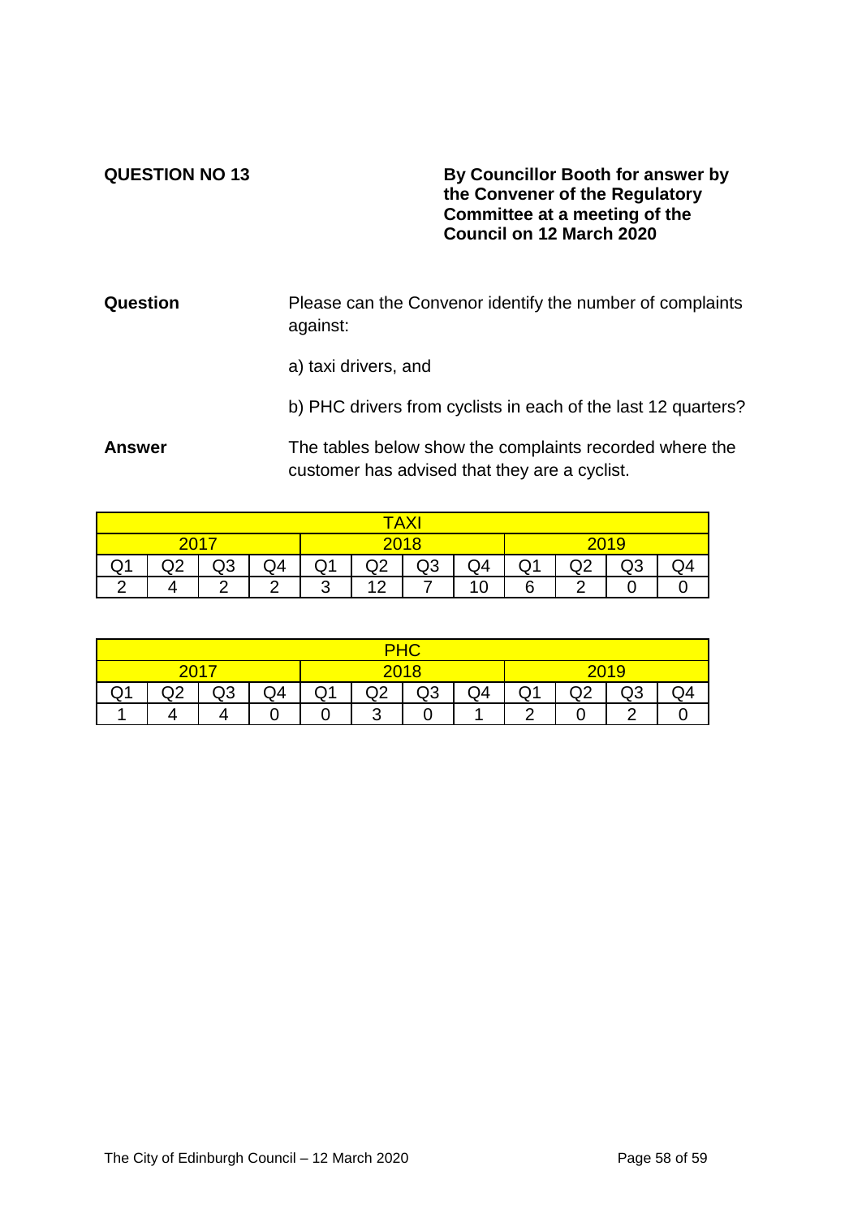**QUESTION NO 13**

**By Councillor Booth for answer by the Convener of the Regulatory Committee at a meeting of the Council on 12 March 2020**

**Question**

Please can the Convenor identify the number of complaints against:

a) taxi drivers, and

b) PHC drivers from cyclists in each of the last 12 quarters?

**Answer**

The tables below show the complaints recorded where the customer has advised that they are a cyclist.

| TAXI | | | | | | | | | | | |
|---|---|---|---|---|---|---|---|---|---|---|---|
| 2017 | | | | 2018 | | | | 2019 | | | |
| Q1 | Q2 | Q3 | Q4 | Q1 | Q2 | Q3 | Q4 | Q1 | Q2 | Q3 | Q4 |
| 2 | 4 | 2 | 2 | 3 | 12 | 7 | 10 | 6 | 2 | 0 | 0 |

| PHC | | | | | | | | | | | |
|---|---|---|---|---|---|---|---|---|---|---|---|
| 2017 | | | | 2018 | | | | 2019 | | | |
| Q1 | Q2 | Q3 | Q4 | Q1 | Q2 | Q3 | Q4 | Q1 | Q2 | Q3 | Q4 |
| 1 | 4 | 4 | 0 | 0 | 3 | 0 | 1 | 2 | 0 | 2 | 0 |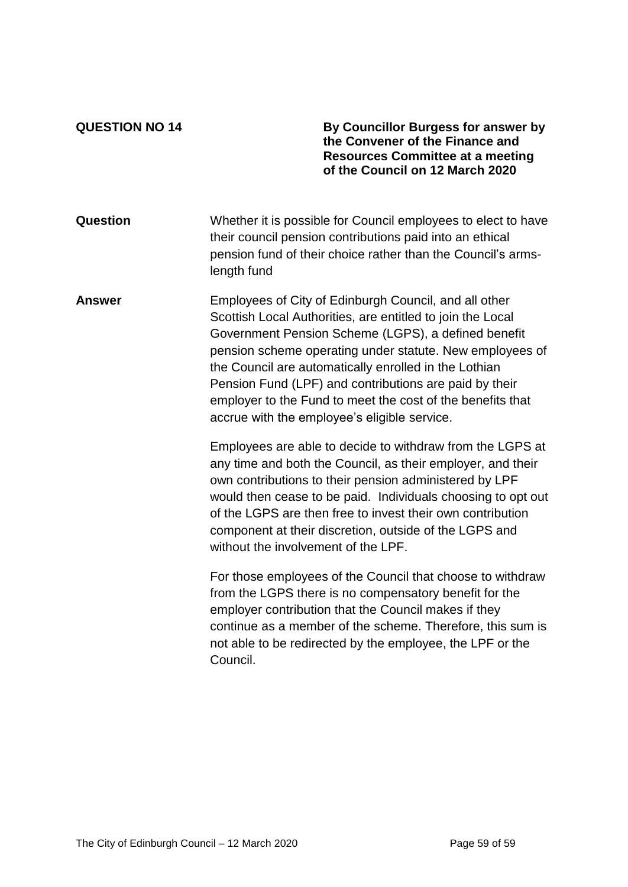**QUESTION NO 14**

**By Councillor Burgess for answer by the Convener of the Finance and Resources Committee at a meeting of the Council on 12 March 2020**

**Question**

Whether it is possible for Council employees to elect to have their council pension contributions paid into an ethical pension fund of their choice rather than the Council's arms-length fund

**Answer**

Employees of City of Edinburgh Council, and all other Scottish Local Authorities, are entitled to join the Local Government Pension Scheme (LGPS), a defined benefit pension scheme operating under statute. New employees of the Council are automatically enrolled in the Lothian Pension Fund (LPF) and contributions are paid by their employer to the Fund to meet the cost of the benefits that accrue with the employee's eligible service.

Employees are able to decide to withdraw from the LGPS at any time and both the Council, as their employer, and their own contributions to their pension administered by LPF would then cease to be paid. Individuals choosing to opt out of the LGPS are then free to invest their own contribution component at their discretion, outside of the LGPS and without the involvement of the LPF.

For those employees of the Council that choose to withdraw from the LGPS there is no compensatory benefit for the employer contribution that the Council makes if they continue as a member of the scheme. Therefore, this sum is not able to be redirected by the employee, the LPF or the Council.